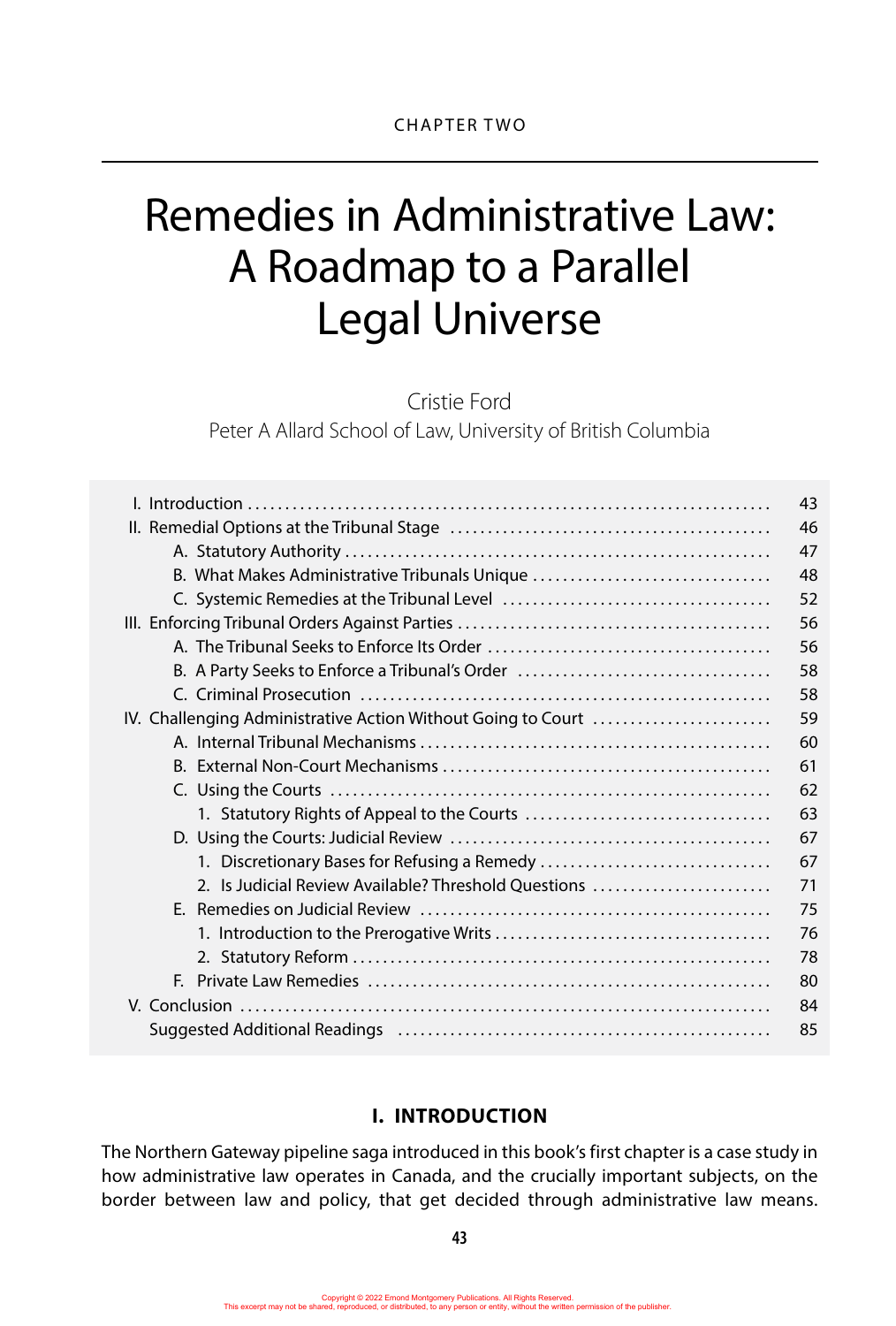CHAPTER TWO

# Remedies in Administrative Law: A Roadmap to a Parallel Legal Universe

Cristie Ford
Peter A Allard School of Law, University of British Columbia

| | |
|---|---|
| I. Introduction | 43 |
| II. Remedial Options at the Tribunal Stage | 46 |
| A. Statutory Authority | 47 |
| B. What Makes Administrative Tribunals Unique | 48 |
| C. Systemic Remedies at the Tribunal Level | 52 |
| III. Enforcing Tribunal Orders Against Parties | 56 |
| A. The Tribunal Seeks to Enforce Its Order | 56 |
| B. A Party Seeks to Enforce a Tribunal's Order | 58 |
| C. Criminal Prosecution | 58 |
| IV. Challenging Administrative Action Without Going to Court | 59 |
| A. Internal Tribunal Mechanisms | 60 |
| B. External Non-Court Mechanisms | 61 |
| C. Using the Courts | 62 |
| 1. Statutory Rights of Appeal to the Courts | 63 |
| D. Using the Courts: Judicial Review | 67 |
| 1. Discretionary Bases for Refusing a Remedy | 67 |
| 2. Is Judicial Review Available? Threshold Questions | 71 |
| E. Remedies on Judicial Review | 75 |
| 1. Introduction to the Prerogative Writs | 76 |
| 2. Statutory Reform | 78 |
| F. Private Law Remedies | 80 |
| V. Conclusion | 84 |
| Suggested Additional Readings | 85 |

## I. INTRODUCTION

The Northern Gateway pipeline saga introduced in this book's first chapter is a case study in how administrative law operates in Canada, and the crucially important subjects, on the border between law and policy, that get decided through administrative law means.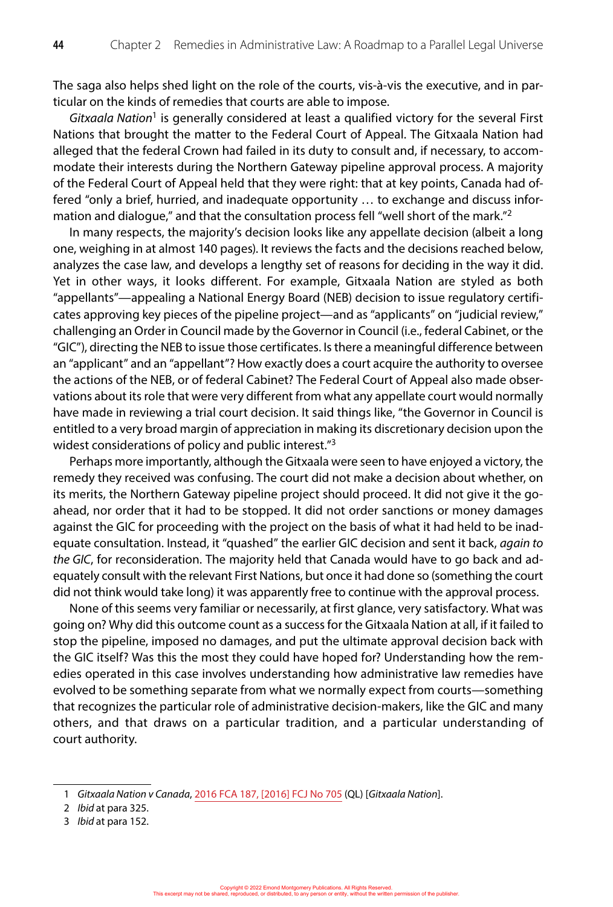The saga also helps shed light on the role of the courts, vis-à-vis the executive, and in particular on the kinds of remedies that courts are able to impose.

*Gitxaala Nation*[1] is generally considered at least a qualified victory for the several First Nations that brought the matter to the Federal Court of Appeal. The Gitxaala Nation had alleged that the federal Crown had failed in its duty to consult and, if necessary, to accommodate their interests during the Northern Gateway pipeline approval process. A majority of the Federal Court of Appeal held that they were right: that at key points, Canada had offered "only a brief, hurried, and inadequate opportunity … to exchange and discuss information and dialogue," and that the consultation process fell "well short of the mark."[2]

In many respects, the majority's decision looks like any appellate decision (albeit a long one, weighing in at almost 140 pages). It reviews the facts and the decisions reached below, analyzes the case law, and develops a lengthy set of reasons for deciding in the way it did. Yet in other ways, it looks different. For example, Gitxaala Nation are styled as both "appellants"—appealing a National Energy Board (NEB) decision to issue regulatory certificates approving key pieces of the pipeline project—and as "applicants" on "judicial review," challenging an Order in Council made by the Governor in Council (i.e., federal Cabinet, or the "GIC"), directing the NEB to issue those certificates. Is there a meaningful difference between an "applicant" and an "appellant"? How exactly does a court acquire the authority to oversee the actions of the NEB, or of federal Cabinet? The Federal Court of Appeal also made observations about its role that were very different from what any appellate court would normally have made in reviewing a trial court decision. It said things like, "the Governor in Council is entitled to a very broad margin of appreciation in making its discretionary decision upon the widest considerations of policy and public interest."[3]

Perhaps more importantly, although the Gitxaala were seen to have enjoyed a victory, the remedy they received was confusing. The court did not make a decision about whether, on its merits, the Northern Gateway pipeline project should proceed. It did not give it the go-ahead, nor order that it had to be stopped. It did not order sanctions or money damages against the GIC for proceeding with the project on the basis of what it had held to be inadequate consultation. Instead, it "quashed" the earlier GIC decision and sent it back, *again to the GIC*, for reconsideration. The majority held that Canada would have to go back and adequately consult with the relevant First Nations, but once it had done so (something the court did not think would take long) it was apparently free to continue with the approval process.

None of this seems very familiar or necessarily, at first glance, very satisfactory. What was going on? Why did this outcome count as a success for the Gitxaala Nation at all, if it failed to stop the pipeline, imposed no damages, and put the ultimate approval decision back with the GIC itself? Was this the most they could have hoped for? Understanding how the remedies operated in this case involves understanding how administrative law remedies have evolved to be something separate from what we normally expect from courts—something that recognizes the particular role of administrative decision-makers, like the GIC and many others, and that draws on a particular tradition, and a particular understanding of court authority.

---

1 *Gitxaala Nation v Canada*, 2016 FCA 187, [2016] FCJ No 705 (QL) [*Gitxaala Nation*].

2 *Ibid* at para 325.

3 *Ibid* at para 152.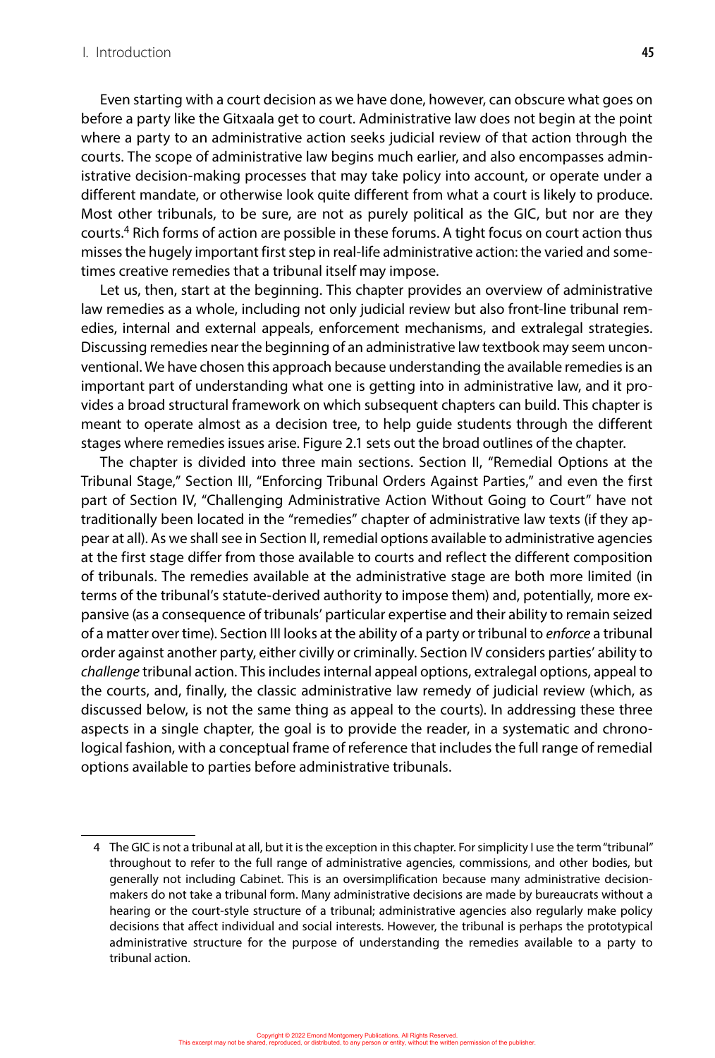Even starting with a court decision as we have done, however, can obscure what goes on before a party like the Gitxaala get to court. Administrative law does not begin at the point where a party to an administrative action seeks judicial review of that action through the courts. The scope of administrative law begins much earlier, and also encompasses administrative decision-making processes that may take policy into account, or operate under a different mandate, or otherwise look quite different from what a court is likely to produce. Most other tribunals, to be sure, are not as purely political as the GIC, but nor are they courts.[4] Rich forms of action are possible in these forums. A tight focus on court action thus misses the hugely important first step in real-life administrative action: the varied and sometimes creative remedies that a tribunal itself may impose.

Let us, then, start at the beginning. This chapter provides an overview of administrative law remedies as a whole, including not only judicial review but also front-line tribunal remedies, internal and external appeals, enforcement mechanisms, and extralegal strategies. Discussing remedies near the beginning of an administrative law textbook may seem unconventional. We have chosen this approach because understanding the available remedies is an important part of understanding what one is getting into in administrative law, and it provides a broad structural framework on which subsequent chapters can build. This chapter is meant to operate almost as a decision tree, to help guide students through the different stages where remedies issues arise. Figure 2.1 sets out the broad outlines of the chapter.

The chapter is divided into three main sections. Section II, "Remedial Options at the Tribunal Stage," Section III, "Enforcing Tribunal Orders Against Parties," and even the first part of Section IV, "Challenging Administrative Action Without Going to Court" have not traditionally been located in the "remedies" chapter of administrative law texts (if they appear at all). As we shall see in Section II, remedial options available to administrative agencies at the first stage differ from those available to courts and reflect the different composition of tribunals. The remedies available at the administrative stage are both more limited (in terms of the tribunal's statute-derived authority to impose them) and, potentially, more expansive (as a consequence of tribunals' particular expertise and their ability to remain seized of a matter over time). Section III looks at the ability of a party or tribunal to *enforce* a tribunal order against another party, either civilly or criminally. Section IV considers parties' ability to *challenge* tribunal action. This includes internal appeal options, extralegal options, appeal to the courts, and, finally, the classic administrative law remedy of judicial review (which, as discussed below, is not the same thing as appeal to the courts). In addressing these three aspects in a single chapter, the goal is to provide the reader, in a systematic and chronological fashion, with a conceptual frame of reference that includes the full range of remedial options available to parties before administrative tribunals.

---

4 The GIC is not a tribunal at all, but it is the exception in this chapter. For simplicity I use the term "tribunal" throughout to refer to the full range of administrative agencies, commissions, and other bodies, but generally not including Cabinet. This is an oversimplification because many administrative decision-makers do not take a tribunal form. Many administrative decisions are made by bureaucrats without a hearing or the court-style structure of a tribunal; administrative agencies also regularly make policy decisions that affect individual and social interests. However, the tribunal is perhaps the prototypical administrative structure for the purpose of understanding the remedies available to a party to tribunal action.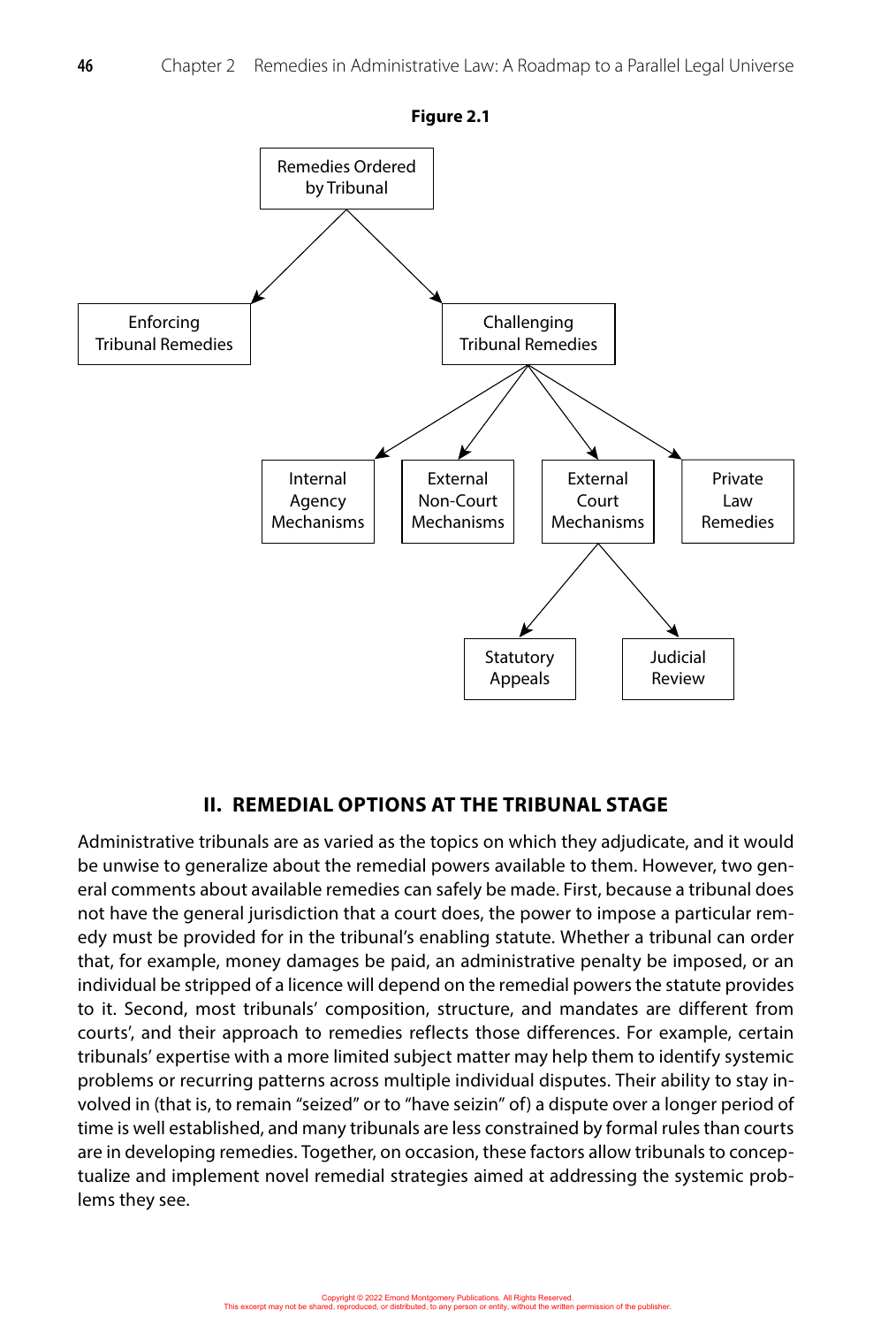**Figure 2.1**

- Remedies Ordered by Tribunal
  - Enforcing Tribunal Remedies
  - Challenging Tribunal Remedies
    - Internal Agency Mechanisms
    - External Non-Court Mechanisms
    - External Court Mechanisms
      - Statutory Appeals
      - Judicial Review
    - Private Law Remedies

## II. REMEDIAL OPTIONS AT THE TRIBUNAL STAGE

Administrative tribunals are as varied as the topics on which they adjudicate, and it would be unwise to generalize about the remedial powers available to them. However, two general comments about available remedies can safely be made. First, because a tribunal does not have the general jurisdiction that a court does, the power to impose a particular remedy must be provided for in the tribunal's enabling statute. Whether a tribunal can order that, for example, money damages be paid, an administrative penalty be imposed, or an individual be stripped of a licence will depend on the remedial powers the statute provides to it. Second, most tribunals' composition, structure, and mandates are different from courts', and their approach to remedies reflects those differences. For example, certain tribunals' expertise with a more limited subject matter may help them to identify systemic problems or recurring patterns across multiple individual disputes. Their ability to stay involved in (that is, to remain "seized" or to "have seizin" of) a dispute over a longer period of time is well established, and many tribunals are less constrained by formal rules than courts are in developing remedies. Together, on occasion, these factors allow tribunals to conceptualize and implement novel remedial strategies aimed at addressing the systemic problems they see.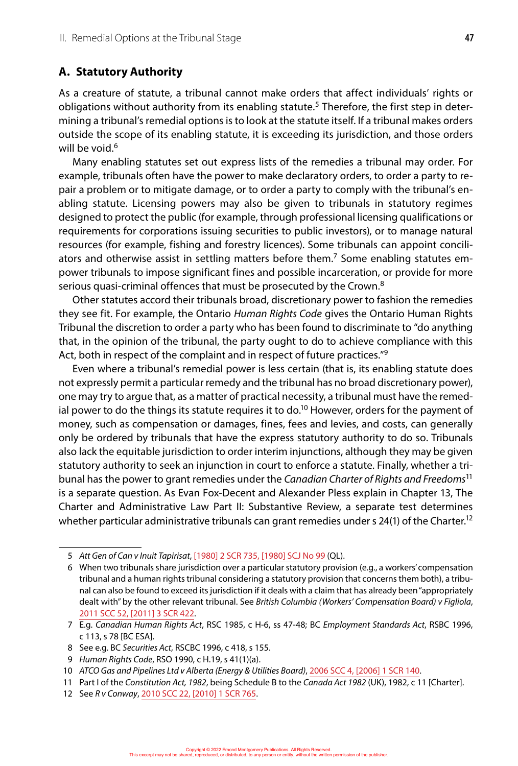## A. Statutory Authority

As a creature of statute, a tribunal cannot make orders that affect individuals' rights or obligations without authority from its enabling statute.[5] Therefore, the first step in determining a tribunal's remedial options is to look at the statute itself. If a tribunal makes orders outside the scope of its enabling statute, it is exceeding its jurisdiction, and those orders will be void.[6]

Many enabling statutes set out express lists of the remedies a tribunal may order. For example, tribunals often have the power to make declaratory orders, to order a party to repair a problem or to mitigate damage, or to order a party to comply with the tribunal's enabling statute. Licensing powers may also be given to tribunals in statutory regimes designed to protect the public (for example, through professional licensing qualifications or requirements for corporations issuing securities to public investors), or to manage natural resources (for example, fishing and forestry licences). Some tribunals can appoint conciliators and otherwise assist in settling matters before them.[7] Some enabling statutes empower tribunals to impose significant fines and possible incarceration, or provide for more serious quasi-criminal offences that must be prosecuted by the Crown.[8]

Other statutes accord their tribunals broad, discretionary power to fashion the remedies they see fit. For example, the Ontario *Human Rights Code* gives the Ontario Human Rights Tribunal the discretion to order a party who has been found to discriminate to "do anything that, in the opinion of the tribunal, the party ought to do to achieve compliance with this Act, both in respect of the complaint and in respect of future practices."[9]

Even where a tribunal's remedial power is less certain (that is, its enabling statute does not expressly permit a particular remedy and the tribunal has no broad discretionary power), one may try to argue that, as a matter of practical necessity, a tribunal must have the remedial power to do the things its statute requires it to do.[10] However, orders for the payment of money, such as compensation or damages, fines, fees and levies, and costs, can generally only be ordered by tribunals that have the express statutory authority to do so. Tribunals also lack the equitable jurisdiction to order interim injunctions, although they may be given statutory authority to seek an injunction in court to enforce a statute. Finally, whether a tribunal has the power to grant remedies under the *Canadian Charter of Rights and Freedoms*[11] is a separate question. As Evan Fox-Decent and Alexander Pless explain in Chapter 13, The Charter and Administrative Law Part II: Substantive Review, a separate test determines whether particular administrative tribunals can grant remedies under s 24(1) of the Charter.[12]

---

5 *Att Gen of Can v Inuit Tapirisat*, [1980] 2 SCR 735, [1980] SCJ No 99 (QL).

6 When two tribunals share jurisdiction over a particular statutory provision (e.g., a workers' compensation tribunal and a human rights tribunal considering a statutory provision that concerns them both), a tribunal can also be found to exceed its jurisdiction if it deals with a claim that has already been "appropriately dealt with" by the other relevant tribunal. See *British Columbia (Workers' Compensation Board) v Figliola*, 2011 SCC 52, [2011] 3 SCR 422.

7 E.g. *Canadian Human Rights Act*, RSC 1985, c H-6, ss 47-48; BC *Employment Standards Act*, RSBC 1996, c 113, s 78 [BC ESA].

8 See e.g. BC *Securities Act*, RSCBC 1996, c 418, s 155.

9 *Human Rights Code*, RSO 1990, c H.19, s 41(1)(a).

10 *ATCO Gas and Pipelines Ltd v Alberta (Energy & Utilities Board)*, 2006 SCC 4, [2006] 1 SCR 140.

11 Part I of the *Constitution Act, 1982*, being Schedule B to the *Canada Act 1982* (UK), 1982, c 11 [Charter].

12 See *R v Conway*, 2010 SCC 22, [2010] 1 SCR 765.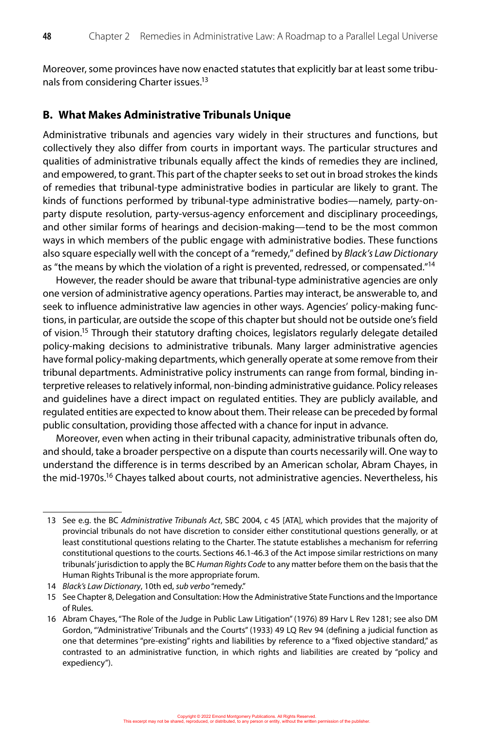Moreover, some provinces have now enacted statutes that explicitly bar at least some tribunals from considering Charter issues.[13]

## B. What Makes Administrative Tribunals Unique

Administrative tribunals and agencies vary widely in their structures and functions, but collectively they also differ from courts in important ways. The particular structures and qualities of administrative tribunals equally affect the kinds of remedies they are inclined, and empowered, to grant. This part of the chapter seeks to set out in broad strokes the kinds of remedies that tribunal-type administrative bodies in particular are likely to grant. The kinds of functions performed by tribunal-type administrative bodies—namely, party-on-party dispute resolution, party-versus-agency enforcement and disciplinary proceedings, and other similar forms of hearings and decision-making—tend to be the most common ways in which members of the public engage with administrative bodies. These functions also square especially well with the concept of a "remedy," defined by *Black's Law Dictionary* as "the means by which the violation of a right is prevented, redressed, or compensated."[14]

However, the reader should be aware that tribunal-type administrative agencies are only one version of administrative agency operations. Parties may interact, be answerable to, and seek to influence administrative law agencies in other ways. Agencies' policy-making functions, in particular, are outside the scope of this chapter but should not be outside one's field of vision.[15] Through their statutory drafting choices, legislators regularly delegate detailed policy-making decisions to administrative tribunals. Many larger administrative agencies have formal policy-making departments, which generally operate at some remove from their tribunal departments. Administrative policy instruments can range from formal, binding interpretive releases to relatively informal, non-binding administrative guidance. Policy releases and guidelines have a direct impact on regulated entities. They are publicly available, and regulated entities are expected to know about them. Their release can be preceded by formal public consultation, providing those affected with a chance for input in advance.

Moreover, even when acting in their tribunal capacity, administrative tribunals often do, and should, take a broader perspective on a dispute than courts necessarily will. One way to understand the difference is in terms described by an American scholar, Abram Chayes, in the mid-1970s.[16] Chayes talked about courts, not administrative agencies. Nevertheless, his

---

13 See e.g. the BC *Administrative Tribunals Act*, SBC 2004, c 45 [ATA], which provides that the majority of provincial tribunals do not have discretion to consider either constitutional questions generally, or at least constitutional questions relating to the Charter. The statute establishes a mechanism for referring constitutional questions to the courts. Sections 46.1-46.3 of the Act impose similar restrictions on many tribunals' jurisdiction to apply the BC *Human Rights Code* to any matter before them on the basis that the Human Rights Tribunal is the more appropriate forum.

14 *Black's Law Dictionary*, 10th ed, *sub verbo* "remedy."

15 See Chapter 8, Delegation and Consultation: How the Administrative State Functions and the Importance of Rules.

16 Abram Chayes, "The Role of the Judge in Public Law Litigation" (1976) 89 Harv L Rev 1281; see also DM Gordon, "'Administrative' Tribunals and the Courts" (1933) 49 LQ Rev 94 (defining a judicial function as one that determines "pre-existing" rights and liabilities by reference to a "fixed objective standard," as contrasted to an administrative function, in which rights and liabilities are created by "policy and expediency").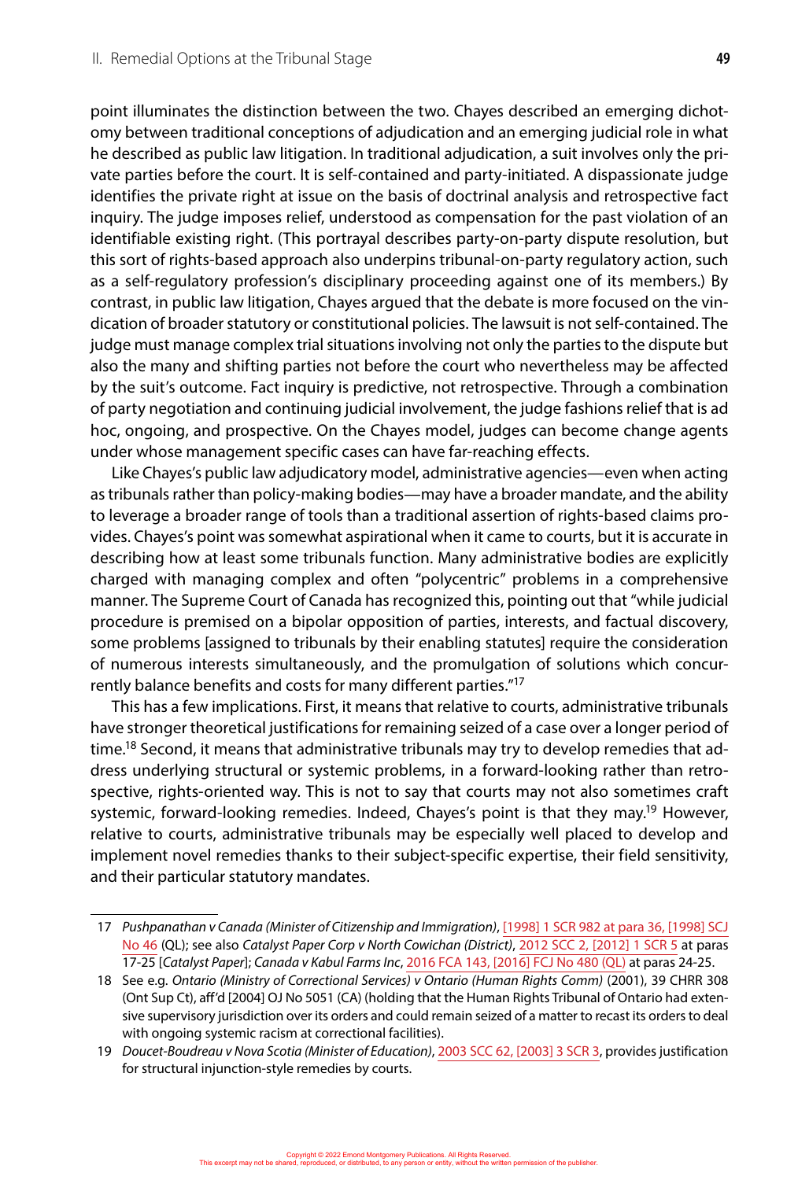point illuminates the distinction between the two. Chayes described an emerging dichotomy between traditional conceptions of adjudication and an emerging judicial role in what he described as public law litigation. In traditional adjudication, a suit involves only the private parties before the court. It is self-contained and party-initiated. A dispassionate judge identifies the private right at issue on the basis of doctrinal analysis and retrospective fact inquiry. The judge imposes relief, understood as compensation for the past violation of an identifiable existing right. (This portrayal describes party-on-party dispute resolution, but this sort of rights-based approach also underpins tribunal-on-party regulatory action, such as a self-regulatory profession's disciplinary proceeding against one of its members.) By contrast, in public law litigation, Chayes argued that the debate is more focused on the vindication of broader statutory or constitutional policies. The lawsuit is not self-contained. The judge must manage complex trial situations involving not only the parties to the dispute but also the many and shifting parties not before the court who nevertheless may be affected by the suit's outcome. Fact inquiry is predictive, not retrospective. Through a combination of party negotiation and continuing judicial involvement, the judge fashions relief that is ad hoc, ongoing, and prospective. On the Chayes model, judges can become change agents under whose management specific cases can have far-reaching effects.

Like Chayes's public law adjudicatory model, administrative agencies—even when acting as tribunals rather than policy-making bodies—may have a broader mandate, and the ability to leverage a broader range of tools than a traditional assertion of rights-based claims provides. Chayes's point was somewhat aspirational when it came to courts, but it is accurate in describing how at least some tribunals function. Many administrative bodies are explicitly charged with managing complex and often "polycentric" problems in a comprehensive manner. The Supreme Court of Canada has recognized this, pointing out that "while judicial procedure is premised on a bipolar opposition of parties, interests, and factual discovery, some problems [assigned to tribunals by their enabling statutes] require the consideration of numerous interests simultaneously, and the promulgation of solutions which concurrently balance benefits and costs for many different parties."[17]

This has a few implications. First, it means that relative to courts, administrative tribunals have stronger theoretical justifications for remaining seized of a case over a longer period of time.[18] Second, it means that administrative tribunals may try to develop remedies that address underlying structural or systemic problems, in a forward-looking rather than retrospective, rights-oriented way. This is not to say that courts may not also sometimes craft systemic, forward-looking remedies. Indeed, Chayes's point is that they may.[19] However, relative to courts, administrative tribunals may be especially well placed to develop and implement novel remedies thanks to their subject-specific expertise, their field sensitivity, and their particular statutory mandates.

---

17 *Pushpanathan v Canada (Minister of Citizenship and Immigration)*, [1998] 1 SCR 982 at para 36, [1998] SCJ No 46 (QL); see also *Catalyst Paper Corp v North Cowichan (District)*, 2012 SCC 2, [2012] 1 SCR 5 at paras 17-25 [*Catalyst Paper*]; *Canada v Kabul Farms Inc*, 2016 FCA 143, [2016] FCJ No 480 (QL) at paras 24-25.

18 See e.g. *Ontario (Ministry of Correctional Services) v Ontario (Human Rights Comm)* (2001), 39 CHRR 308 (Ont Sup Ct), aff'd [2004] OJ No 5051 (CA) (holding that the Human Rights Tribunal of Ontario had extensive supervisory jurisdiction over its orders and could remain seized of a matter to recast its orders to deal with ongoing systemic racism at correctional facilities).

19 *Doucet-Boudreau v Nova Scotia (Minister of Education)*, 2003 SCC 62, [2003] 3 SCR 3, provides justification for structural injunction-style remedies by courts.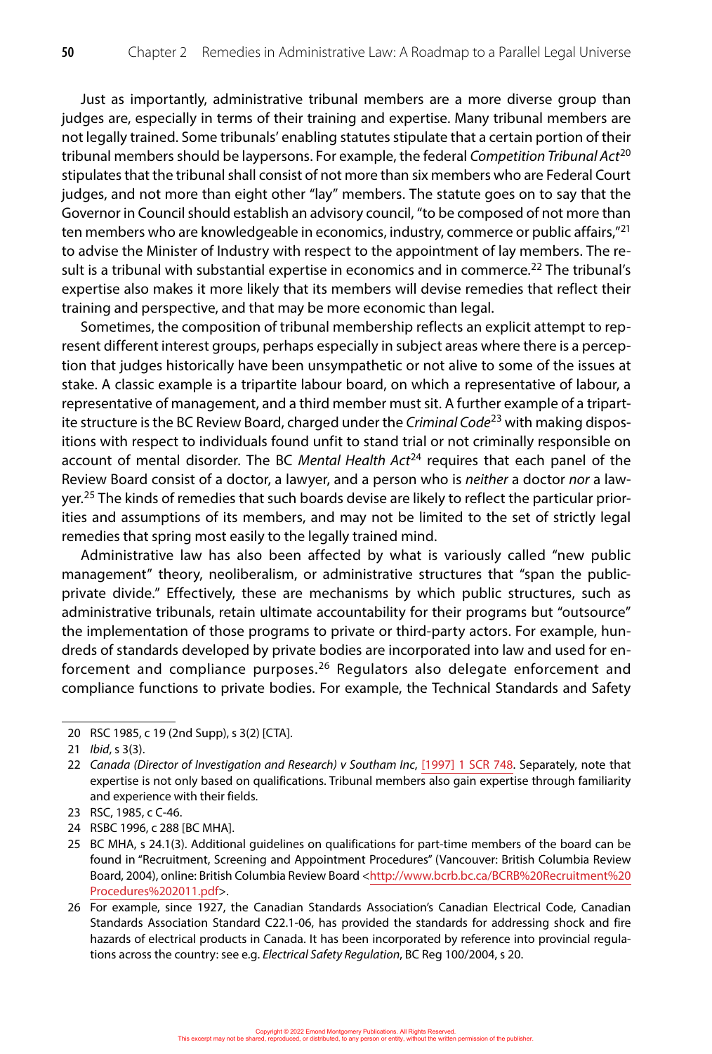Just as importantly, administrative tribunal members are a more diverse group than judges are, especially in terms of their training and expertise. Many tribunal members are not legally trained. Some tribunals' enabling statutes stipulate that a certain portion of their tribunal members should be laypersons. For example, the federal *Competition Tribunal Act*[20] stipulates that the tribunal shall consist of not more than six members who are Federal Court judges, and not more than eight other "lay" members. The statute goes on to say that the Governor in Council should establish an advisory council, "to be composed of not more than ten members who are knowledgeable in economics, industry, commerce or public affairs,"[21] to advise the Minister of Industry with respect to the appointment of lay members. The result is a tribunal with substantial expertise in economics and in commerce.[22] The tribunal's expertise also makes it more likely that its members will devise remedies that reflect their training and perspective, and that may be more economic than legal.

Sometimes, the composition of tribunal membership reflects an explicit attempt to represent different interest groups, perhaps especially in subject areas where there is a perception that judges historically have been unsympathetic or not alive to some of the issues at stake. A classic example is a tripartite labour board, on which a representative of labour, a representative of management, and a third member must sit. A further example of a tripartite structure is the BC Review Board, charged under the *Criminal Code*[23] with making dispositions with respect to individuals found unfit to stand trial or not criminally responsible on account of mental disorder. The BC *Mental Health Act*[24] requires that each panel of the Review Board consist of a doctor, a lawyer, and a person who is *neither* a doctor *nor* a lawyer.[25] The kinds of remedies that such boards devise are likely to reflect the particular priorities and assumptions of its members, and may not be limited to the set of strictly legal remedies that spring most easily to the legally trained mind.

Administrative law has also been affected by what is variously called "new public management" theory, neoliberalism, or administrative structures that "span the public-private divide." Effectively, these are mechanisms by which public structures, such as administrative tribunals, retain ultimate accountability for their programs but "outsource" the implementation of those programs to private or third-party actors. For example, hundreds of standards developed by private bodies are incorporated into law and used for enforcement and compliance purposes.[26] Regulators also delegate enforcement and compliance functions to private bodies. For example, the Technical Standards and Safety

---

20 RSC 1985, c 19 (2nd Supp), s 3(2) [CTA].

21 *Ibid*, s 3(3).

22 *Canada (Director of Investigation and Research) v Southam Inc*, [1997] 1 SCR 748. Separately, note that expertise is not only based on qualifications. Tribunal members also gain expertise through familiarity and experience with their fields.

23 RSC, 1985, c C-46.

24 RSBC 1996, c 288 [BC MHA].

25 BC MHA, s 24.1(3). Additional guidelines on qualifications for part-time members of the board can be found in "Recruitment, Screening and Appointment Procedures" (Vancouver: British Columbia Review Board, 2004), online: British Columbia Review Board <http://www.bcrb.bc.ca/BCRB%20Recruitment%20Procedures%202011.pdf>.

26 For example, since 1927, the Canadian Standards Association's Canadian Electrical Code, Canadian Standards Association Standard C22.1-06, has provided the standards for addressing shock and fire hazards of electrical products in Canada. It has been incorporated by reference into provincial regulations across the country: see e.g. *Electrical Safety Regulation*, BC Reg 100/2004, s 20.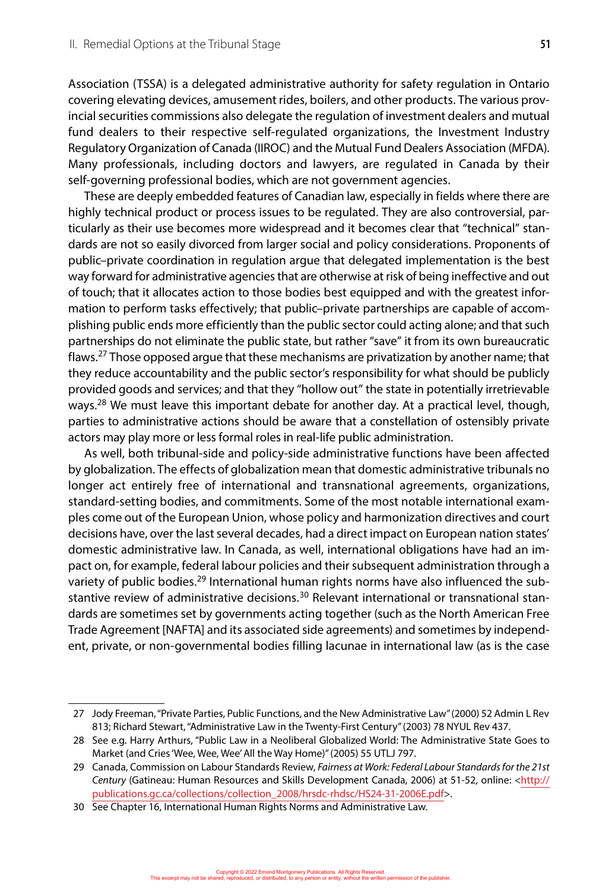Association (TSSA) is a delegated administrative authority for safety regulation in Ontario covering elevating devices, amusement rides, boilers, and other products. The various provincial securities commissions also delegate the regulation of investment dealers and mutual fund dealers to their respective self-regulated organizations, the Investment Industry Regulatory Organization of Canada (IIROC) and the Mutual Fund Dealers Association (MFDA). Many professionals, including doctors and lawyers, are regulated in Canada by their self-governing professional bodies, which are not government agencies.

These are deeply embedded features of Canadian law, especially in fields where there are highly technical product or process issues to be regulated. They are also controversial, particularly as their use becomes more widespread and it becomes clear that "technical" standards are not so easily divorced from larger social and policy considerations. Proponents of public–private coordination in regulation argue that delegated implementation is the best way forward for administrative agencies that are otherwise at risk of being ineffective and out of touch; that it allocates action to those bodies best equipped and with the greatest information to perform tasks effectively; that public–private partnerships are capable of accomplishing public ends more efficiently than the public sector could acting alone; and that such partnerships do not eliminate the public state, but rather "save" it from its own bureaucratic flaws.[27] Those opposed argue that these mechanisms are privatization by another name; that they reduce accountability and the public sector's responsibility for what should be publicly provided goods and services; and that they "hollow out" the state in potentially irretrievable ways.[28] We must leave this important debate for another day. At a practical level, though, parties to administrative actions should be aware that a constellation of ostensibly private actors may play more or less formal roles in real-life public administration.

As well, both tribunal-side and policy-side administrative functions have been affected by globalization. The effects of globalization mean that domestic administrative tribunals no longer act entirely free of international and transnational agreements, organizations, standard-setting bodies, and commitments. Some of the most notable international examples come out of the European Union, whose policy and harmonization directives and court decisions have, over the last several decades, had a direct impact on European nation states' domestic administrative law. In Canada, as well, international obligations have had an impact on, for example, federal labour policies and their subsequent administration through a variety of public bodies.[29] International human rights norms have also influenced the substantive review of administrative decisions.[30] Relevant international or transnational standards are sometimes set by governments acting together (such as the North American Free Trade Agreement [NAFTA] and its associated side agreements) and sometimes by independent, private, or non-governmental bodies filling lacunae in international law (as is the case

---

27 Jody Freeman, "Private Parties, Public Functions, and the New Administrative Law" (2000) 52 Admin L Rev 813; Richard Stewart, "Administrative Law in the Twenty-First Century" (2003) 78 NYUL Rev 437.

28 See e.g. Harry Arthurs, "Public Law in a Neoliberal Globalized World: The Administrative State Goes to Market (and Cries 'Wee, Wee, Wee' All the Way Home)" (2005) 55 UTLJ 797.

29 Canada, Commission on Labour Standards Review, *Fairness at Work: Federal Labour Standards for the 21st Century* (Gatineau: Human Resources and Skills Development Canada, 2006) at 51-52, online: <http://publications.gc.ca/collections/collection_2008/hrsdc-rhdsc/HS24-31-2006E.pdf>.

30 See Chapter 16, International Human Rights Norms and Administrative Law.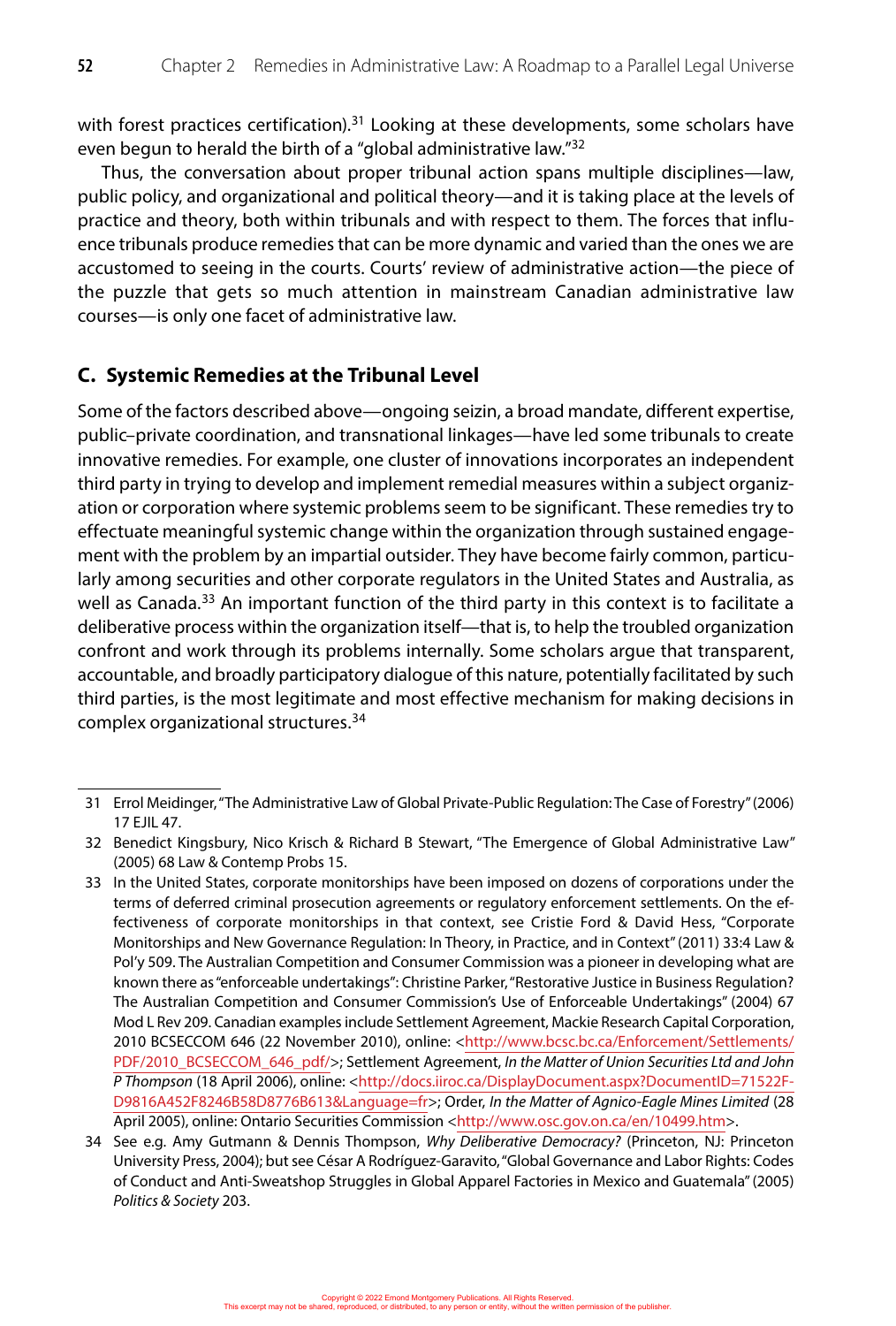with forest practices certification).[31] Looking at these developments, some scholars have even begun to herald the birth of a "global administrative law."[32]

Thus, the conversation about proper tribunal action spans multiple disciplines—law, public policy, and organizational and political theory—and it is taking place at the levels of practice and theory, both within tribunals and with respect to them. The forces that influence tribunals produce remedies that can be more dynamic and varied than the ones we are accustomed to seeing in the courts. Courts' review of administrative action—the piece of the puzzle that gets so much attention in mainstream Canadian administrative law courses—is only one facet of administrative law.

## C. Systemic Remedies at the Tribunal Level

Some of the factors described above—ongoing seizin, a broad mandate, different expertise, public–private coordination, and transnational linkages—have led some tribunals to create innovative remedies. For example, one cluster of innovations incorporates an independent third party in trying to develop and implement remedial measures within a subject organization or corporation where systemic problems seem to be significant. These remedies try to effectuate meaningful systemic change within the organization through sustained engagement with the problem by an impartial outsider. They have become fairly common, particularly among securities and other corporate regulators in the United States and Australia, as well as Canada.[33] An important function of the third party in this context is to facilitate a deliberative process within the organization itself—that is, to help the troubled organization confront and work through its problems internally. Some scholars argue that transparent, accountable, and broadly participatory dialogue of this nature, potentially facilitated by such third parties, is the most legitimate and most effective mechanism for making decisions in complex organizational structures.[34]

---

31 Errol Meidinger, "The Administrative Law of Global Private-Public Regulation: The Case of Forestry" (2006) 17 EJIL 47.

32 Benedict Kingsbury, Nico Krisch & Richard B Stewart, "The Emergence of Global Administrative Law" (2005) 68 Law & Contemp Probs 15.

33 In the United States, corporate monitorships have been imposed on dozens of corporations under the terms of deferred criminal prosecution agreements or regulatory enforcement settlements. On the effectiveness of corporate monitorships in that context, see Cristie Ford & David Hess, "Corporate Monitorships and New Governance Regulation: In Theory, in Practice, and in Context" (2011) 33:4 Law & Pol'y 509. The Australian Competition and Consumer Commission was a pioneer in developing what are known there as "enforceable undertakings": Christine Parker, "Restorative Justice in Business Regulation? The Australian Competition and Consumer Commission's Use of Enforceable Undertakings" (2004) 67 Mod L Rev 209. Canadian examples include Settlement Agreement, Mackie Research Capital Corporation, 2010 BCSECCOM 646 (22 November 2010), online: <http://www.bcsc.bc.ca/Enforcement/Settlements/PDF/2010_BCSECCOM_646_pdf/>; Settlement Agreement, *In the Matter of Union Securities Ltd and John P Thompson* (18 April 2006), online: <http://docs.iiroc.ca/DisplayDocument.aspx?DocumentID=71522FD9816A452F8246B58D8776B613&Language=fr>; Order, *In the Matter of Agnico-Eagle Mines Limited* (28 April 2005), online: Ontario Securities Commission <http://www.osc.gov.on.ca/en/10499.htm>.

34 See e.g. Amy Gutmann & Dennis Thompson, *Why Deliberative Democracy?* (Princeton, NJ: Princeton University Press, 2004); but see César A Rodríguez-Garavito, "Global Governance and Labor Rights: Codes of Conduct and Anti-Sweatshop Struggles in Global Apparel Factories in Mexico and Guatemala" (2005) *Politics & Society* 203.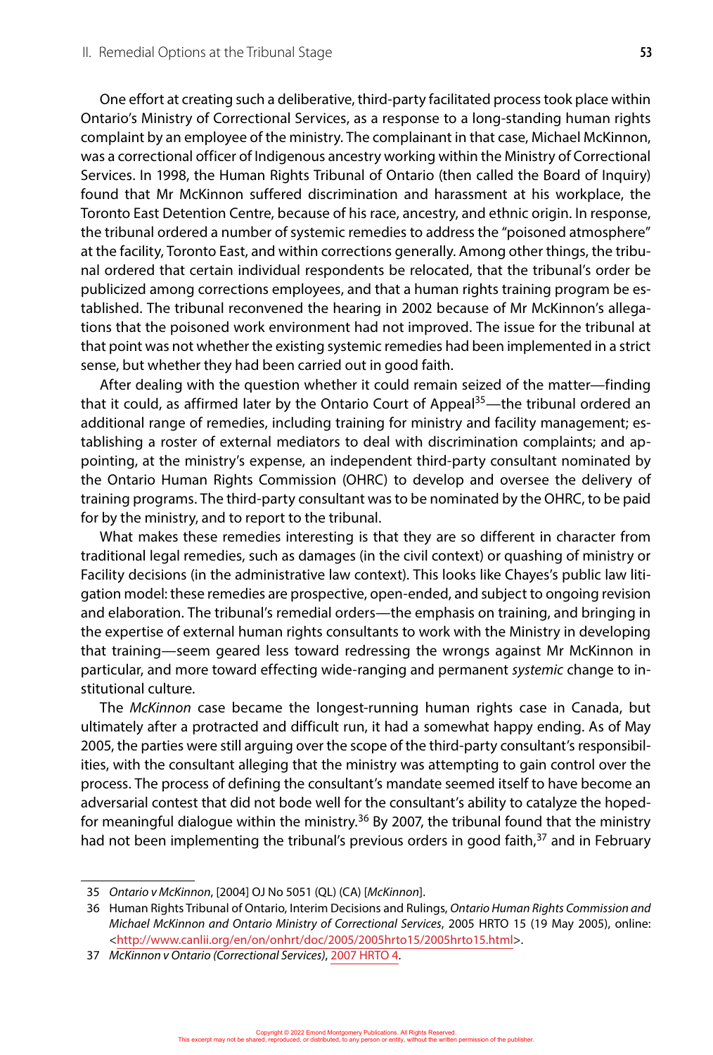One effort at creating such a deliberative, third-party facilitated process took place within Ontario's Ministry of Correctional Services, as a response to a long-standing human rights complaint by an employee of the ministry. The complainant in that case, Michael McKinnon, was a correctional officer of Indigenous ancestry working within the Ministry of Correctional Services. In 1998, the Human Rights Tribunal of Ontario (then called the Board of Inquiry) found that Mr McKinnon suffered discrimination and harassment at his workplace, the Toronto East Detention Centre, because of his race, ancestry, and ethnic origin. In response, the tribunal ordered a number of systemic remedies to address the "poisoned atmosphere" at the facility, Toronto East, and within corrections generally. Among other things, the tribunal ordered that certain individual respondents be relocated, that the tribunal's order be publicized among corrections employees, and that a human rights training program be established. The tribunal reconvened the hearing in 2002 because of Mr McKinnon's allegations that the poisoned work environment had not improved. The issue for the tribunal at that point was not whether the existing systemic remedies had been implemented in a strict sense, but whether they had been carried out in good faith.

After dealing with the question whether it could remain seized of the matter—finding that it could, as affirmed later by the Ontario Court of Appeal[35]—the tribunal ordered an additional range of remedies, including training for ministry and facility management; establishing a roster of external mediators to deal with discrimination complaints; and appointing, at the ministry's expense, an independent third-party consultant nominated by the Ontario Human Rights Commission (OHRC) to develop and oversee the delivery of training programs. The third-party consultant was to be nominated by the OHRC, to be paid for by the ministry, and to report to the tribunal.

What makes these remedies interesting is that they are so different in character from traditional legal remedies, such as damages (in the civil context) or quashing of ministry or Facility decisions (in the administrative law context). This looks like Chayes's public law litigation model: these remedies are prospective, open-ended, and subject to ongoing revision and elaboration. The tribunal's remedial orders—the emphasis on training, and bringing in the expertise of external human rights consultants to work with the Ministry in developing that training—seem geared less toward redressing the wrongs against Mr McKinnon in particular, and more toward effecting wide-ranging and permanent *systemic* change to institutional culture.

The *McKinnon* case became the longest-running human rights case in Canada, but ultimately after a protracted and difficult run, it had a somewhat happy ending. As of May 2005, the parties were still arguing over the scope of the third-party consultant's responsibilities, with the consultant alleging that the ministry was attempting to gain control over the process. The process of defining the consultant's mandate seemed itself to have become an adversarial contest that did not bode well for the consultant's ability to catalyze the hoped-for meaningful dialogue within the ministry.[36] By 2007, the tribunal found that the ministry had not been implementing the tribunal's previous orders in good faith,[37] and in February

---

35 *Ontario v McKinnon*, [2004] OJ No 5051 (QL) (CA) [*McKinnon*].

36 Human Rights Tribunal of Ontario, Interim Decisions and Rulings, *Ontario Human Rights Commission and Michael McKinnon and Ontario Ministry of Correctional Services*, 2005 HRTO 15 (19 May 2005), online: <http://www.canlii.org/en/on/onhrt/doc/2005/2005hrto15/2005hrto15.html>.

37 *McKinnon v Ontario (Correctional Services)*, 2007 HRTO 4.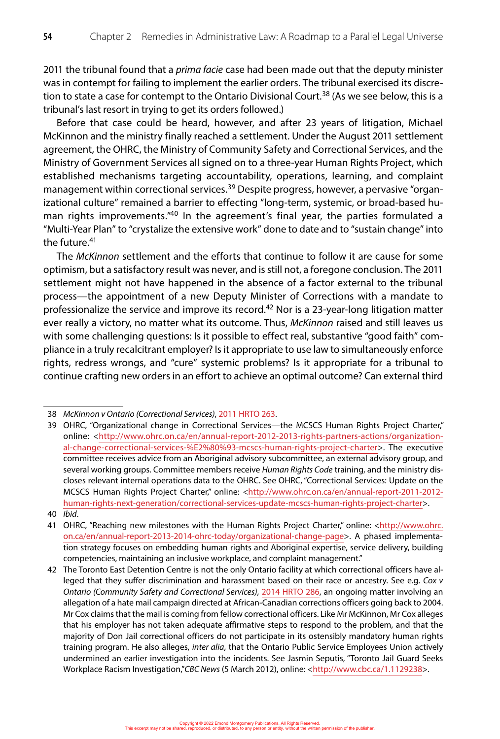2011 the tribunal found that a *prima facie* case had been made out that the deputy minister was in contempt for failing to implement the earlier orders. The tribunal exercised its discretion to state a case for contempt to the Ontario Divisional Court.[38] (As we see below, this is a tribunal's last resort in trying to get its orders followed.)

Before that case could be heard, however, and after 23 years of litigation, Michael McKinnon and the ministry finally reached a settlement. Under the August 2011 settlement agreement, the OHRC, the Ministry of Community Safety and Correctional Services, and the Ministry of Government Services all signed on to a three-year Human Rights Project, which established mechanisms targeting accountability, operations, learning, and complaint management within correctional services.[39] Despite progress, however, a pervasive "organizational culture" remained a barrier to effecting "long-term, systemic, or broad-based human rights improvements."[40] In the agreement's final year, the parties formulated a "Multi-Year Plan" to "crystalize the extensive work" done to date and to "sustain change" into the future.[41]

The *McKinnon* settlement and the efforts that continue to follow it are cause for some optimism, but a satisfactory result was never, and is still not, a foregone conclusion. The 2011 settlement might not have happened in the absence of a factor external to the tribunal process—the appointment of a new Deputy Minister of Corrections with a mandate to professionalize the service and improve its record.[42] Nor is a 23-year-long litigation matter ever really a victory, no matter what its outcome. Thus, *McKinnon* raised and still leaves us with some challenging questions: Is it possible to effect real, substantive "good faith" compliance in a truly recalcitrant employer? Is it appropriate to use law to simultaneously enforce rights, redress wrongs, and "cure" systemic problems? Is it appropriate for a tribunal to continue crafting new orders in an effort to achieve an optimal outcome? Can external third

---

38 *McKinnon v Ontario (Correctional Services)*, 2011 HRTO 263.

39 OHRC, "Organizational change in Correctional Services—the MCSCS Human Rights Project Charter," online: <http://www.ohrc.on.ca/en/annual-report-2012-2013-rights-partners-actions/organizational-change-correctional-services-%E2%80%93-mcscs-human-rights-project-charter>. The executive committee receives advice from an Aboriginal advisory subcommittee, an external advisory group, and several working groups. Committee members receive *Human Rights Code* training, and the ministry discloses relevant internal operations data to the OHRC. See OHRC, "Correctional Services: Update on the MCSCS Human Rights Project Charter," online: <http://www.ohrc.on.ca/en/annual-report-2011-2012-human-rights-next-generation/correctional-services-update-mcscs-human-rights-project-charter>.

40 *Ibid*.

41 OHRC, "Reaching new milestones with the Human Rights Project Charter," online: <http://www.ohrc.on.ca/en/annual-report-2013-2014-ohrc-today/organizational-change-page>. A phased implementation strategy focuses on embedding human rights and Aboriginal expertise, service delivery, building competencies, maintaining an inclusive workplace, and complaint management."

42 The Toronto East Detention Centre is not the only Ontario facility at which correctional officers have alleged that they suffer discrimination and harassment based on their race or ancestry. See e.g. *Cox v Ontario (Community Safety and Correctional Services)*, 2014 HRTO 286, an ongoing matter involving an allegation of a hate mail campaign directed at African-Canadian corrections officers going back to 2004. Mr Cox claims that the mail is coming from fellow correctional officers. Like Mr McKinnon, Mr Cox alleges that his employer has not taken adequate affirmative steps to respond to the problem, and that the majority of Don Jail correctional officers do not participate in its ostensibly mandatory human rights training program. He also alleges, *inter alia*, that the Ontario Public Service Employees Union actively undermined an earlier investigation into the incidents. See Jasmin Seputis, "Toronto Jail Guard Seeks Workplace Racism Investigation,"*CBC News* (5 March 2012), online: <http://www.cbc.ca/1.1129238>.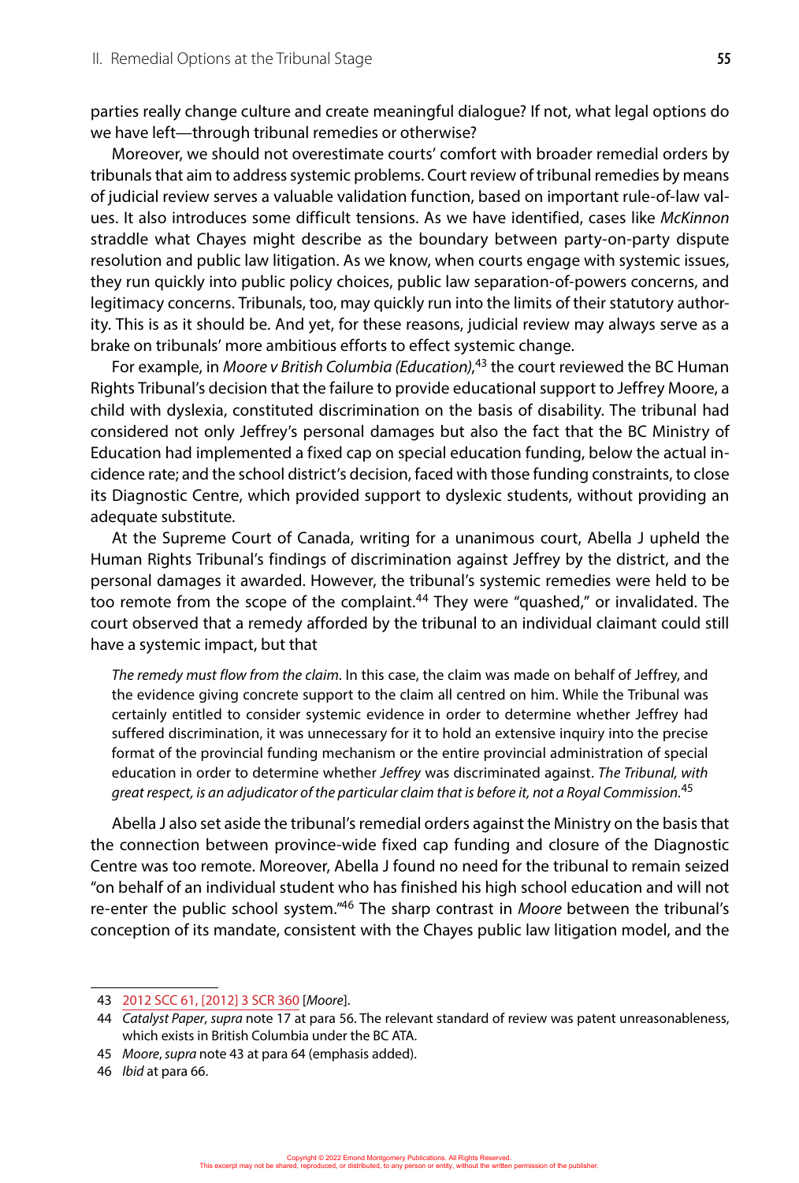parties really change culture and create meaningful dialogue? If not, what legal options do we have left—through tribunal remedies or otherwise?

Moreover, we should not overestimate courts' comfort with broader remedial orders by tribunals that aim to address systemic problems. Court review of tribunal remedies by means of judicial review serves a valuable validation function, based on important rule-of-law values. It also introduces some difficult tensions. As we have identified, cases like *McKinnon* straddle what Chayes might describe as the boundary between party-on-party dispute resolution and public law litigation. As we know, when courts engage with systemic issues, they run quickly into public policy choices, public law separation-of-powers concerns, and legitimacy concerns. Tribunals, too, may quickly run into the limits of their statutory authority. This is as it should be. And yet, for these reasons, judicial review may always serve as a brake on tribunals' more ambitious efforts to effect systemic change.

For example, in *Moore v British Columbia (Education)*,[43] the court reviewed the BC Human Rights Tribunal's decision that the failure to provide educational support to Jeffrey Moore, a child with dyslexia, constituted discrimination on the basis of disability. The tribunal had considered not only Jeffrey's personal damages but also the fact that the BC Ministry of Education had implemented a fixed cap on special education funding, below the actual incidence rate; and the school district's decision, faced with those funding constraints, to close its Diagnostic Centre, which provided support to dyslexic students, without providing an adequate substitute.

At the Supreme Court of Canada, writing for a unanimous court, Abella J upheld the Human Rights Tribunal's findings of discrimination against Jeffrey by the district, and the personal damages it awarded. However, the tribunal's systemic remedies were held to be too remote from the scope of the complaint.[44] They were "quashed," or invalidated. The court observed that a remedy afforded by the tribunal to an individual claimant could still have a systemic impact, but that

> *The remedy must flow from the claim*. In this case, the claim was made on behalf of Jeffrey, and the evidence giving concrete support to the claim all centred on him. While the Tribunal was certainly entitled to consider systemic evidence in order to determine whether Jeffrey had suffered discrimination, it was unnecessary for it to hold an extensive inquiry into the precise format of the provincial funding mechanism or the entire provincial administration of special education in order to determine whether *Jeffrey* was discriminated against. *The Tribunal, with great respect, is an adjudicator of the particular claim that is before it, not a Royal Commission*.[45]

Abella J also set aside the tribunal's remedial orders against the Ministry on the basis that the connection between province-wide fixed cap funding and closure of the Diagnostic Centre was too remote. Moreover, Abella J found no need for the tribunal to remain seized "on behalf of an individual student who has finished his high school education and will not re-enter the public school system."[46] The sharp contrast in *Moore* between the tribunal's conception of its mandate, consistent with the Chayes public law litigation model, and the

---

43 2012 SCC 61, [2012] 3 SCR 360 [*Moore*].

44 *Catalyst Paper*, *supra* note 17 at para 56. The relevant standard of review was patent unreasonableness, which exists in British Columbia under the BC ATA.

45 *Moore*, *supra* note 43 at para 64 (emphasis added).

46 *Ibid* at para 66.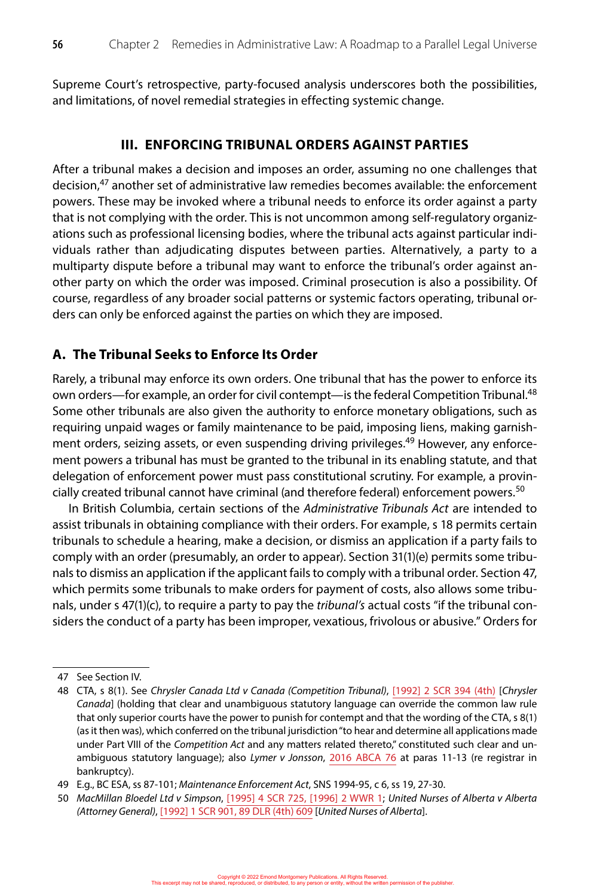Supreme Court's retrospective, party-focused analysis underscores both the possibilities, and limitations, of novel remedial strategies in effecting systemic change.

## III. ENFORCING TRIBUNAL ORDERS AGAINST PARTIES

After a tribunal makes a decision and imposes an order, assuming no one challenges that decision,[47] another set of administrative law remedies becomes available: the enforcement powers. These may be invoked where a tribunal needs to enforce its order against a party that is not complying with the order. This is not uncommon among self-regulatory organizations such as professional licensing bodies, where the tribunal acts against particular individuals rather than adjudicating disputes between parties. Alternatively, a party to a multiparty dispute before a tribunal may want to enforce the tribunal's order against another party on which the order was imposed. Criminal prosecution is also a possibility. Of course, regardless of any broader social patterns or systemic factors operating, tribunal orders can only be enforced against the parties on which they are imposed.

### A. The Tribunal Seeks to Enforce Its Order

Rarely, a tribunal may enforce its own orders. One tribunal that has the power to enforce its own orders—for example, an order for civil contempt—is the federal Competition Tribunal.[48] Some other tribunals are also given the authority to enforce monetary obligations, such as requiring unpaid wages or family maintenance to be paid, imposing liens, making garnishment orders, seizing assets, or even suspending driving privileges.[49] However, any enforcement powers a tribunal has must be granted to the tribunal in its enabling statute, and that delegation of enforcement power must pass constitutional scrutiny. For example, a provincially created tribunal cannot have criminal (and therefore federal) enforcement powers.[50]

In British Columbia, certain sections of the *Administrative Tribunals Act* are intended to assist tribunals in obtaining compliance with their orders. For example, s 18 permits certain tribunals to schedule a hearing, make a decision, or dismiss an application if a party fails to comply with an order (presumably, an order to appear). Section 31(1)(e) permits some tribunals to dismiss an application if the applicant fails to comply with a tribunal order. Section 47, which permits some tribunals to make orders for payment of costs, also allows some tribunals, under s 47(1)(c), to require a party to pay the *tribunal's* actual costs "if the tribunal considers the conduct of a party has been improper, vexatious, frivolous or abusive." Orders for

---

47 See Section IV.

48 CTA, s 8(1). See *Chrysler Canada Ltd v Canada (Competition Tribunal)*, [1992] 2 SCR 394 (4th) [*Chrysler Canada*] (holding that clear and unambiguous statutory language can override the common law rule that only superior courts have the power to punish for contempt and that the wording of the CTA, s 8(1) (as it then was), which conferred on the tribunal jurisdiction "to hear and determine all applications made under Part VIII of the *Competition Act* and any matters related thereto," constituted such clear and unambiguous statutory language); also *Lymer v Jonsson*, 2016 ABCA 76 at paras 11-13 (re registrar in bankruptcy).

49 E.g., BC ESA, ss 87-101; *Maintenance Enforcement Act*, SNS 1994-95, c 6, ss 19, 27-30.

50 *MacMillan Bloedel Ltd v Simpson*, [1995] 4 SCR 725, [1996] 2 WWR 1; *United Nurses of Alberta v Alberta (Attorney General)*, [1992] 1 SCR 901, 89 DLR (4th) 609 [*United Nurses of Alberta*].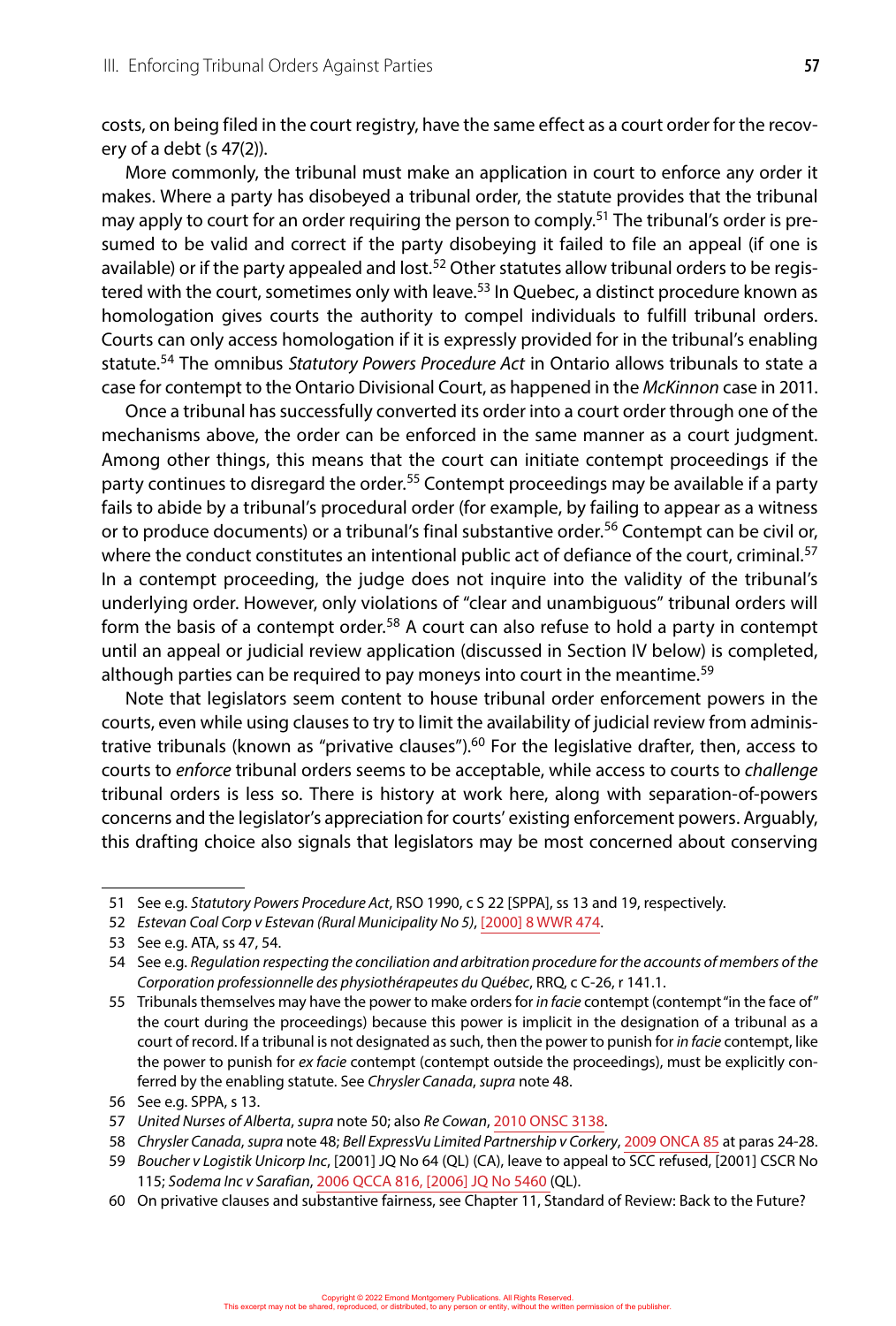costs, on being filed in the court registry, have the same effect as a court order for the recovery of a debt (s 47(2)).

More commonly, the tribunal must make an application in court to enforce any order it makes. Where a party has disobeyed a tribunal order, the statute provides that the tribunal may apply to court for an order requiring the person to comply.[51] The tribunal's order is presumed to be valid and correct if the party disobeying it failed to file an appeal (if one is available) or if the party appealed and lost.[52] Other statutes allow tribunal orders to be registered with the court, sometimes only with leave.[53] In Quebec, a distinct procedure known as homologation gives courts the authority to compel individuals to fulfill tribunal orders. Courts can only access homologation if it is expressly provided for in the tribunal's enabling statute.[54] The omnibus *Statutory Powers Procedure Act* in Ontario allows tribunals to state a case for contempt to the Ontario Divisional Court, as happened in the *McKinnon* case in 2011.

Once a tribunal has successfully converted its order into a court order through one of the mechanisms above, the order can be enforced in the same manner as a court judgment. Among other things, this means that the court can initiate contempt proceedings if the party continues to disregard the order.[55] Contempt proceedings may be available if a party fails to abide by a tribunal's procedural order (for example, by failing to appear as a witness or to produce documents) or a tribunal's final substantive order.[56] Contempt can be civil or, where the conduct constitutes an intentional public act of defiance of the court, criminal.[57] In a contempt proceeding, the judge does not inquire into the validity of the tribunal's underlying order. However, only violations of "clear and unambiguous" tribunal orders will form the basis of a contempt order.[58] A court can also refuse to hold a party in contempt until an appeal or judicial review application (discussed in Section IV below) is completed, although parties can be required to pay moneys into court in the meantime.[59]

Note that legislators seem content to house tribunal order enforcement powers in the courts, even while using clauses to try to limit the availability of judicial review from administrative tribunals (known as "privative clauses").[60] For the legislative drafter, then, access to courts to *enforce* tribunal orders seems to be acceptable, while access to courts to *challenge* tribunal orders is less so. There is history at work here, along with separation-of-powers concerns and the legislator's appreciation for courts' existing enforcement powers. Arguably, this drafting choice also signals that legislators may be most concerned about conserving

---

51 See e.g. *Statutory Powers Procedure Act*, RSO 1990, c S 22 [SPPA], ss 13 and 19, respectively.

52 *Estevan Coal Corp v Estevan (Rural Municipality No 5)*, [2000] 8 WWR 474.

53 See e.g. ATA, ss 47, 54.

54 See e.g. *Regulation respecting the conciliation and arbitration procedure for the accounts of members of the Corporation professionnelle des physiothérapeutes du Québec*, RRQ, c C-26, r 141.1.

55 Tribunals themselves may have the power to make orders for *in facie* contempt (contempt "in the face of" the court during the proceedings) because this power is implicit in the designation of a tribunal as a court of record. If a tribunal is not designated as such, then the power to punish for *in facie* contempt, like the power to punish for *ex facie* contempt (contempt outside the proceedings), must be explicitly conferred by the enabling statute. See *Chrysler Canada*, *supra* note 48.

56 See e.g. SPPA, s 13.

57 *United Nurses of Alberta*, *supra* note 50; also *Re Cowan*, 2010 ONSC 3138.

58 *Chrysler Canada*, *supra* note 48; *Bell ExpressVu Limited Partnership v Corkery*, 2009 ONCA 85 at paras 24-28.

59 *Boucher v Logistik Unicorp Inc*, [2001] JQ No 64 (QL) (CA), leave to appeal to SCC refused, [2001] CSCR No 115; *Sodema Inc v Sarafian*, 2006 QCCA 816, [2006] JQ No 5460 (QL).

60 On privative clauses and substantive fairness, see Chapter 11, Standard of Review: Back to the Future?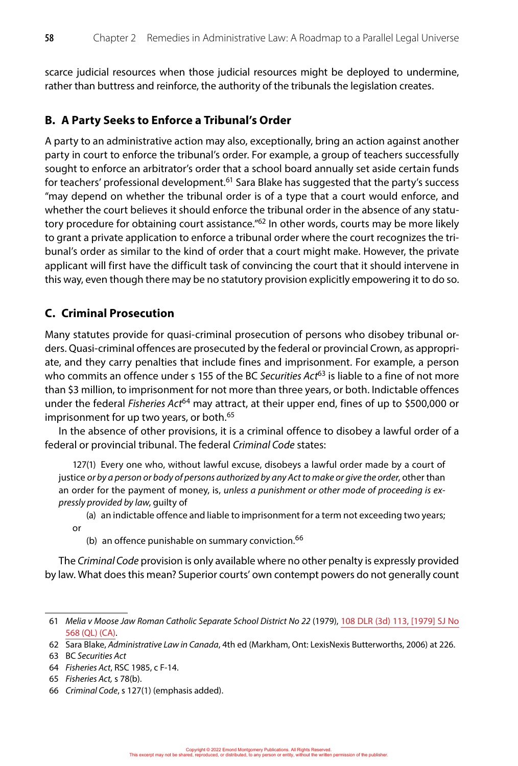scarce judicial resources when those judicial resources might be deployed to undermine, rather than buttress and reinforce, the authority of the tribunals the legislation creates.

### B. A Party Seeks to Enforce a Tribunal's Order

A party to an administrative action may also, exceptionally, bring an action against another party in court to enforce the tribunal's order. For example, a group of teachers successfully sought to enforce an arbitrator's order that a school board annually set aside certain funds for teachers' professional development.[61] Sara Blake has suggested that the party's success "may depend on whether the tribunal order is of a type that a court would enforce, and whether the court believes it should enforce the tribunal order in the absence of any statutory procedure for obtaining court assistance."[62] In other words, courts may be more likely to grant a private application to enforce a tribunal order where the court recognizes the tribunal's order as similar to the kind of order that a court might make. However, the private applicant will first have the difficult task of convincing the court that it should intervene in this way, even though there may be no statutory provision explicitly empowering it to do so.

### C. Criminal Prosecution

Many statutes provide for quasi-criminal prosecution of persons who disobey tribunal orders. Quasi-criminal offences are prosecuted by the federal or provincial Crown, as appropriate, and they carry penalties that include fines and imprisonment. For example, a person who commits an offence under s 155 of the BC *Securities Act*[63] is liable to a fine of not more than $3 million, to imprisonment for not more than three years, or both. Indictable offences under the federal *Fisheries Act*[64] may attract, at their upper end, fines of up to $500,000 or imprisonment for up to two years, or both.[65]

In the absence of other provisions, it is a criminal offence to disobey a lawful order of a federal or provincial tribunal. The federal *Criminal Code* states:

> 127(1) Every one who, without lawful excuse, disobeys a lawful order made by a court of justice *or by a person or body of persons authorized by any Act to make or give the order*, other than an order for the payment of money, is, *unless a punishment or other mode of proceeding is expressly provided by law*, guilty of
>
> (a) an indictable offence and liable to imprisonment for a term not exceeding two years; or
>
> (b) an offence punishable on summary conviction.[66]

The *Criminal Code* provision is only available where no other penalty is expressly provided by law. What does this mean? Superior courts' own contempt powers do not generally count

---

61 *Melia v Moose Jaw Roman Catholic Separate School District No 22* (1979), 108 DLR (3d) 113, [1979] SJ No 568 (QL) (CA).

62 Sara Blake, *Administrative Law in Canada*, 4th ed (Markham, Ont: LexisNexis Butterworths, 2006) at 226.

63 BC *Securities Act*

64 *Fisheries Act*, RSC 1985, c F-14.

65 *Fisheries Act,* s 78(b).

66 *Criminal Code*, s 127(1) (emphasis added).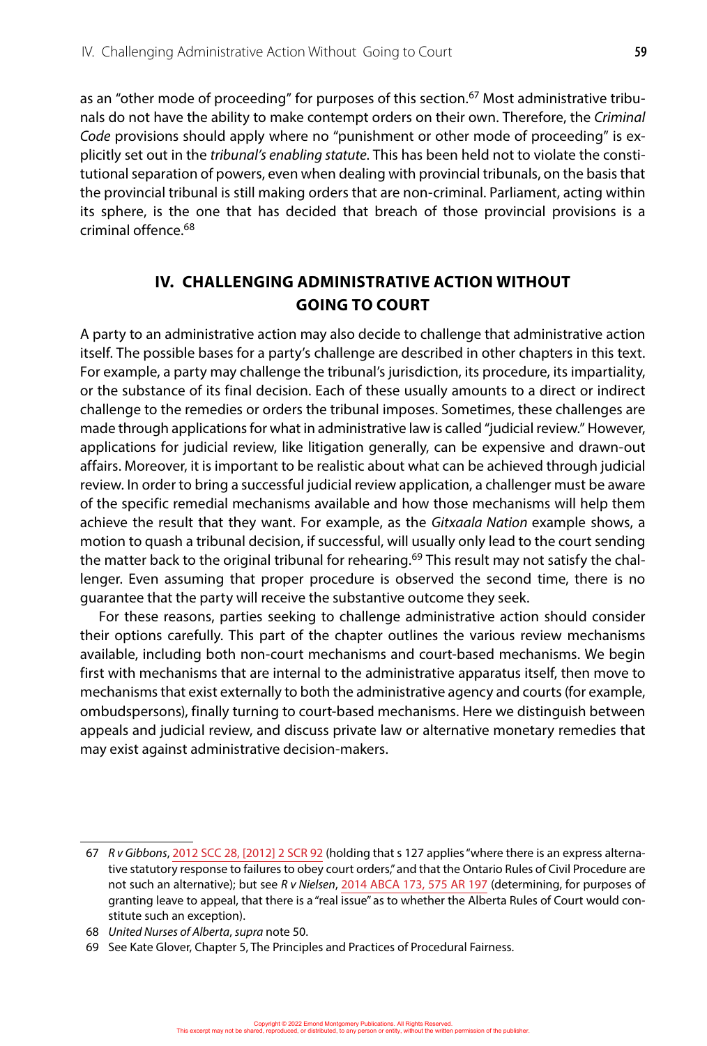as an "other mode of proceeding" for purposes of this section.[67] Most administrative tribunals do not have the ability to make contempt orders on their own. Therefore, the *Criminal Code* provisions should apply where no "punishment or other mode of proceeding" is explicitly set out in the *tribunal's enabling statute*. This has been held not to violate the constitutional separation of powers, even when dealing with provincial tribunals, on the basis that the provincial tribunal is still making orders that are non-criminal. Parliament, acting within its sphere, is the one that has decided that breach of those provincial provisions is a criminal offence.[68]

## IV. CHALLENGING ADMINISTRATIVE ACTION WITHOUT GOING TO COURT

A party to an administrative action may also decide to challenge that administrative action itself. The possible bases for a party's challenge are described in other chapters in this text. For example, a party may challenge the tribunal's jurisdiction, its procedure, its impartiality, or the substance of its final decision. Each of these usually amounts to a direct or indirect challenge to the remedies or orders the tribunal imposes. Sometimes, these challenges are made through applications for what in administrative law is called "judicial review." However, applications for judicial review, like litigation generally, can be expensive and drawn-out affairs. Moreover, it is important to be realistic about what can be achieved through judicial review. In order to bring a successful judicial review application, a challenger must be aware of the specific remedial mechanisms available and how those mechanisms will help them achieve the result that they want. For example, as the *Gitxaala Nation* example shows, a motion to quash a tribunal decision, if successful, will usually only lead to the court sending the matter back to the original tribunal for rehearing.[69] This result may not satisfy the challenger. Even assuming that proper procedure is observed the second time, there is no guarantee that the party will receive the substantive outcome they seek.

For these reasons, parties seeking to challenge administrative action should consider their options carefully. This part of the chapter outlines the various review mechanisms available, including both non-court mechanisms and court-based mechanisms. We begin first with mechanisms that are internal to the administrative apparatus itself, then move to mechanisms that exist externally to both the administrative agency and courts (for example, ombudspersons), finally turning to court-based mechanisms. Here we distinguish between appeals and judicial review, and discuss private law or alternative monetary remedies that may exist against administrative decision-makers.

---

67 *R v Gibbons*, 2012 SCC 28, [2012] 2 SCR 92 (holding that s 127 applies "where there is an express alternative statutory response to failures to obey court orders," and that the Ontario Rules of Civil Procedure are not such an alternative); but see *R v Nielsen*, 2014 ABCA 173, 575 AR 197 (determining, for purposes of granting leave to appeal, that there is a "real issue" as to whether the Alberta Rules of Court would constitute such an exception).

68 *United Nurses of Alberta*, *supra* note 50.

69 See Kate Glover, Chapter 5, The Principles and Practices of Procedural Fairness.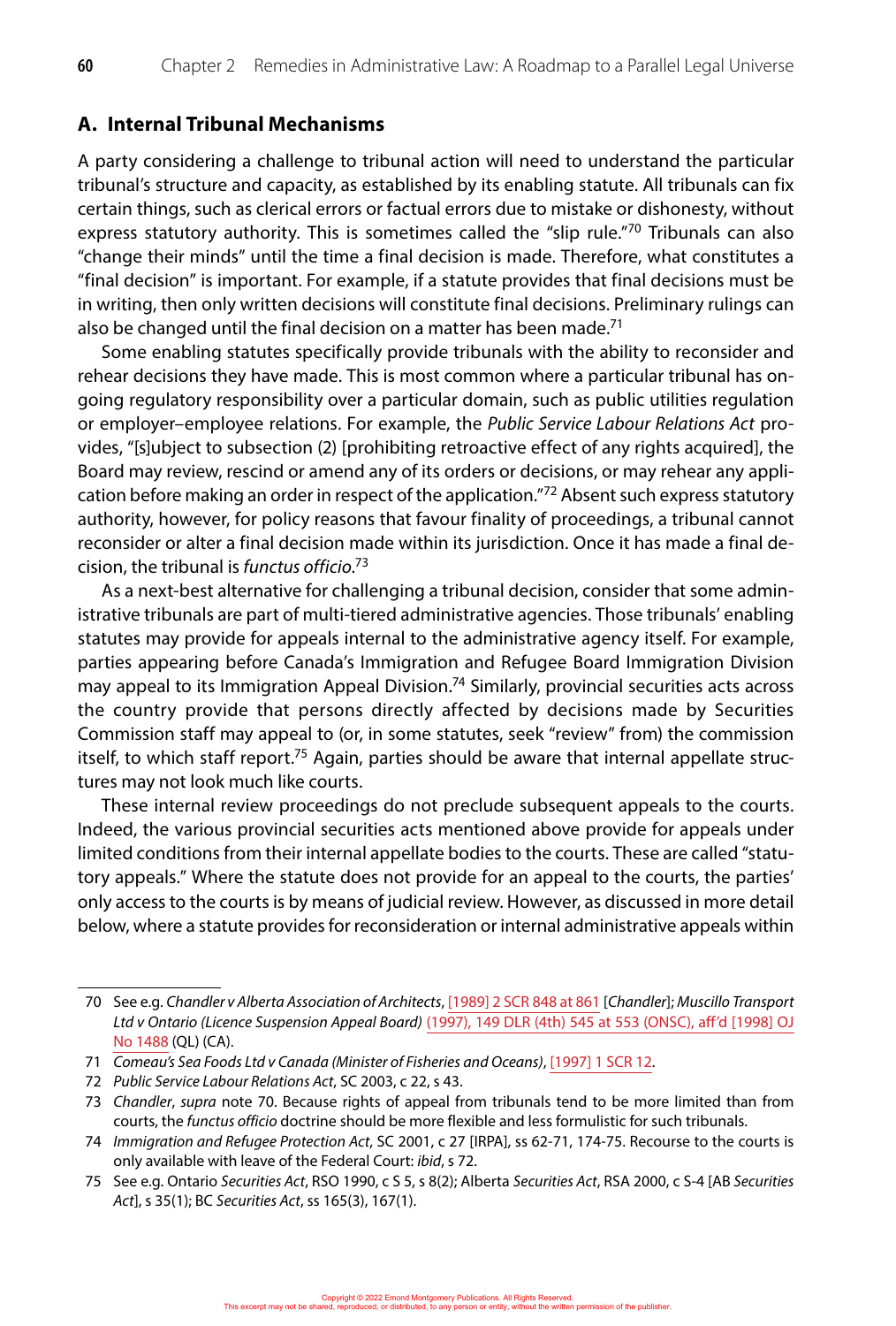## A. Internal Tribunal Mechanisms

A party considering a challenge to tribunal action will need to understand the particular tribunal's structure and capacity, as established by its enabling statute. All tribunals can fix certain things, such as clerical errors or factual errors due to mistake or dishonesty, without express statutory authority. This is sometimes called the "slip rule."[70] Tribunals can also "change their minds" until the time a final decision is made. Therefore, what constitutes a "final decision" is important. For example, if a statute provides that final decisions must be in writing, then only written decisions will constitute final decisions. Preliminary rulings can also be changed until the final decision on a matter has been made.[71]

Some enabling statutes specifically provide tribunals with the ability to reconsider and rehear decisions they have made. This is most common where a particular tribunal has ongoing regulatory responsibility over a particular domain, such as public utilities regulation or employer–employee relations. For example, the *Public Service Labour Relations Act* provides, "[s]ubject to subsection (2) [prohibiting retroactive effect of any rights acquired], the Board may review, rescind or amend any of its orders or decisions, or may rehear any application before making an order in respect of the application."[72] Absent such express statutory authority, however, for policy reasons that favour finality of proceedings, a tribunal cannot reconsider or alter a final decision made within its jurisdiction. Once it has made a final decision, the tribunal is *functus officio*.[73]

As a next-best alternative for challenging a tribunal decision, consider that some administrative tribunals are part of multi-tiered administrative agencies. Those tribunals' enabling statutes may provide for appeals internal to the administrative agency itself. For example, parties appearing before Canada's Immigration and Refugee Board Immigration Division may appeal to its Immigration Appeal Division.[74] Similarly, provincial securities acts across the country provide that persons directly affected by decisions made by Securities Commission staff may appeal to (or, in some statutes, seek "review" from) the commission itself, to which staff report.[75] Again, parties should be aware that internal appellate structures may not look much like courts.

These internal review proceedings do not preclude subsequent appeals to the courts. Indeed, the various provincial securities acts mentioned above provide for appeals under limited conditions from their internal appellate bodies to the courts. These are called "statutory appeals." Where the statute does not provide for an appeal to the courts, the parties' only access to the courts is by means of judicial review. However, as discussed in more detail below, where a statute provides for reconsideration or internal administrative appeals within

---

70 See e.g. *Chandler v Alberta Association of Architects*, [1989] 2 SCR 848 at 861 [*Chandler*]; *Muscillo Transport Ltd v Ontario (Licence Suspension Appeal Board)* (1997), 149 DLR (4th) 545 at 553 (ONSC), aff'd [1998] OJ No 1488 (QL) (CA).

71 *Comeau's Sea Foods Ltd v Canada (Minister of Fisheries and Oceans)*, [1997] 1 SCR 12.

72 *Public Service Labour Relations Act*, SC 2003, c 22, s 43.

73 *Chandler*, *supra* note 70. Because rights of appeal from tribunals tend to be more limited than from courts, the *functus officio* doctrine should be more flexible and less formulistic for such tribunals.

74 *Immigration and Refugee Protection Act*, SC 2001, c 27 [IRPA], ss 62-71, 174-75. Recourse to the courts is only available with leave of the Federal Court: *ibid*, s 72.

75 See e.g. Ontario *Securities Act*, RSO 1990, c S 5, s 8(2); Alberta *Securities Act*, RSA 2000, c S-4 [AB *Securities Act*], s 35(1); BC *Securities Act*, ss 165(3), 167(1).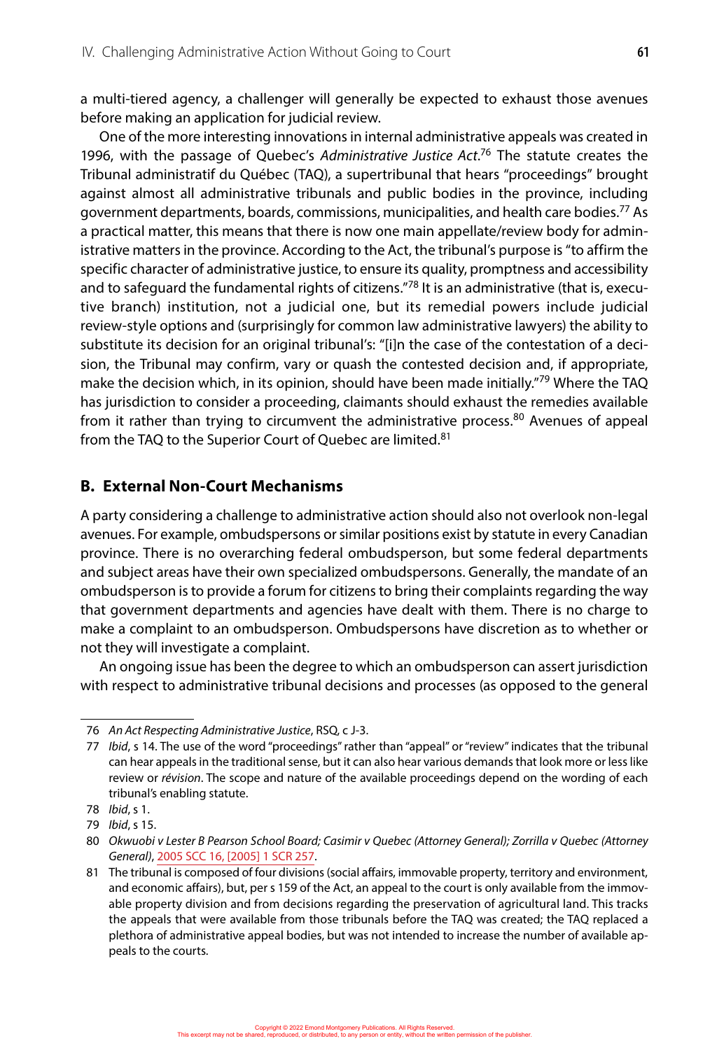a multi-tiered agency, a challenger will generally be expected to exhaust those avenues before making an application for judicial review.

One of the more interesting innovations in internal administrative appeals was created in 1996, with the passage of Quebec's *Administrative Justice Act*.[76] The statute creates the Tribunal administratif du Québec (TAQ), a supertribunal that hears "proceedings" brought against almost all administrative tribunals and public bodies in the province, including government departments, boards, commissions, municipalities, and health care bodies.[77] As a practical matter, this means that there is now one main appellate/review body for administrative matters in the province. According to the Act, the tribunal's purpose is "to affirm the specific character of administrative justice, to ensure its quality, promptness and accessibility and to safeguard the fundamental rights of citizens."[78] It is an administrative (that is, executive branch) institution, not a judicial one, but its remedial powers include judicial review-style options and (surprisingly for common law administrative lawyers) the ability to substitute its decision for an original tribunal's: "[i]n the case of the contestation of a decision, the Tribunal may confirm, vary or quash the contested decision and, if appropriate, make the decision which, in its opinion, should have been made initially."[79] Where the TAQ has jurisdiction to consider a proceeding, claimants should exhaust the remedies available from it rather than trying to circumvent the administrative process.[80] Avenues of appeal from the TAQ to the Superior Court of Quebec are limited.[81]

## B. External Non-Court Mechanisms

A party considering a challenge to administrative action should also not overlook non-legal avenues. For example, ombudspersons or similar positions exist by statute in every Canadian province. There is no overarching federal ombudsperson, but some federal departments and subject areas have their own specialized ombudspersons. Generally, the mandate of an ombudsperson is to provide a forum for citizens to bring their complaints regarding the way that government departments and agencies have dealt with them. There is no charge to make a complaint to an ombudsperson. Ombudspersons have discretion as to whether or not they will investigate a complaint.

An ongoing issue has been the degree to which an ombudsperson can assert jurisdiction with respect to administrative tribunal decisions and processes (as opposed to the general

---

76 *An Act Respecting Administrative Justice*, RSQ, c J-3.

77 *Ibid*, s 14. The use of the word "proceedings" rather than "appeal" or "review" indicates that the tribunal can hear appeals in the traditional sense, but it can also hear various demands that look more or less like review or *révision*. The scope and nature of the available proceedings depend on the wording of each tribunal's enabling statute.

78 *Ibid*, s 1.

79 *Ibid*, s 15.

80 *Okwuobi v Lester B Pearson School Board; Casimir v Quebec (Attorney General); Zorrilla v Quebec (Attorney General)*, 2005 SCC 16, [2005] 1 SCR 257.

81 The tribunal is composed of four divisions (social affairs, immovable property, territory and environment, and economic affairs), but, per s 159 of the Act, an appeal to the court is only available from the immovable property division and from decisions regarding the preservation of agricultural land. This tracks the appeals that were available from those tribunals before the TAQ was created; the TAQ replaced a plethora of administrative appeal bodies, but was not intended to increase the number of available appeals to the courts.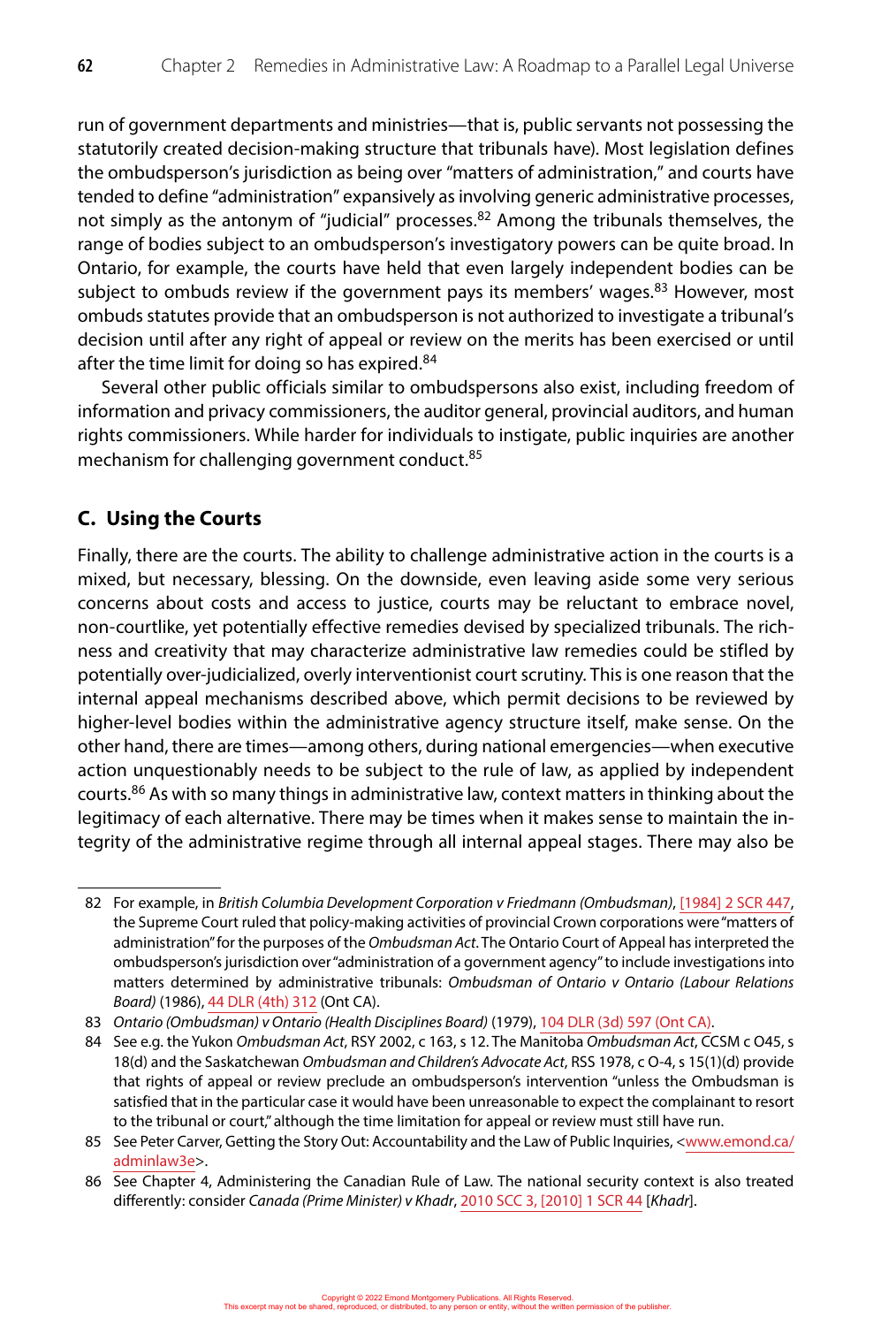run of government departments and ministries—that is, public servants not possessing the statutorily created decision-making structure that tribunals have). Most legislation defines the ombudsperson's jurisdiction as being over "matters of administration," and courts have tended to define "administration" expansively as involving generic administrative processes, not simply as the antonym of "judicial" processes.[82] Among the tribunals themselves, the range of bodies subject to an ombudsperson's investigatory powers can be quite broad. In Ontario, for example, the courts have held that even largely independent bodies can be subject to ombuds review if the government pays its members' wages.[83] However, most ombuds statutes provide that an ombudsperson is not authorized to investigate a tribunal's decision until after any right of appeal or review on the merits has been exercised or until after the time limit for doing so has expired.[84]

Several other public officials similar to ombudspersons also exist, including freedom of information and privacy commissioners, the auditor general, provincial auditors, and human rights commissioners. While harder for individuals to instigate, public inquiries are another mechanism for challenging government conduct.[85]

## C. Using the Courts

Finally, there are the courts. The ability to challenge administrative action in the courts is a mixed, but necessary, blessing. On the downside, even leaving aside some very serious concerns about costs and access to justice, courts may be reluctant to embrace novel, non-courtlike, yet potentially effective remedies devised by specialized tribunals. The richness and creativity that may characterize administrative law remedies could be stifled by potentially over-judicialized, overly interventionist court scrutiny. This is one reason that the internal appeal mechanisms described above, which permit decisions to be reviewed by higher-level bodies within the administrative agency structure itself, make sense. On the other hand, there are times—among others, during national emergencies—when executive action unquestionably needs to be subject to the rule of law, as applied by independent courts.[86] As with so many things in administrative law, context matters in thinking about the legitimacy of each alternative. There may be times when it makes sense to maintain the integrity of the administrative regime through all internal appeal stages. There may also be

---

82 For example, in *British Columbia Development Corporation v Friedmann (Ombudsman)*, [1984] 2 SCR 447, the Supreme Court ruled that policy-making activities of provincial Crown corporations were "matters of administration" for the purposes of the *Ombudsman Act*. The Ontario Court of Appeal has interpreted the ombudsperson's jurisdiction over "administration of a government agency" to include investigations into matters determined by administrative tribunals: *Ombudsman of Ontario v Ontario (Labour Relations Board)* (1986), 44 DLR (4th) 312 (Ont CA).

83 *Ontario (Ombudsman) v Ontario (Health Disciplines Board)* (1979), 104 DLR (3d) 597 (Ont CA).

84 See e.g. the Yukon *Ombudsman Act*, RSY 2002, c 163, s 12. The Manitoba *Ombudsman Act*, CCSM c O45, s 18(d) and the Saskatchewan *Ombudsman and Children's Advocate Act*, RSS 1978, c O-4, s 15(1)(d) provide that rights of appeal or review preclude an ombudsperson's intervention "unless the Ombudsman is satisfied that in the particular case it would have been unreasonable to expect the complainant to resort to the tribunal or court," although the time limitation for appeal or review must still have run.

85 See Peter Carver, Getting the Story Out: Accountability and the Law of Public Inquiries, <www.emond.ca/adminlaw3e>.

86 See Chapter 4, Administering the Canadian Rule of Law. The national security context is also treated differently: consider *Canada (Prime Minister) v Khadr*, 2010 SCC 3, [2010] 1 SCR 44 [*Khadr*].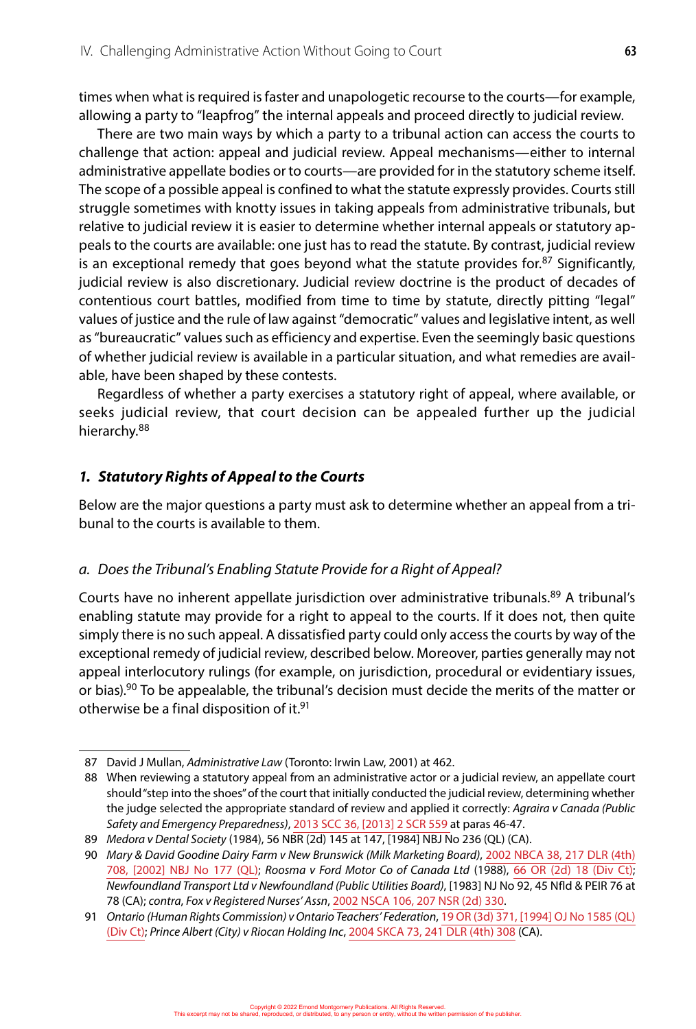times when what is required is faster and unapologetic recourse to the courts—for example, allowing a party to "leapfrog" the internal appeals and proceed directly to judicial review.

There are two main ways by which a party to a tribunal action can access the courts to challenge that action: appeal and judicial review. Appeal mechanisms—either to internal administrative appellate bodies or to courts—are provided for in the statutory scheme itself. The scope of a possible appeal is confined to what the statute expressly provides. Courts still struggle sometimes with knotty issues in taking appeals from administrative tribunals, but relative to judicial review it is easier to determine whether internal appeals or statutory appeals to the courts are available: one just has to read the statute. By contrast, judicial review is an exceptional remedy that goes beyond what the statute provides for.[87] Significantly, judicial review is also discretionary. Judicial review doctrine is the product of decades of contentious court battles, modified from time to time by statute, directly pitting "legal" values of justice and the rule of law against "democratic" values and legislative intent, as well as "bureaucratic" values such as efficiency and expertise. Even the seemingly basic questions of whether judicial review is available in a particular situation, and what remedies are available, have been shaped by these contests.

Regardless of whether a party exercises a statutory right of appeal, where available, or seeks judicial review, that court decision can be appealed further up the judicial hierarchy.[88]

### *1. Statutory Rights of Appeal to the Courts*

Below are the major questions a party must ask to determine whether an appeal from a tribunal to the courts is available to them.

#### *a. Does the Tribunal's Enabling Statute Provide for a Right of Appeal?*

Courts have no inherent appellate jurisdiction over administrative tribunals.[89] A tribunal's enabling statute may provide for a right to appeal to the courts. If it does not, then quite simply there is no such appeal. A dissatisfied party could only access the courts by way of the exceptional remedy of judicial review, described below. Moreover, parties generally may not appeal interlocutory rulings (for example, on jurisdiction, procedural or evidentiary issues, or bias).[90] To be appealable, the tribunal's decision must decide the merits of the matter or otherwise be a final disposition of it.[91]

---

87 David J Mullan, *Administrative Law* (Toronto: Irwin Law, 2001) at 462.

88 When reviewing a statutory appeal from an administrative actor or a judicial review, an appellate court should "step into the shoes" of the court that initially conducted the judicial review, determining whether the judge selected the appropriate standard of review and applied it correctly: *Agraira v Canada (Public Safety and Emergency Preparedness)*, 2013 SCC 36, [2013] 2 SCR 559 at paras 46-47.

89 *Medora v Dental Society* (1984), 56 NBR (2d) 145 at 147, [1984] NBJ No 236 (QL) (CA).

90 *Mary & David Goodine Dairy Farm v New Brunswick (Milk Marketing Board)*, 2002 NBCA 38, 217 DLR (4th) 708, [2002] NBJ No 177 (QL); *Roosma v Ford Motor Co of Canada Ltd* (1988), 66 OR (2d) 18 (Div Ct); *Newfoundland Transport Ltd v Newfoundland (Public Utilities Board)*, [1983] NJ No 92, 45 Nfld & PEIR 76 at 78 (CA); *contra*, *Fox v Registered Nurses' Assn*, 2002 NSCA 106, 207 NSR (2d) 330.

91 *Ontario (Human Rights Commission) v Ontario Teachers' Federation*, 19 OR (3d) 371, [1994] OJ No 1585 (QL) (Div Ct); *Prince Albert (City) v Riocan Holding Inc*, 2004 SKCA 73, 241 DLR (4th) 308 (CA).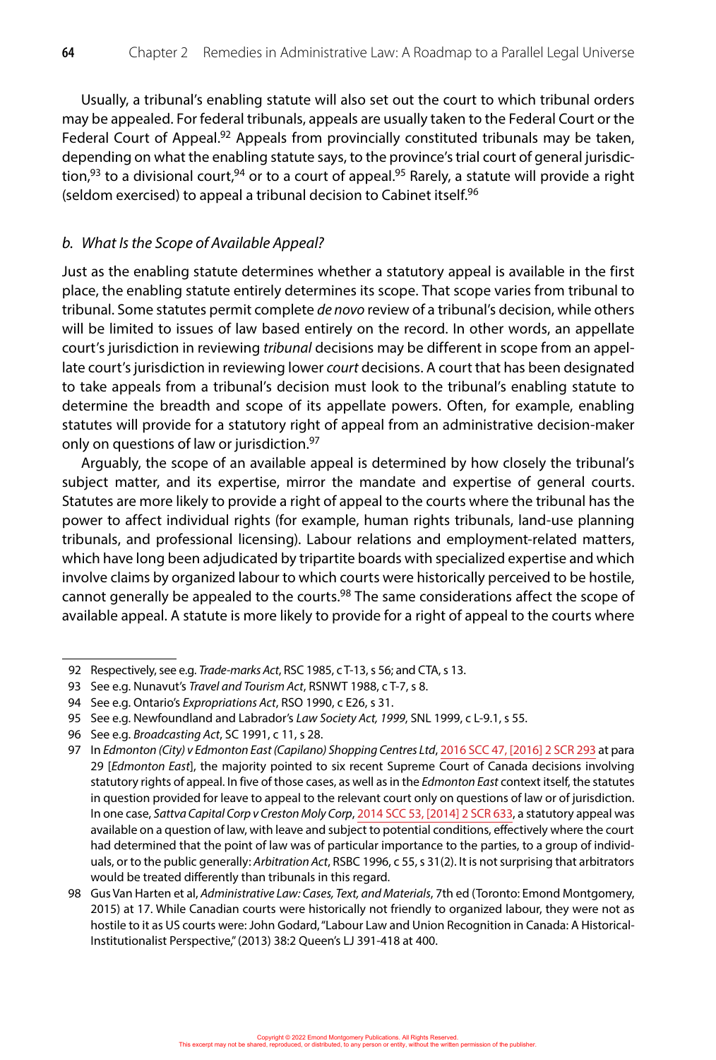Usually, a tribunal's enabling statute will also set out the court to which tribunal orders may be appealed. For federal tribunals, appeals are usually taken to the Federal Court or the Federal Court of Appeal.[92] Appeals from provincially constituted tribunals may be taken, depending on what the enabling statute says, to the province's trial court of general jurisdiction,[93] to a divisional court,[94] or to a court of appeal.[95] Rarely, a statute will provide a right (seldom exercised) to appeal a tribunal decision to Cabinet itself.[96]

### b. What Is the Scope of Available Appeal?

Just as the enabling statute determines whether a statutory appeal is available in the first place, the enabling statute entirely determines its scope. That scope varies from tribunal to tribunal. Some statutes permit complete *de novo* review of a tribunal's decision, while others will be limited to issues of law based entirely on the record. In other words, an appellate court's jurisdiction in reviewing *tribunal* decisions may be different in scope from an appellate court's jurisdiction in reviewing lower *court* decisions. A court that has been designated to take appeals from a tribunal's decision must look to the tribunal's enabling statute to determine the breadth and scope of its appellate powers. Often, for example, enabling statutes will provide for a statutory right of appeal from an administrative decision-maker only on questions of law or jurisdiction.[97]

Arguably, the scope of an available appeal is determined by how closely the tribunal's subject matter, and its expertise, mirror the mandate and expertise of general courts. Statutes are more likely to provide a right of appeal to the courts where the tribunal has the power to affect individual rights (for example, human rights tribunals, land-use planning tribunals, and professional licensing). Labour relations and employment-related matters, which have long been adjudicated by tripartite boards with specialized expertise and which involve claims by organized labour to which courts were historically perceived to be hostile, cannot generally be appealed to the courts.[98] The same considerations affect the scope of available appeal. A statute is more likely to provide for a right of appeal to the courts where

---

92 Respectively, see e.g. *Trade-marks Act*, RSC 1985, c T-13, s 56; and CTA, s 13.

93 See e.g. Nunavut's *Travel and Tourism Act*, RSNWT 1988, c T-7, s 8.

94 See e.g. Ontario's *Expropriations Act*, RSO 1990, c E26, s 31.

95 See e.g. Newfoundland and Labrador's *Law Society Act, 1999*, SNL 1999, c L-9.1, s 55.

96 See e.g. *Broadcasting Act*, SC 1991, c 11, s 28.

97 In *Edmonton (City) v Edmonton East (Capilano) Shopping Centres Ltd*, 2016 SCC 47, [2016] 2 SCR 293 at para 29 [*Edmonton East*], the majority pointed to six recent Supreme Court of Canada decisions involving statutory rights of appeal. In five of those cases, as well as in the *Edmonton East* context itself, the statutes in question provided for leave to appeal to the relevant court only on questions of law or of jurisdiction. In one case, *Sattva Capital Corp v Creston Moly Corp*, 2014 SCC 53, [2014] 2 SCR 633, a statutory appeal was available on a question of law, with leave and subject to potential conditions, effectively where the court had determined that the point of law was of particular importance to the parties, to a group of individuals, or to the public generally: *Arbitration Act*, RSBC 1996, c 55, s 31(2). It is not surprising that arbitrators would be treated differently than tribunals in this regard.

98 Gus Van Harten et al, *Administrative Law: Cases, Text, and Materials*, 7th ed (Toronto: Emond Montgomery, 2015) at 17. While Canadian courts were historically not friendly to organized labour, they were not as hostile to it as US courts were: John Godard, "Labour Law and Union Recognition in Canada: A Historical-Institutionalist Perspective," (2013) 38:2 Queen's LJ 391-418 at 400.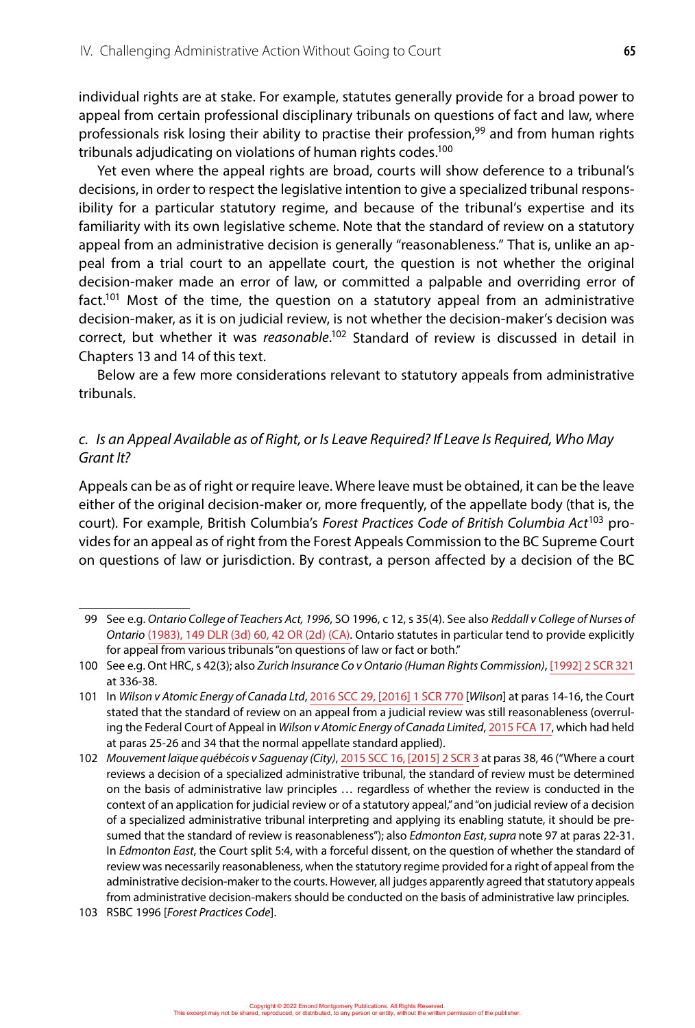individual rights are at stake. For example, statutes generally provide for a broad power to appeal from certain professional disciplinary tribunals on questions of fact and law, where professionals risk losing their ability to practise their profession,[99] and from human rights tribunals adjudicating on violations of human rights codes.[100]

Yet even where the appeal rights are broad, courts will show deference to a tribunal's decisions, in order to respect the legislative intention to give a specialized tribunal responsibility for a particular statutory regime, and because of the tribunal's expertise and its familiarity with its own legislative scheme. Note that the standard of review on a statutory appeal from an administrative decision is generally "reasonableness." That is, unlike an appeal from a trial court to an appellate court, the question is not whether the original decision-maker made an error of law, or committed a palpable and overriding error of fact.[101] Most of the time, the question on a statutory appeal from an administrative decision-maker, as it is on judicial review, is not whether the decision-maker's decision was correct, but whether it was *reasonable*.[102] Standard of review is discussed in detail in Chapters 13 and 14 of this text.

Below are a few more considerations relevant to statutory appeals from administrative tribunals.

### *c. Is an Appeal Available as of Right, or Is Leave Required? If Leave Is Required, Who May Grant It?*

Appeals can be as of right or require leave. Where leave must be obtained, it can be the leave either of the original decision-maker or, more frequently, of the appellate body (that is, the court). For example, British Columbia's *Forest Practices Code of British Columbia Act*[103] provides for an appeal as of right from the Forest Appeals Commission to the BC Supreme Court on questions of law or jurisdiction. By contrast, a person affected by a decision of the BC

---

99 See e.g. *Ontario College of Teachers Act, 1996*, SO 1996, c 12, s 35(4). See also *Reddall v College of Nurses of Ontario* (1983), 149 DLR (3d) 60, 42 OR (2d) (CA). Ontario statutes in particular tend to provide explicitly for appeal from various tribunals "on questions of law or fact or both."

100 See e.g. Ont HRC, s 42(3); also *Zurich Insurance Co v Ontario (Human Rights Commission)*, [1992] 2 SCR 321 at 336-38.

101 In *Wilson v Atomic Energy of Canada Ltd*, 2016 SCC 29, [2016] 1 SCR 770 [*Wilson*] at paras 14-16, the Court stated that the standard of review on an appeal from a judicial review was still reasonableness (overruling the Federal Court of Appeal in *Wilson v Atomic Energy of Canada Limited*, 2015 FCA 17, which had held at paras 25-26 and 34 that the normal appellate standard applied).

102 *Mouvement laïque québécois v Saguenay (City)*, 2015 SCC 16, [2015] 2 SCR 3 at paras 38, 46 ("Where a court reviews a decision of a specialized administrative tribunal, the standard of review must be determined on the basis of administrative law principles … regardless of whether the review is conducted in the context of an application for judicial review or of a statutory appeal," and "on judicial review of a decision of a specialized administrative tribunal interpreting and applying its enabling statute, it should be presumed that the standard of review is reasonableness"); also *Edmonton East*, *supra* note 97 at paras 22-31. In *Edmonton East*, the Court split 5:4, with a forceful dissent, on the question of whether the standard of review was necessarily reasonableness, when the statutory regime provided for a right of appeal from the administrative decision-maker to the courts. However, all judges apparently agreed that statutory appeals from administrative decision-makers should be conducted on the basis of administrative law principles.

103 RSBC 1996 [*Forest Practices Code*].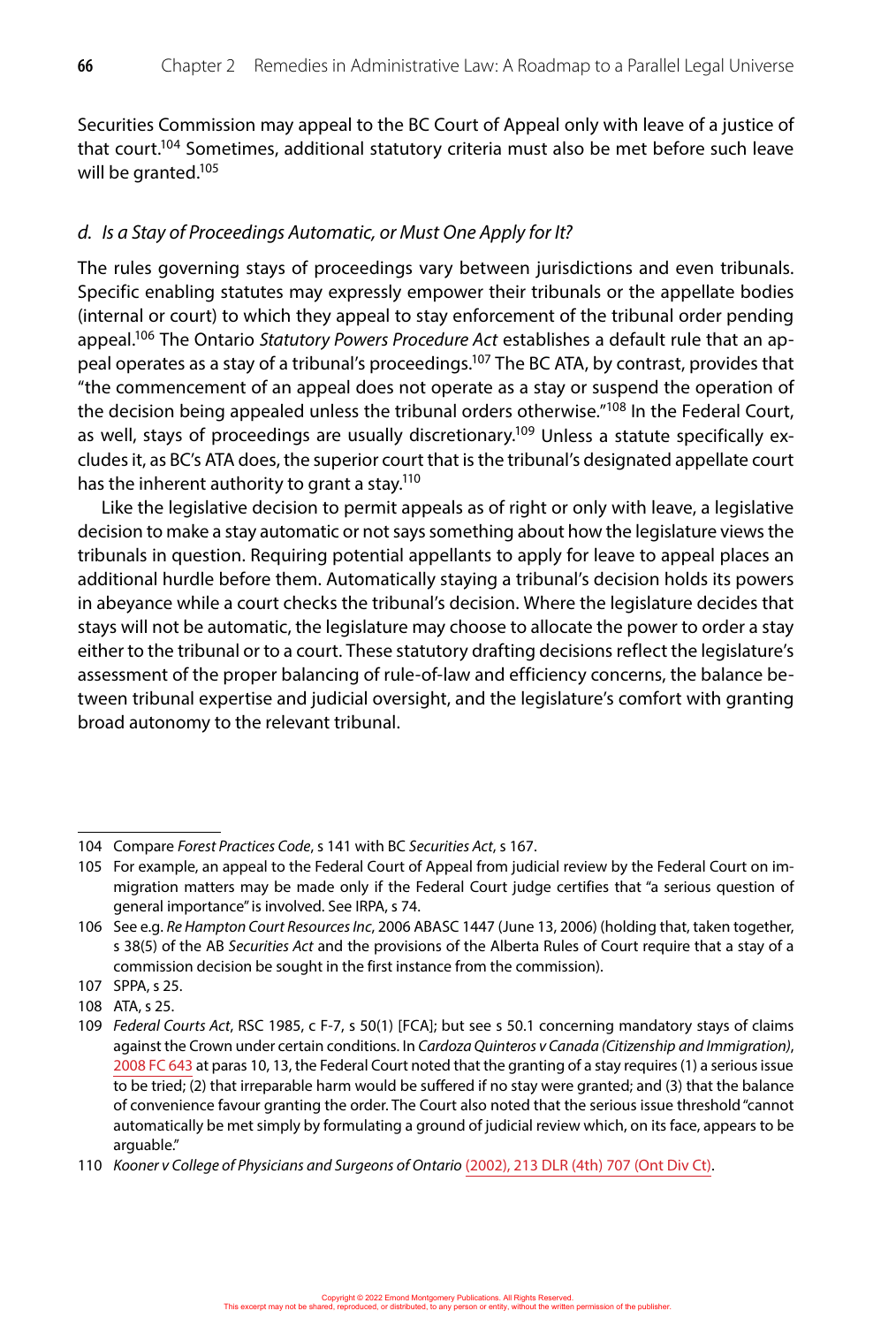Securities Commission may appeal to the BC Court of Appeal only with leave of a justice of that court.[104] Sometimes, additional statutory criteria must also be met before such leave will be granted.[105]

### *d. Is a Stay of Proceedings Automatic, or Must One Apply for It?*

The rules governing stays of proceedings vary between jurisdictions and even tribunals. Specific enabling statutes may expressly empower their tribunals or the appellate bodies (internal or court) to which they appeal to stay enforcement of the tribunal order pending appeal.[106] The Ontario *Statutory Powers Procedure Act* establishes a default rule that an appeal operates as a stay of a tribunal's proceedings.[107] The BC ATA, by contrast, provides that "the commencement of an appeal does not operate as a stay or suspend the operation of the decision being appealed unless the tribunal orders otherwise."[108] In the Federal Court, as well, stays of proceedings are usually discretionary.[109] Unless a statute specifically excludes it, as BC's ATA does, the superior court that is the tribunal's designated appellate court has the inherent authority to grant a stay.[110]

Like the legislative decision to permit appeals as of right or only with leave, a legislative decision to make a stay automatic or not says something about how the legislature views the tribunals in question. Requiring potential appellants to apply for leave to appeal places an additional hurdle before them. Automatically staying a tribunal's decision holds its powers in abeyance while a court checks the tribunal's decision. Where the legislature decides that stays will not be automatic, the legislature may choose to allocate the power to order a stay either to the tribunal or to a court. These statutory drafting decisions reflect the legislature's assessment of the proper balancing of rule-of-law and efficiency concerns, the balance between tribunal expertise and judicial oversight, and the legislature's comfort with granting broad autonomy to the relevant tribunal.

---

104 Compare *Forest Practices Code*, s 141 with BC *Securities Act*, s 167.

105 For example, an appeal to the Federal Court of Appeal from judicial review by the Federal Court on immigration matters may be made only if the Federal Court judge certifies that "a serious question of general importance" is involved. See IRPA, s 74.

106 See e.g. *Re Hampton Court Resources Inc*, 2006 ABASC 1447 (June 13, 2006) (holding that, taken together, s 38(5) of the AB *Securities Act* and the provisions of the Alberta Rules of Court require that a stay of a commission decision be sought in the first instance from the commission).

107 SPPA, s 25.

108 ATA, s 25.

109 *Federal Courts Act*, RSC 1985, c F-7, s 50(1) [FCA]; but see s 50.1 concerning mandatory stays of claims against the Crown under certain conditions. In *Cardoza Quinteros v Canada (Citizenship and Immigration)*, 2008 FC 643 at paras 10, 13, the Federal Court noted that the granting of a stay requires (1) a serious issue to be tried; (2) that irreparable harm would be suffered if no stay were granted; and (3) that the balance of convenience favour granting the order. The Court also noted that the serious issue threshold "cannot automatically be met simply by formulating a ground of judicial review which, on its face, appears to be arguable."

110 *Kooner v College of Physicians and Surgeons of Ontario* (2002), 213 DLR (4th) 707 (Ont Div Ct).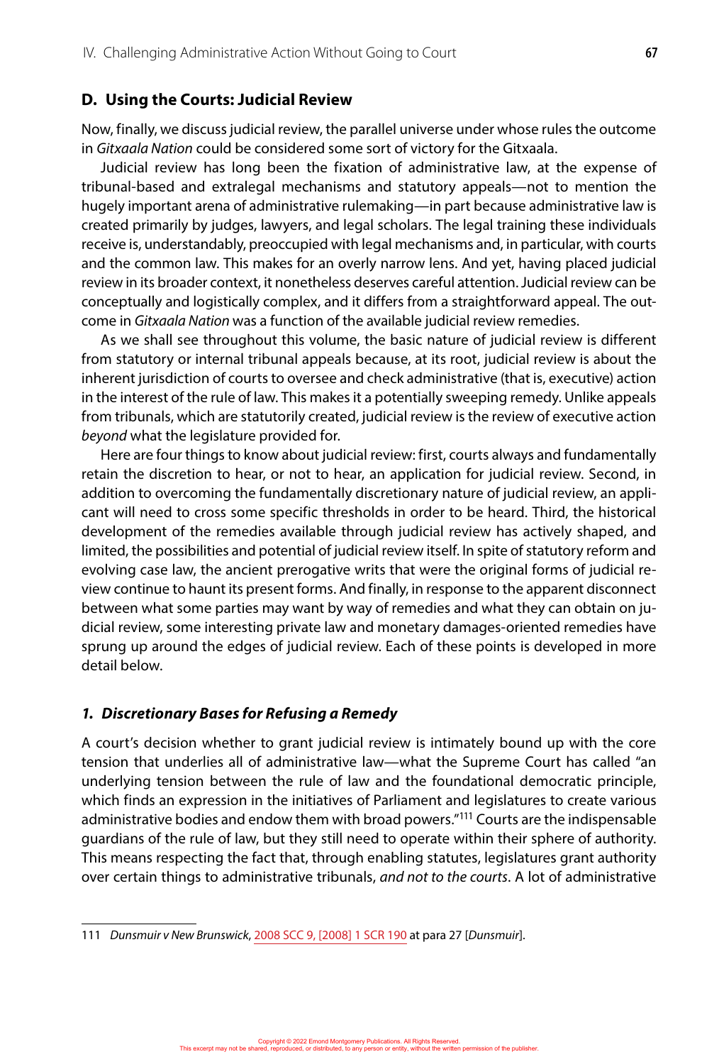## D. Using the Courts: Judicial Review

Now, finally, we discuss judicial review, the parallel universe under whose rules the outcome in *Gitxaala Nation* could be considered some sort of victory for the Gitxaala.

Judicial review has long been the fixation of administrative law, at the expense of tribunal-based and extralegal mechanisms and statutory appeals—not to mention the hugely important arena of administrative rulemaking—in part because administrative law is created primarily by judges, lawyers, and legal scholars. The legal training these individuals receive is, understandably, preoccupied with legal mechanisms and, in particular, with courts and the common law. This makes for an overly narrow lens. And yet, having placed judicial review in its broader context, it nonetheless deserves careful attention. Judicial review can be conceptually and logistically complex, and it differs from a straightforward appeal. The outcome in *Gitxaala Nation* was a function of the available judicial review remedies.

As we shall see throughout this volume, the basic nature of judicial review is different from statutory or internal tribunal appeals because, at its root, judicial review is about the inherent jurisdiction of courts to oversee and check administrative (that is, executive) action in the interest of the rule of law. This makes it a potentially sweeping remedy. Unlike appeals from tribunals, which are statutorily created, judicial review is the review of executive action *beyond* what the legislature provided for.

Here are four things to know about judicial review: first, courts always and fundamentally retain the discretion to hear, or not to hear, an application for judicial review. Second, in addition to overcoming the fundamentally discretionary nature of judicial review, an applicant will need to cross some specific thresholds in order to be heard. Third, the historical development of the remedies available through judicial review has actively shaped, and limited, the possibilities and potential of judicial review itself. In spite of statutory reform and evolving case law, the ancient prerogative writs that were the original forms of judicial review continue to haunt its present forms. And finally, in response to the apparent disconnect between what some parties may want by way of remedies and what they can obtain on judicial review, some interesting private law and monetary damages-oriented remedies have sprung up around the edges of judicial review. Each of these points is developed in more detail below.

### *1. Discretionary Bases for Refusing a Remedy*

A court's decision whether to grant judicial review is intimately bound up with the core tension that underlies all of administrative law—what the Supreme Court has called "an underlying tension between the rule of law and the foundational democratic principle, which finds an expression in the initiatives of Parliament and legislatures to create various administrative bodies and endow them with broad powers."[111] Courts are the indispensable guardians of the rule of law, but they still need to operate within their sphere of authority. This means respecting the fact that, through enabling statutes, legislatures grant authority over certain things to administrative tribunals, *and not to the courts*. A lot of administrative

---

111 *Dunsmuir v New Brunswick*, 2008 SCC 9, [2008] 1 SCR 190 at para 27 [*Dunsmuir*].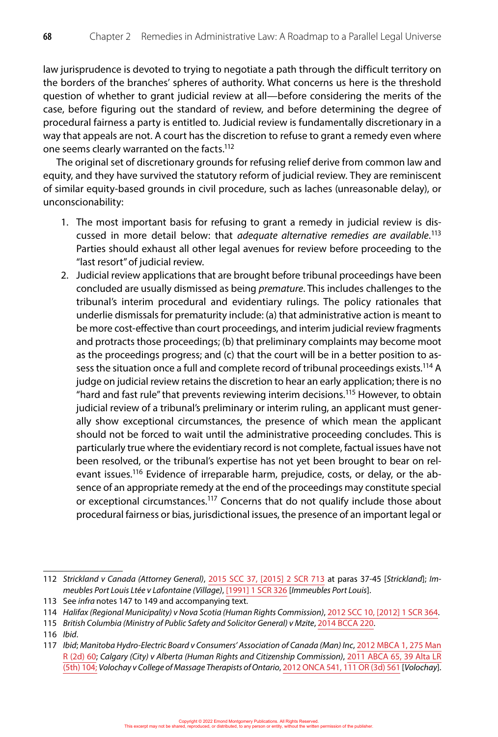law jurisprudence is devoted to trying to negotiate a path through the difficult territory on the borders of the branches' spheres of authority. What concerns us here is the threshold question of whether to grant judicial review at all—before considering the merits of the case, before figuring out the standard of review, and before determining the degree of procedural fairness a party is entitled to. Judicial review is fundamentally discretionary in a way that appeals are not. A court has the discretion to refuse to grant a remedy even where one seems clearly warranted on the facts.[112]

The original set of discretionary grounds for refusing relief derive from common law and equity, and they have survived the statutory reform of judicial review. They are reminiscent of similar equity-based grounds in civil procedure, such as laches (unreasonable delay), or unconscionability:

1. The most important basis for refusing to grant a remedy in judicial review is discussed in more detail below: that *adequate alternative remedies are available*.[113] Parties should exhaust all other legal avenues for review before proceeding to the "last resort" of judicial review.
2. Judicial review applications that are brought before tribunal proceedings have been concluded are usually dismissed as being *premature*. This includes challenges to the tribunal's interim procedural and evidentiary rulings. The policy rationales that underlie dismissals for prematurity include: (a) that administrative action is meant to be more cost-effective than court proceedings, and interim judicial review fragments and protracts those proceedings; (b) that preliminary complaints may become moot as the proceedings progress; and (c) that the court will be in a better position to assess the situation once a full and complete record of tribunal proceedings exists.[114] A judge on judicial review retains the discretion to hear an early application; there is no "hard and fast rule" that prevents reviewing interim decisions.[115] However, to obtain judicial review of a tribunal's preliminary or interim ruling, an applicant must generally show exceptional circumstances, the presence of which mean the applicant should not be forced to wait until the administrative proceeding concludes. This is particularly true where the evidentiary record is not complete, factual issues have not been resolved, or the tribunal's expertise has not yet been brought to bear on relevant issues.[116] Evidence of irreparable harm, prejudice, costs, or delay, or the absence of an appropriate remedy at the end of the proceedings may constitute special or exceptional circumstances.[117] Concerns that do not qualify include those about procedural fairness or bias, jurisdictional issues, the presence of an important legal or

---

112 *Strickland v Canada (Attorney General)*, 2015 SCC 37, [2015] 2 SCR 713 at paras 37-45 [*Strickland*]; *Immeubles Port Louis Ltée v Lafontaine (Village)*, [1991] 1 SCR 326 [*Immeubles Port Louis*].

113 See *infra* notes 147 to 149 and accompanying text.

114 *Halifax (Regional Municipality) v Nova Scotia (Human Rights Commission)*, 2012 SCC 10, [2012] 1 SCR 364.

115 *British Columbia (Ministry of Public Safety and Solicitor General) v Mzite*, 2014 BCCA 220.

116 *Ibid*.

117 *Ibid*; *Manitoba Hydro-Electric Board v Consumers' Association of Canada (Man) Inc*, 2012 MBCA 1, 275 Man R (2d) 60; *Calgary (City) v Alberta (Human Rights and Citizenship Commission)*, 2011 ABCA 65, 39 Alta LR (5th) 104; *Volochay v College of Massage Therapists of Ontario*, 2012 ONCA 541, 111 OR (3d) 561 [*Volochay*].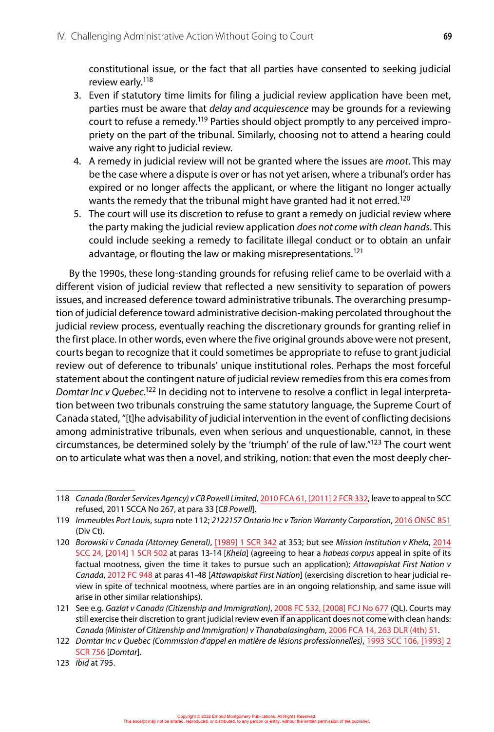constitutional issue, or the fact that all parties have consented to seeking judicial review early.[118]

3. Even if statutory time limits for filing a judicial review application have been met, parties must be aware that *delay and acquiescence* may be grounds for a reviewing court to refuse a remedy.[119] Parties should object promptly to any perceived impropriety on the part of the tribunal. Similarly, choosing not to attend a hearing could waive any right to judicial review.
4. A remedy in judicial review will not be granted where the issues are *moot*. This may be the case where a dispute is over or has not yet arisen, where a tribunal's order has expired or no longer affects the applicant, or where the litigant no longer actually wants the remedy that the tribunal might have granted had it not erred.[120]
5. The court will use its discretion to refuse to grant a remedy on judicial review where the party making the judicial review application *does not come with clean hands*. This could include seeking a remedy to facilitate illegal conduct or to obtain an unfair advantage, or flouting the law or making misrepresentations.[121]

By the 1990s, these long-standing grounds for refusing relief came to be overlaid with a different vision of judicial review that reflected a new sensitivity to separation of powers issues, and increased deference toward administrative tribunals. The overarching presumption of judicial deference toward administrative decision-making percolated throughout the judicial review process, eventually reaching the discretionary grounds for granting relief in the first place. In other words, even where the five original grounds above were not present, courts began to recognize that it could sometimes be appropriate to refuse to grant judicial review out of deference to tribunals' unique institutional roles. Perhaps the most forceful statement about the contingent nature of judicial review remedies from this era comes from *Domtar Inc v Quebec*.[122] In deciding not to intervene to resolve a conflict in legal interpretation between two tribunals construing the same statutory language, the Supreme Court of Canada stated, "[t]he advisability of judicial intervention in the event of conflicting decisions among administrative tribunals, even when serious and unquestionable, cannot, in these circumstances, be determined solely by the 'triumph' of the rule of law."[123] The court went on to articulate what was then a novel, and striking, notion: that even the most deeply cher-

---

118 *Canada (Border Services Agency) v CB Powell Limited*, 2010 FCA 61, [2011] 2 FCR 332, leave to appeal to SCC refused, 2011 SCCA No 267, at para 33 [*CB Powell*].

119 *Immeubles Port Louis*, *supra* note 112; *2122157 Ontario Inc v Tarion Warranty Corporation*, 2016 ONSC 851 (Div Ct).

120 *Borowski v Canada (Attorney General)*, [1989] 1 SCR 342 at 353; but see *Mission Institution v Khela*, 2014 SCC 24, [2014] 1 SCR 502 at paras 13-14 [*Khela*] (agreeing to hear a *habeas corpus* appeal in spite of its factual mootness, given the time it takes to pursue such an application); *Attawapiskat First Nation v Canada*, 2012 FC 948 at paras 41-48 [*Attawapiskat First Nation*] (exercising discretion to hear judicial review in spite of technical mootness, where parties are in an ongoing relationship, and same issue will arise in other similar relationships).

121 See e.g. *Gazlat v Canada (Citizenship and Immigration)*, 2008 FC 532, [2008] FCJ No 677 (QL). Courts may still exercise their discretion to grant judicial review even if an applicant does not come with clean hands: *Canada (Minister of Citizenship and Immigration) v Thanabalasingham*, 2006 FCA 14, 263 DLR (4th) 51.

122 *Domtar Inc v Quebec (Commission d'appel en matière de lésions professionnelles)*, 1993 SCC 106, [1993] 2 SCR 756 [*Domtar*].

123 *Ibid* at 795.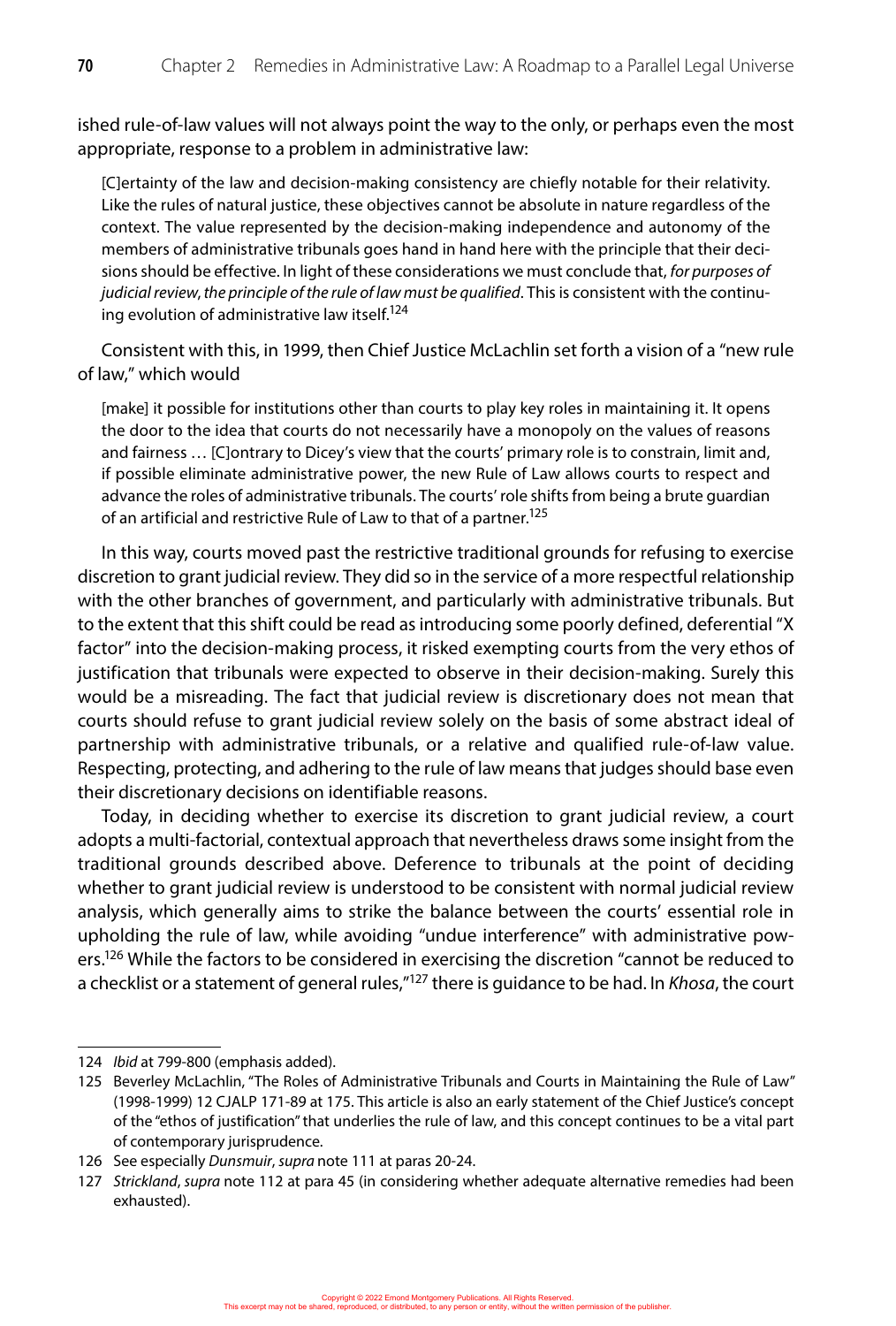ished rule-of-law values will not always point the way to the only, or perhaps even the most appropriate, response to a problem in administrative law:

> [C]ertainty of the law and decision-making consistency are chiefly notable for their relativity. Like the rules of natural justice, these objectives cannot be absolute in nature regardless of the context. The value represented by the decision-making independence and autonomy of the members of administrative tribunals goes hand in hand here with the principle that their decisions should be effective. In light of these considerations we must conclude that, *for purposes of judicial review, the principle of the rule of law must be qualified*. This is consistent with the continuing evolution of administrative law itself.[124]

Consistent with this, in 1999, then Chief Justice McLachlin set forth a vision of a "new rule of law," which would

> [make] it possible for institutions other than courts to play key roles in maintaining it. It opens the door to the idea that courts do not necessarily have a monopoly on the values of reasons and fairness … [C]ontrary to Dicey's view that the courts' primary role is to constrain, limit and, if possible eliminate administrative power, the new Rule of Law allows courts to respect and advance the roles of administrative tribunals. The courts' role shifts from being a brute guardian of an artificial and restrictive Rule of Law to that of a partner.[125]

In this way, courts moved past the restrictive traditional grounds for refusing to exercise discretion to grant judicial review. They did so in the service of a more respectful relationship with the other branches of government, and particularly with administrative tribunals. But to the extent that this shift could be read as introducing some poorly defined, deferential "X factor" into the decision-making process, it risked exempting courts from the very ethos of justification that tribunals were expected to observe in their decision-making. Surely this would be a misreading. The fact that judicial review is discretionary does not mean that courts should refuse to grant judicial review solely on the basis of some abstract ideal of partnership with administrative tribunals, or a relative and qualified rule-of-law value. Respecting, protecting, and adhering to the rule of law means that judges should base even their discretionary decisions on identifiable reasons.

Today, in deciding whether to exercise its discretion to grant judicial review, a court adopts a multi-factorial, contextual approach that nevertheless draws some insight from the traditional grounds described above. Deference to tribunals at the point of deciding whether to grant judicial review is understood to be consistent with normal judicial review analysis, which generally aims to strike the balance between the courts' essential role in upholding the rule of law, while avoiding "undue interference" with administrative powers.[126] While the factors to be considered in exercising the discretion "cannot be reduced to a checklist or a statement of general rules,"[127] there is guidance to be had. In *Khosa*, the court

---

124 *Ibid* at 799-800 (emphasis added).

125 Beverley McLachlin, "The Roles of Administrative Tribunals and Courts in Maintaining the Rule of Law" (1998-1999) 12 CJALP 171-89 at 175. This article is also an early statement of the Chief Justice's concept of the "ethos of justification" that underlies the rule of law, and this concept continues to be a vital part of contemporary jurisprudence.

126 See especially *Dunsmuir*, *supra* note 111 at paras 20-24.

127 *Strickland*, *supra* note 112 at para 45 (in considering whether adequate alternative remedies had been exhausted).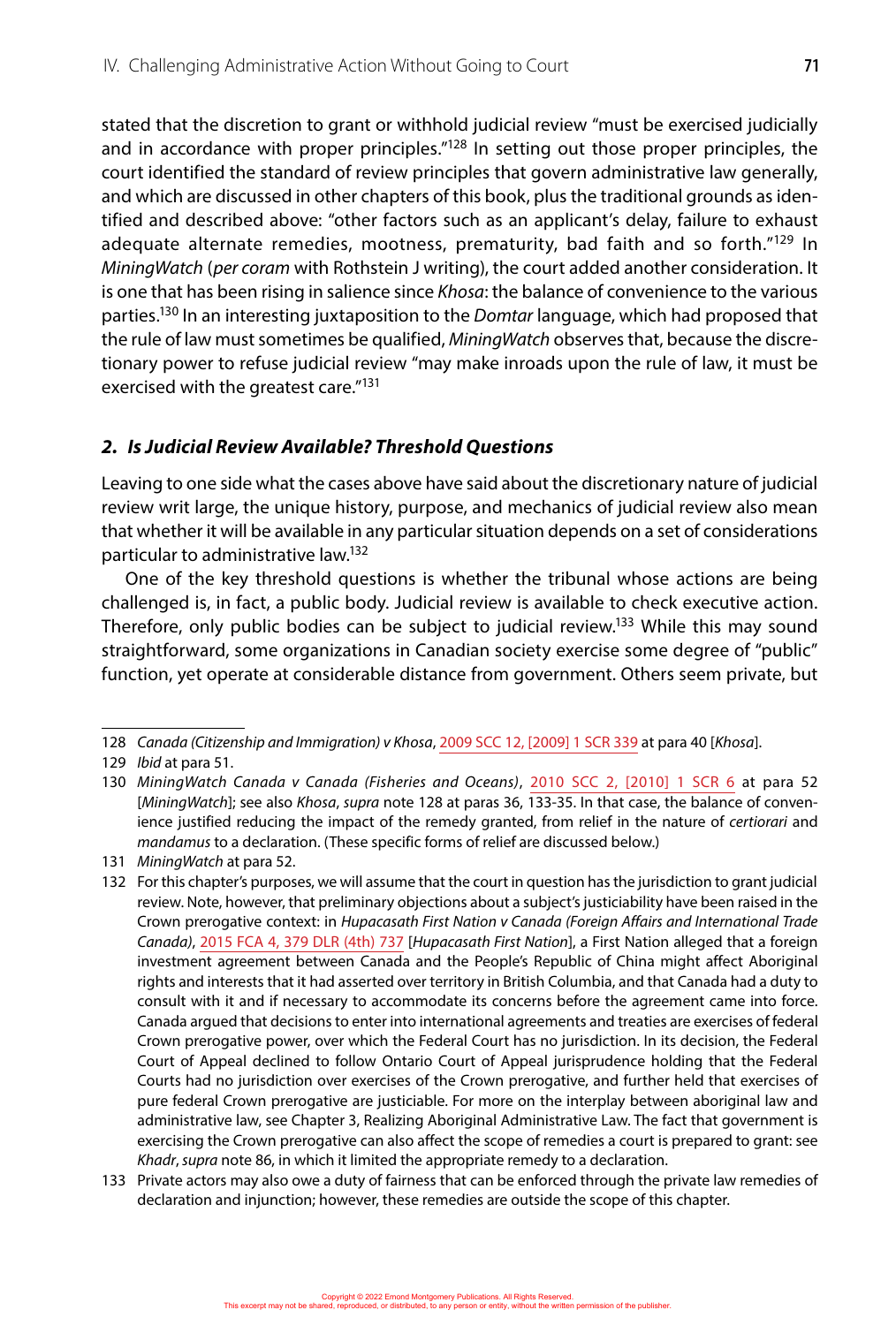stated that the discretion to grant or withhold judicial review "must be exercised judicially and in accordance with proper principles."[128] In setting out those proper principles, the court identified the standard of review principles that govern administrative law generally, and which are discussed in other chapters of this book, plus the traditional grounds as identified and described above: "other factors such as an applicant's delay, failure to exhaust adequate alternate remedies, mootness, prematurity, bad faith and so forth."[129] In *MiningWatch* (*per coram* with Rothstein J writing), the court added another consideration. It is one that has been rising in salience since *Khosa*: the balance of convenience to the various parties.[130] In an interesting juxtaposition to the *Domtar* language, which had proposed that the rule of law must sometimes be qualified, *MiningWatch* observes that, because the discretionary power to refuse judicial review "may make inroads upon the rule of law, it must be exercised with the greatest care."[131]

### *2. Is Judicial Review Available? Threshold Questions*

Leaving to one side what the cases above have said about the discretionary nature of judicial review writ large, the unique history, purpose, and mechanics of judicial review also mean that whether it will be available in any particular situation depends on a set of considerations particular to administrative law.[132]

One of the key threshold questions is whether the tribunal whose actions are being challenged is, in fact, a public body. Judicial review is available to check executive action. Therefore, only public bodies can be subject to judicial review.[133] While this may sound straightforward, some organizations in Canadian society exercise some degree of "public" function, yet operate at considerable distance from government. Others seem private, but

---

128 *Canada (Citizenship and Immigration) v Khosa*, 2009 SCC 12, [2009] 1 SCR 339 at para 40 [*Khosa*].

129 *Ibid* at para 51.

130 *MiningWatch Canada v Canada (Fisheries and Oceans)*, 2010 SCC 2, [2010] 1 SCR 6 at para 52 [*MiningWatch*]; see also *Khosa*, *supra* note 128 at paras 36, 133-35. In that case, the balance of convenience justified reducing the impact of the remedy granted, from relief in the nature of *certiorari* and *mandamus* to a declaration. (These specific forms of relief are discussed below.)

131 *MiningWatch* at para 52.

132 For this chapter's purposes, we will assume that the court in question has the jurisdiction to grant judicial review. Note, however, that preliminary objections about a subject's justiciability have been raised in the Crown prerogative context: in *Hupacasath First Nation v Canada (Foreign Affairs and International Trade Canada)*, 2015 FCA 4, 379 DLR (4th) 737 [*Hupacasath First Nation*], a First Nation alleged that a foreign investment agreement between Canada and the People's Republic of China might affect Aboriginal rights and interests that it had asserted over territory in British Columbia, and that Canada had a duty to consult with it and if necessary to accommodate its concerns before the agreement came into force. Canada argued that decisions to enter into international agreements and treaties are exercises of federal Crown prerogative power, over which the Federal Court has no jurisdiction. In its decision, the Federal Court of Appeal declined to follow Ontario Court of Appeal jurisprudence holding that the Federal Courts had no jurisdiction over exercises of the Crown prerogative, and further held that exercises of pure federal Crown prerogative are justiciable. For more on the interplay between aboriginal law and administrative law, see Chapter 3, Realizing Aboriginal Administrative Law. The fact that government is exercising the Crown prerogative can also affect the scope of remedies a court is prepared to grant: see *Khadr*, *supra* note 86, in which it limited the appropriate remedy to a declaration.

133 Private actors may also owe a duty of fairness that can be enforced through the private law remedies of declaration and injunction; however, these remedies are outside the scope of this chapter.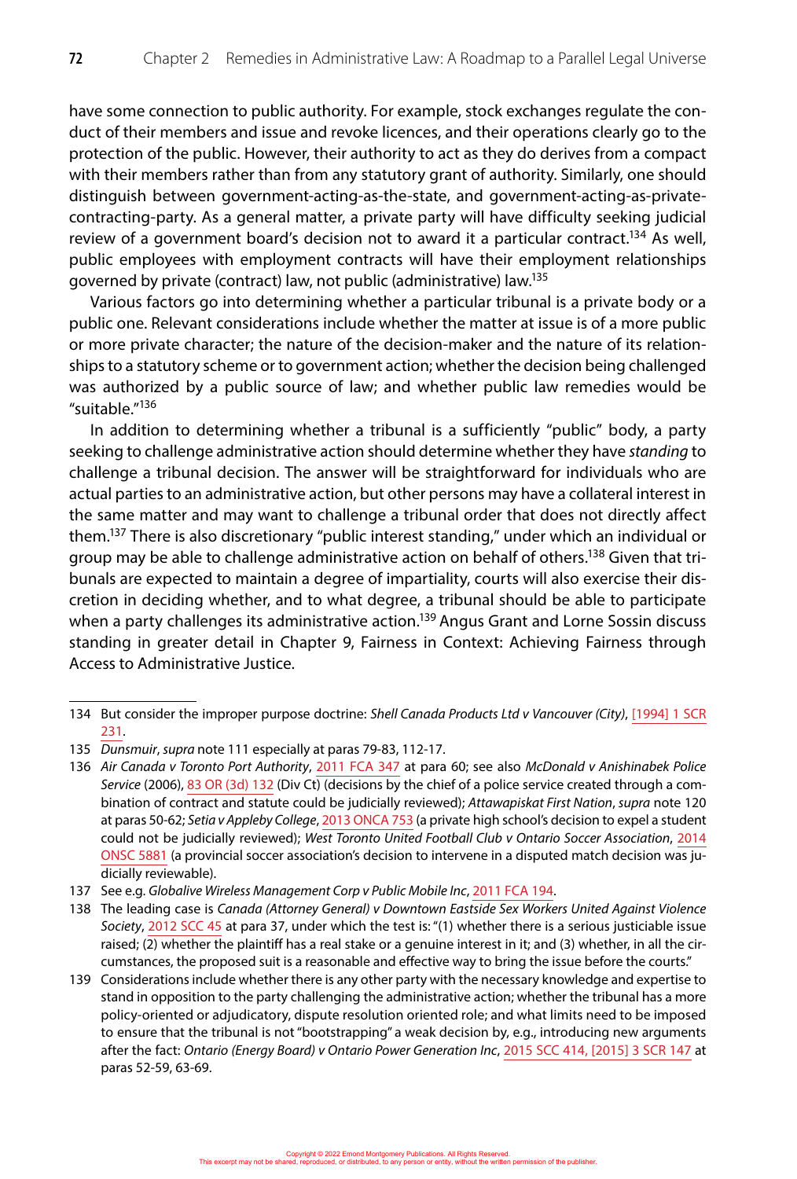have some connection to public authority. For example, stock exchanges regulate the conduct of their members and issue and revoke licences, and their operations clearly go to the protection of the public. However, their authority to act as they do derives from a compact with their members rather than from any statutory grant of authority. Similarly, one should distinguish between government-acting-as-the-state, and government-acting-as-private-contracting-party. As a general matter, a private party will have difficulty seeking judicial review of a government board's decision not to award it a particular contract.[134] As well, public employees with employment contracts will have their employment relationships governed by private (contract) law, not public (administrative) law.[135]

Various factors go into determining whether a particular tribunal is a private body or a public one. Relevant considerations include whether the matter at issue is of a more public or more private character; the nature of the decision-maker and the nature of its relationships to a statutory scheme or to government action; whether the decision being challenged was authorized by a public source of law; and whether public law remedies would be "suitable."[136]

In addition to determining whether a tribunal is a sufficiently "public" body, a party seeking to challenge administrative action should determine whether they have *standing* to challenge a tribunal decision. The answer will be straightforward for individuals who are actual parties to an administrative action, but other persons may have a collateral interest in the same matter and may want to challenge a tribunal order that does not directly affect them.[137] There is also discretionary "public interest standing," under which an individual or group may be able to challenge administrative action on behalf of others.[138] Given that tribunals are expected to maintain a degree of impartiality, courts will also exercise their discretion in deciding whether, and to what degree, a tribunal should be able to participate when a party challenges its administrative action.[139] Angus Grant and Lorne Sossin discuss standing in greater detail in Chapter 9, Fairness in Context: Achieving Fairness through Access to Administrative Justice.

---

134 But consider the improper purpose doctrine: *Shell Canada Products Ltd v Vancouver (City)*, [1994] 1 SCR 231.

135 *Dunsmuir*, *supra* note 111 especially at paras 79-83, 112-17.

136 *Air Canada v Toronto Port Authority*, 2011 FCA 347 at para 60; see also *McDonald v Anishinabek Police Service* (2006), 83 OR (3d) 132 (Div Ct) (decisions by the chief of a police service created through a combination of contract and statute could be judicially reviewed); *Attawapiskat First Nation*, *supra* note 120 at paras 50-62; *Setia v Appleby College*, 2013 ONCA 753 (a private high school's decision to expel a student could not be judicially reviewed); *West Toronto United Football Club v Ontario Soccer Association*, 2014 ONSC 5881 (a provincial soccer association's decision to intervene in a disputed match decision was judicially reviewable).

137 See e.g. *Globalive Wireless Management Corp v Public Mobile Inc*, 2011 FCA 194.

138 The leading case is *Canada (Attorney General) v Downtown Eastside Sex Workers United Against Violence Society*, 2012 SCC 45 at para 37, under which the test is: "(1) whether there is a serious justiciable issue raised; (2) whether the plaintiff has a real stake or a genuine interest in it; and (3) whether, in all the circumstances, the proposed suit is a reasonable and effective way to bring the issue before the courts."

139 Considerations include whether there is any other party with the necessary knowledge and expertise to stand in opposition to the party challenging the administrative action; whether the tribunal has a more policy-oriented or adjudicatory, dispute resolution oriented role; and what limits need to be imposed to ensure that the tribunal is not "bootstrapping" a weak decision by, e.g., introducing new arguments after the fact: *Ontario (Energy Board) v Ontario Power Generation Inc*, 2015 SCC 414, [2015] 3 SCR 147 at paras 52-59, 63-69.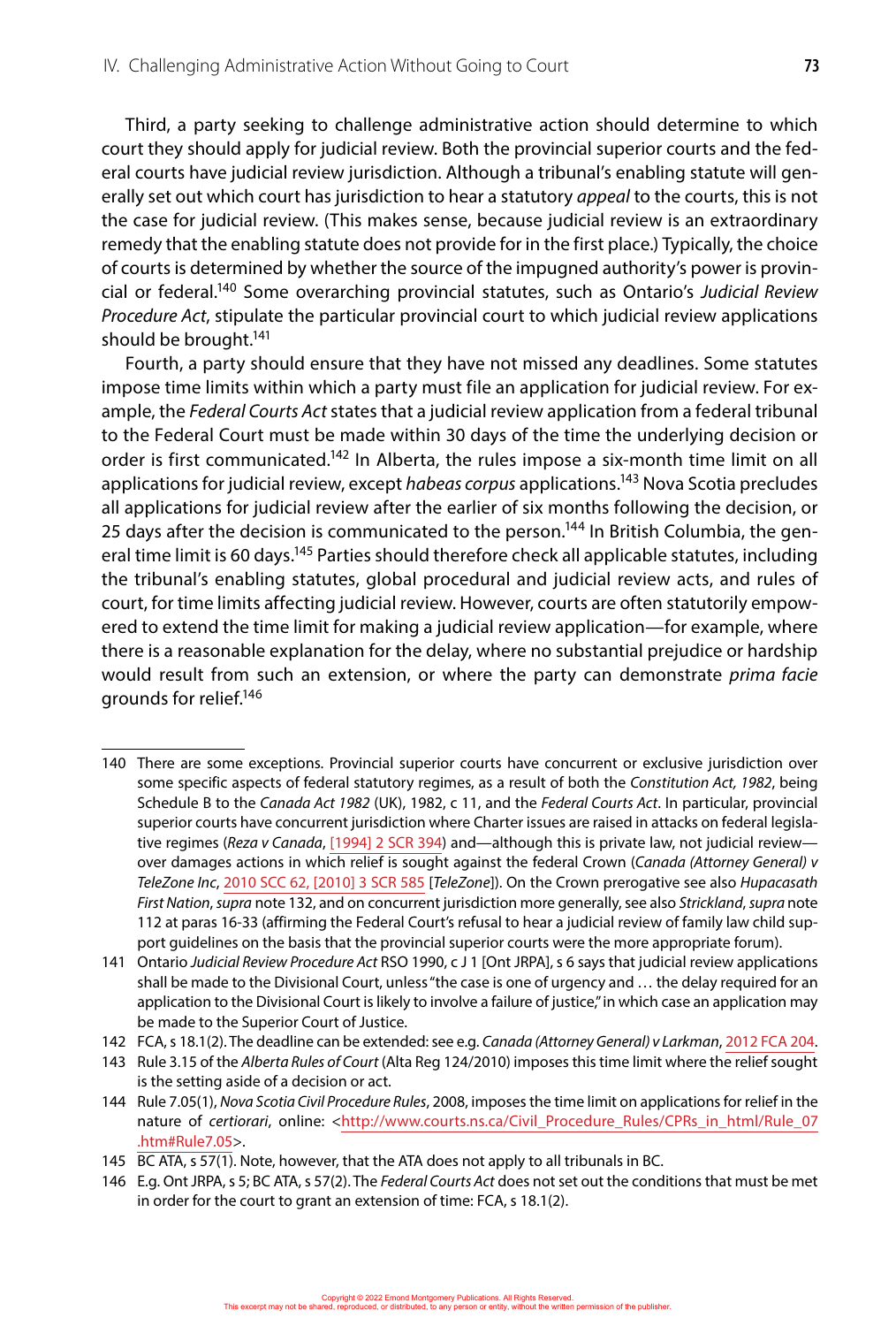Third, a party seeking to challenge administrative action should determine to which court they should apply for judicial review. Both the provincial superior courts and the federal courts have judicial review jurisdiction. Although a tribunal's enabling statute will generally set out which court has jurisdiction to hear a statutory *appeal* to the courts, this is not the case for judicial review. (This makes sense, because judicial review is an extraordinary remedy that the enabling statute does not provide for in the first place.) Typically, the choice of courts is determined by whether the source of the impugned authority's power is provincial or federal.[140] Some overarching provincial statutes, such as Ontario's *Judicial Review Procedure Act*, stipulate the particular provincial court to which judicial review applications should be brought.[141]

Fourth, a party should ensure that they have not missed any deadlines. Some statutes impose time limits within which a party must file an application for judicial review. For example, the *Federal Courts Act* states that a judicial review application from a federal tribunal to the Federal Court must be made within 30 days of the time the underlying decision or order is first communicated.[142] In Alberta, the rules impose a six-month time limit on all applications for judicial review, except *habeas corpus* applications.[143] Nova Scotia precludes all applications for judicial review after the earlier of six months following the decision, or 25 days after the decision is communicated to the person.[144] In British Columbia, the general time limit is 60 days.[145] Parties should therefore check all applicable statutes, including the tribunal's enabling statutes, global procedural and judicial review acts, and rules of court, for time limits affecting judicial review. However, courts are often statutorily empowered to extend the time limit for making a judicial review application—for example, where there is a reasonable explanation for the delay, where no substantial prejudice or hardship would result from such an extension, or where the party can demonstrate *prima facie* grounds for relief.[146]

---

140 There are some exceptions. Provincial superior courts have concurrent or exclusive jurisdiction over some specific aspects of federal statutory regimes, as a result of both the *Constitution Act, 1982*, being Schedule B to the *Canada Act 1982* (UK), 1982, c 11, and the *Federal Courts Act*. In particular, provincial superior courts have concurrent jurisdiction where Charter issues are raised in attacks on federal legislative regimes (*Reza v Canada*, [1994] 2 SCR 394) and—although this is private law, not judicial review—over damages actions in which relief is sought against the federal Crown (*Canada (Attorney General) v TeleZone Inc*, 2010 SCC 62, [2010] 3 SCR 585 [*TeleZone*]). On the Crown prerogative see also *Hupacasath First Nation*, *supra* note 132, and on concurrent jurisdiction more generally, see also *Strickland*, *supra* note 112 at paras 16-33 (affirming the Federal Court's refusal to hear a judicial review of family law child support guidelines on the basis that the provincial superior courts were the more appropriate forum).

141 Ontario *Judicial Review Procedure Act* RSO 1990, c J 1 [Ont JRPA], s 6 says that judicial review applications shall be made to the Divisional Court, unless "the case is one of urgency and … the delay required for an application to the Divisional Court is likely to involve a failure of justice," in which case an application may be made to the Superior Court of Justice.

142 FCA, s 18.1(2). The deadline can be extended: see e.g. *Canada (Attorney General) v Larkman*, 2012 FCA 204.

143 Rule 3.15 of the *Alberta Rules of Court* (Alta Reg 124/2010) imposes this time limit where the relief sought is the setting aside of a decision or act.

144 Rule 7.05(1), *Nova Scotia Civil Procedure Rules*, 2008, imposes the time limit on applications for relief in the nature of *certiorari*, online: <http://www.courts.ns.ca/Civil_Procedure_Rules/CPRs_in_html/Rule_07.htm#Rule7.05>.

145 BC ATA, s 57(1). Note, however, that the ATA does not apply to all tribunals in BC.

146 E.g. Ont JRPA, s 5; BC ATA, s 57(2). The *Federal Courts Act* does not set out the conditions that must be met in order for the court to grant an extension of time: FCA, s 18.1(2).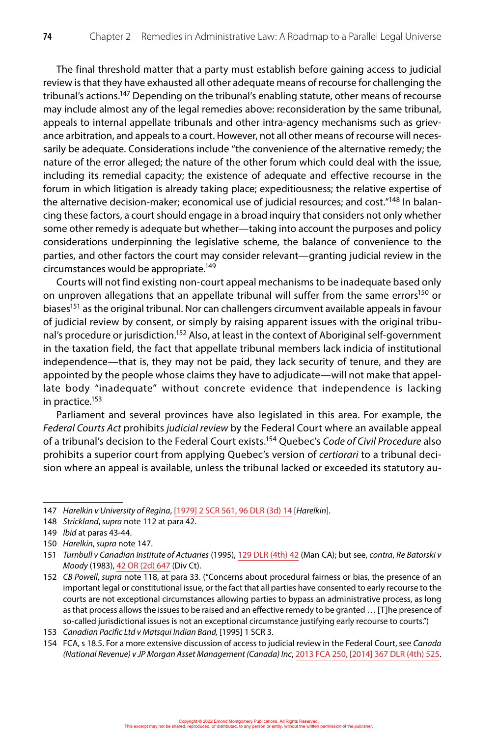The final threshold matter that a party must establish before gaining access to judicial review is that they have exhausted all other adequate means of recourse for challenging the tribunal's actions.[147] Depending on the tribunal's enabling statute, other means of recourse may include almost any of the legal remedies above: reconsideration by the same tribunal, appeals to internal appellate tribunals and other intra-agency mechanisms such as grievance arbitration, and appeals to a court. However, not all other means of recourse will necessarily be adequate. Considerations include "the convenience of the alternative remedy; the nature of the error alleged; the nature of the other forum which could deal with the issue, including its remedial capacity; the existence of adequate and effective recourse in the forum in which litigation is already taking place; expeditiousness; the relative expertise of the alternative decision-maker; economical use of judicial resources; and cost."[148] In balancing these factors, a court should engage in a broad inquiry that considers not only whether some other remedy is adequate but whether—taking into account the purposes and policy considerations underpinning the legislative scheme, the balance of convenience to the parties, and other factors the court may consider relevant—granting judicial review in the circumstances would be appropriate.[149]

Courts will not find existing non-court appeal mechanisms to be inadequate based only on unproven allegations that an appellate tribunal will suffer from the same errors[150] or biases[151] as the original tribunal. Nor can challengers circumvent available appeals in favour of judicial review by consent, or simply by raising apparent issues with the original tribunal's procedure or jurisdiction.[152] Also, at least in the context of Aboriginal self-government in the taxation field, the fact that appellate tribunal members lack indicia of institutional independence—that is, they may not be paid, they lack security of tenure, and they are appointed by the people whose claims they have to adjudicate—will not make that appellate body "inadequate" without concrete evidence that independence is lacking in practice.[153]

Parliament and several provinces have also legislated in this area. For example, the *Federal Courts Act* prohibits *judicial review* by the Federal Court where an available appeal of a tribunal's decision to the Federal Court exists.[154] Quebec's *Code of Civil Procedure* also prohibits a superior court from applying Quebec's version of *certiorari* to a tribunal decision where an appeal is available, unless the tribunal lacked or exceeded its statutory au-

---

147 *Harelkin v University of Regina*, [1979] 2 SCR 561, 96 DLR (3d) 14 [*Harelkin*].

148 *Strickland*, *supra* note 112 at para 42.

149 *Ibid* at paras 43-44.

150 *Harelkin*, *supra* note 147.

151 *Turnbull v Canadian Institute of Actuaries* (1995), 129 DLR (4th) 42 (Man CA); but see, *contra*, *Re Batorski v Moody* (1983), 42 OR (2d) 647 (Div Ct).

152 *CB Powell*, *supra* note 118, at para 33. ("Concerns about procedural fairness or bias, the presence of an important legal or constitutional issue, or the fact that all parties have consented to early recourse to the courts are not exceptional circumstances allowing parties to bypass an administrative process, as long as that process allows the issues to be raised and an effective remedy to be granted … [T]he presence of so-called jurisdictional issues is not an exceptional circumstance justifying early recourse to courts.")

153 *Canadian Pacific Ltd v Matsqui Indian Band*, [1995] 1 SCR 3.

154 FCA, s 18.5. For a more extensive discussion of access to judicial review in the Federal Court, see *Canada (National Revenue) v JP Morgan Asset Management (Canada) Inc*, 2013 FCA 250, [2014] 367 DLR (4th) 525.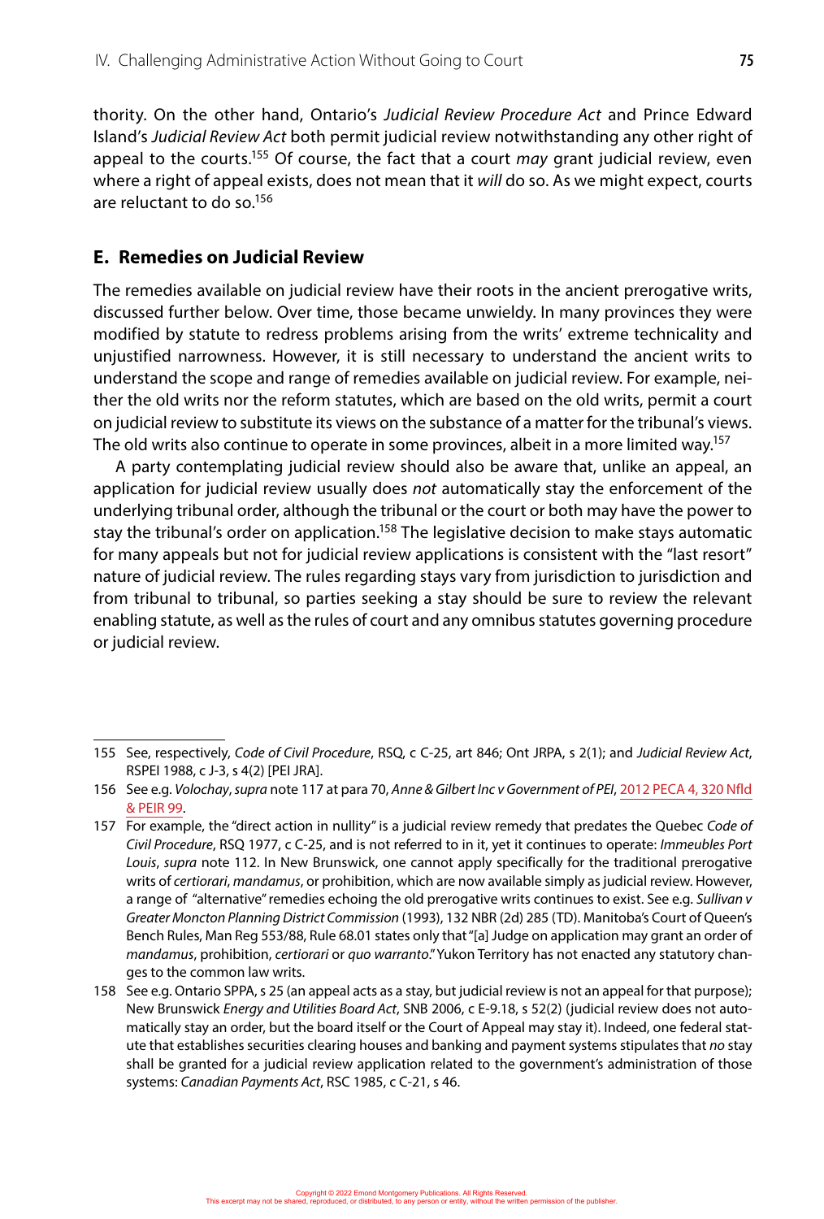thority. On the other hand, Ontario's *Judicial Review Procedure Act* and Prince Edward Island's *Judicial Review Act* both permit judicial review notwithstanding any other right of appeal to the courts.[155] Of course, the fact that a court *may* grant judicial review, even where a right of appeal exists, does not mean that it *will* do so. As we might expect, courts are reluctant to do so.[156]

## E. Remedies on Judicial Review

The remedies available on judicial review have their roots in the ancient prerogative writs, discussed further below. Over time, those became unwieldy. In many provinces they were modified by statute to redress problems arising from the writs' extreme technicality and unjustified narrowness. However, it is still necessary to understand the ancient writs to understand the scope and range of remedies available on judicial review. For example, neither the old writs nor the reform statutes, which are based on the old writs, permit a court on judicial review to substitute its views on the substance of a matter for the tribunal's views. The old writs also continue to operate in some provinces, albeit in a more limited way.[157]

A party contemplating judicial review should also be aware that, unlike an appeal, an application for judicial review usually does *not* automatically stay the enforcement of the underlying tribunal order, although the tribunal or the court or both may have the power to stay the tribunal's order on application.[158] The legislative decision to make stays automatic for many appeals but not for judicial review applications is consistent with the "last resort" nature of judicial review. The rules regarding stays vary from jurisdiction to jurisdiction and from tribunal to tribunal, so parties seeking a stay should be sure to review the relevant enabling statute, as well as the rules of court and any omnibus statutes governing procedure or judicial review.

---

155 See, respectively, *Code of Civil Procedure*, RSQ, c C-25, art 846; Ont JRPA, s 2(1); and *Judicial Review Act*, RSPEI 1988, c J-3, s 4(2) [PEI JRA].

156 See e.g. *Volochay*, *supra* note 117 at para 70, *Anne & Gilbert Inc v Government of PEI*, 2012 PECA 4, 320 Nfld & PEIR 99.

157 For example, the "direct action in nullity" is a judicial review remedy that predates the Quebec *Code of Civil Procedure*, RSQ 1977, c C-25, and is not referred to in it, yet it continues to operate: *Immeubles Port Louis*, *supra* note 112. In New Brunswick, one cannot apply specifically for the traditional prerogative writs of *certiorari*, *mandamus*, or prohibition, which are now available simply as judicial review. However, a range of "alternative" remedies echoing the old prerogative writs continues to exist. See e.g. *Sullivan v Greater Moncton Planning District Commission* (1993), 132 NBR (2d) 285 (TD). Manitoba's Court of Queen's Bench Rules, Man Reg 553/88, Rule 68.01 states only that "[a] Judge on application may grant an order of *mandamus*, prohibition, *certiorari* or *quo warranto*." Yukon Territory has not enacted any statutory changes to the common law writs.

158 See e.g. Ontario SPPA, s 25 (an appeal acts as a stay, but judicial review is not an appeal for that purpose); New Brunswick *Energy and Utilities Board Act*, SNB 2006, c E-9.18, s 52(2) (judicial review does not automatically stay an order, but the board itself or the Court of Appeal may stay it). Indeed, one federal statute that establishes securities clearing houses and banking and payment systems stipulates that *no* stay shall be granted for a judicial review application related to the government's administration of those systems: *Canadian Payments Act*, RSC 1985, c C-21, s 46.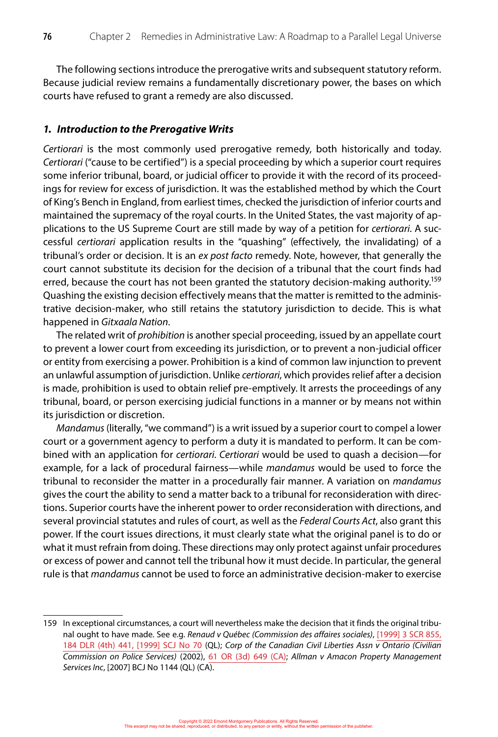The following sections introduce the prerogative writs and subsequent statutory reform. Because judicial review remains a fundamentally discretionary power, the bases on which courts have refused to grant a remedy are also discussed.

### *1. Introduction to the Prerogative Writs*

*Certiorari* is the most commonly used prerogative remedy, both historically and today. *Certiorari* ("cause to be certified") is a special proceeding by which a superior court requires some inferior tribunal, board, or judicial officer to provide it with the record of its proceedings for review for excess of jurisdiction. It was the established method by which the Court of King's Bench in England, from earliest times, checked the jurisdiction of inferior courts and maintained the supremacy of the royal courts. In the United States, the vast majority of applications to the US Supreme Court are still made by way of a petition for *certiorari*. A successful *certiorari* application results in the "quashing" (effectively, the invalidating) of a tribunal's order or decision. It is an *ex post facto* remedy. Note, however, that generally the court cannot substitute its decision for the decision of a tribunal that the court finds had erred, because the court has not been granted the statutory decision-making authority.[159] Quashing the existing decision effectively means that the matter is remitted to the administrative decision-maker, who still retains the statutory jurisdiction to decide. This is what happened in *Gitxaala Nation*.

The related writ of *prohibition* is another special proceeding, issued by an appellate court to prevent a lower court from exceeding its jurisdiction, or to prevent a non-judicial officer or entity from exercising a power. Prohibition is a kind of common law injunction to prevent an unlawful assumption of jurisdiction. Unlike *certiorari*, which provides relief after a decision is made, prohibition is used to obtain relief pre-emptively. It arrests the proceedings of any tribunal, board, or person exercising judicial functions in a manner or by means not within its jurisdiction or discretion.

*Mandamus* (literally, "we command") is a writ issued by a superior court to compel a lower court or a government agency to perform a duty it is mandated to perform. It can be combined with an application for *certiorari*. *Certiorari* would be used to quash a decision—for example, for a lack of procedural fairness—while *mandamus* would be used to force the tribunal to reconsider the matter in a procedurally fair manner. A variation on *mandamus* gives the court the ability to send a matter back to a tribunal for reconsideration with directions. Superior courts have the inherent power to order reconsideration with directions, and several provincial statutes and rules of court, as well as the *Federal Courts Act*, also grant this power. If the court issues directions, it must clearly state what the original panel is to do or what it must refrain from doing. These directions may only protect against unfair procedures or excess of power and cannot tell the tribunal how it must decide. In particular, the general rule is that *mandamus* cannot be used to force an administrative decision-maker to exercise

---

159 In exceptional circumstances, a court will nevertheless make the decision that it finds the original tribunal ought to have made. See e.g. *Renaud v Québec (Commission des affaires sociales)*, [1999] 3 SCR 855, 184 DLR (4th) 441, [1999] SCJ No 70 (QL); *Corp of the Canadian Civil Liberties Assn v Ontario (Civilian Commission on Police Services)* (2002), 61 OR (3d) 649 (CA); *Allman v Amacon Property Management Services Inc*, [2007] BCJ No 1144 (QL) (CA).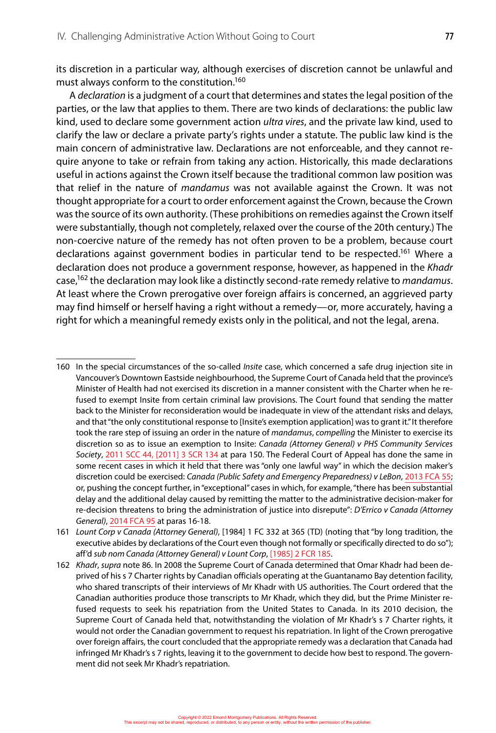its discretion in a particular way, although exercises of discretion cannot be unlawful and must always conform to the constitution.[160]

A *declaration* is a judgment of a court that determines and states the legal position of the parties, or the law that applies to them. There are two kinds of declarations: the public law kind, used to declare some government action *ultra vires*, and the private law kind, used to clarify the law or declare a private party's rights under a statute. The public law kind is the main concern of administrative law. Declarations are not enforceable, and they cannot require anyone to take or refrain from taking any action. Historically, this made declarations useful in actions against the Crown itself because the traditional common law position was that relief in the nature of *mandamus* was not available against the Crown. It was not thought appropriate for a court to order enforcement against the Crown, because the Crown was the source of its own authority. (These prohibitions on remedies against the Crown itself were substantially, though not completely, relaxed over the course of the 20th century.) The non-coercive nature of the remedy has not often proven to be a problem, because court declarations against government bodies in particular tend to be respected.[161] Where a declaration does not produce a government response, however, as happened in the *Khadr* case,[162] the declaration may look like a distinctly second-rate remedy relative to *mandamus*. At least where the Crown prerogative over foreign affairs is concerned, an aggrieved party may find himself or herself having a right without a remedy—or, more accurately, having a right for which a meaningful remedy exists only in the political, and not the legal, arena.

---

160 In the special circumstances of the so-called *Insite* case, which concerned a safe drug injection site in Vancouver's Downtown Eastside neighbourhood, the Supreme Court of Canada held that the province's Minister of Health had not exercised its discretion in a manner consistent with the Charter when he refused to exempt Insite from certain criminal law provisions. The Court found that sending the matter back to the Minister for reconsideration would be inadequate in view of the attendant risks and delays, and that "the only constitutional response to [Insite's exemption application] was to grant it." It therefore took the rare step of issuing an order in the nature of *mandamus*, *compelling* the Minister to exercise its discretion so as to issue an exemption to Insite: *Canada (Attorney General) v PHS Community Services Society*, 2011 SCC 44, [2011] 3 SCR 134 at para 150. The Federal Court of Appeal has done the same in some recent cases in which it held that there was "only one lawful way" in which the decision maker's discretion could be exercised: *Canada (Public Safety and Emergency Preparedness) v LeBon*, 2013 FCA 55; or, pushing the concept further, in "exceptional" cases in which, for example, "there has been substantial delay and the additional delay caused by remitting the matter to the administrative decision-maker for re-decision threatens to bring the administration of justice into disrepute": *D'Errico v Canada (Attorney General)*, 2014 FCA 95 at paras 16-18.

161 *Lount Corp v Canada (Attorney General)*, [1984] 1 FC 332 at 365 (TD) (noting that "by long tradition, the executive abides by declarations of the Court even though not formally or specifically directed to do so"); aff'd *sub nom Canada (Attorney General) v Lount Corp*, [1985] 2 FCR 185.

162 *Khadr*, *supra* note 86. In 2008 the Supreme Court of Canada determined that Omar Khadr had been deprived of his s 7 Charter rights by Canadian officials operating at the Guantanamo Bay detention facility, who shared transcripts of their interviews of Mr Khadr with US authorities. The Court ordered that the Canadian authorities produce those transcripts to Mr Khadr, which they did, but the Prime Minister refused requests to seek his repatriation from the United States to Canada. In its 2010 decision, the Supreme Court of Canada held that, notwithstanding the violation of Mr Khadr's s 7 Charter rights, it would not order the Canadian government to request his repatriation. In light of the Crown prerogative over foreign affairs, the court concluded that the appropriate remedy was a declaration that Canada had infringed Mr Khadr's s 7 rights, leaving it to the government to decide how best to respond. The government did not seek Mr Khadr's repatriation.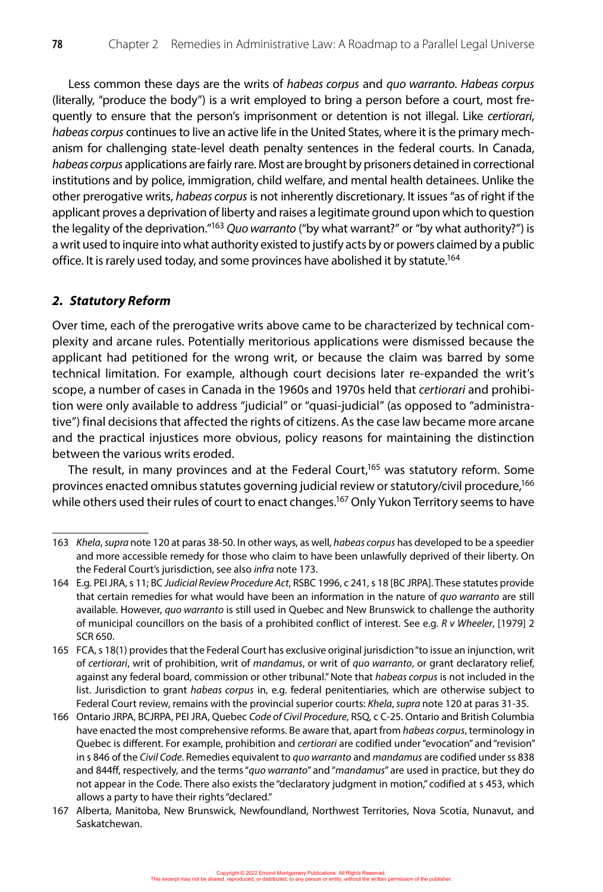Less common these days are the writs of *habeas corpus* and *quo warranto*. *Habeas corpus* (literally, "produce the body") is a writ employed to bring a person before a court, most frequently to ensure that the person's imprisonment or detention is not illegal. Like *certiorari*, *habeas corpus* continues to live an active life in the United States, where it is the primary mechanism for challenging state-level death penalty sentences in the federal courts. In Canada, *habeas corpus* applications are fairly rare. Most are brought by prisoners detained in correctional institutions and by police, immigration, child welfare, and mental health detainees. Unlike the other prerogative writs, *habeas corpus* is not inherently discretionary. It issues "as of right if the applicant proves a deprivation of liberty and raises a legitimate ground upon which to question the legality of the deprivation."[163] *Quo warranto* ("by what warrant?" or "by what authority?") is a writ used to inquire into what authority existed to justify acts by or powers claimed by a public office. It is rarely used today, and some provinces have abolished it by statute.[164]

### *2. Statutory Reform*

Over time, each of the prerogative writs above came to be characterized by technical complexity and arcane rules. Potentially meritorious applications were dismissed because the applicant had petitioned for the wrong writ, or because the claim was barred by some technical limitation. For example, although court decisions later re-expanded the writ's scope, a number of cases in Canada in the 1960s and 1970s held that *certiorari* and prohibition were only available to address "judicial" or "quasi-judicial" (as opposed to "administrative") final decisions that affected the rights of citizens. As the case law became more arcane and the practical injustices more obvious, policy reasons for maintaining the distinction between the various writs eroded.

The result, in many provinces and at the Federal Court,[165] was statutory reform. Some provinces enacted omnibus statutes governing judicial review or statutory/civil procedure,[166] while others used their rules of court to enact changes.[167] Only Yukon Territory seems to have

---

163 *Khela*, *supra* note 120 at paras 38-50. In other ways, as well, *habeas corpus* has developed to be a speedier and more accessible remedy for those who claim to have been unlawfully deprived of their liberty. On the Federal Court's jurisdiction, see also *infra* note 173.

164 E.g. PEI JRA, s 11; BC *Judicial Review Procedure Act*, RSBC 1996, c 241, s 18 [BC JRPA]. These statutes provide that certain remedies for what would have been an information in the nature of *quo warranto* are still available. However, *quo warranto* is still used in Quebec and New Brunswick to challenge the authority of municipal councillors on the basis of a prohibited conflict of interest. See e.g. *R v Wheeler*, [1979] 2 SCR 650.

165 FCA, s 18(1) provides that the Federal Court has exclusive original jurisdiction "to issue an injunction, writ of *certiorari*, writ of prohibition, writ of *mandamus*, or writ of *quo warranto*, or grant declaratory relief, against any federal board, commission or other tribunal." Note that *habeas corpus* is not included in the list. Jurisdiction to grant *habeas corpus* in, e.g. federal penitentiaries, which are otherwise subject to Federal Court review, remains with the provincial superior courts: *Khela*, *supra* note 120 at paras 31-35.

166 Ontario JRPA, BCJRPA, PEI JRA, Quebec *Code of Civil Procedure*, RSQ, c C-25. Ontario and British Columbia have enacted the most comprehensive reforms. Be aware that, apart from *habeas corpus*, terminology in Quebec is different. For example, prohibition and *certiorari* are codified under "evocation" and "revision" in s 846 of the *Civil Code*. Remedies equivalent to *quo warranto* and *mandamus* are codified under ss 838 and 844ff, respectively, and the terms "*quo warranto*" and "*mandamus*" are used in practice, but they do not appear in the Code. There also exists the "declaratory judgment in motion," codified at s 453, which allows a party to have their rights "declared."

167 Alberta, Manitoba, New Brunswick, Newfoundland, Northwest Territories, Nova Scotia, Nunavut, and Saskatchewan.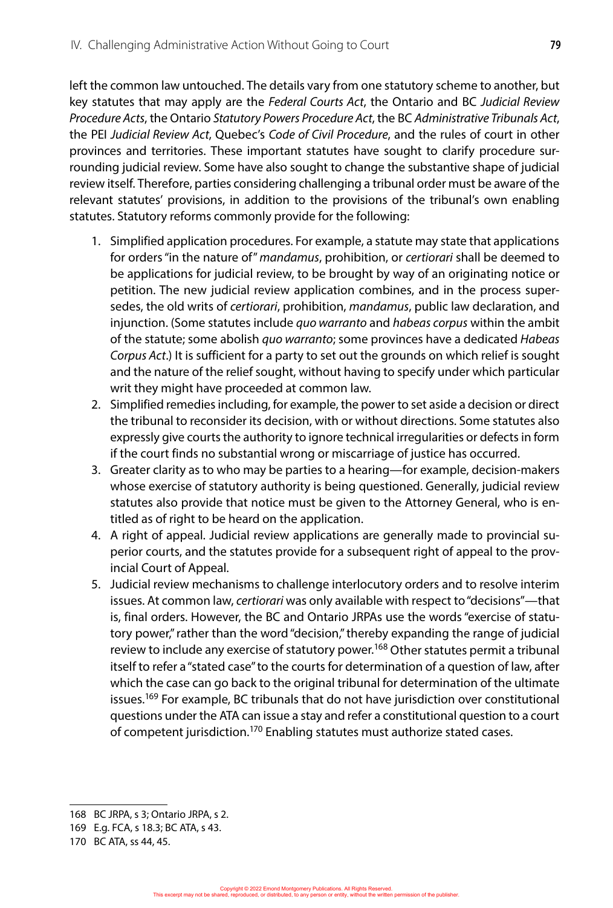left the common law untouched. The details vary from one statutory scheme to another, but key statutes that may apply are the *Federal Courts Act*, the Ontario and BC *Judicial Review Procedure Acts*, the Ontario *Statutory Powers Procedure Act*, the BC *Administrative Tribunals Act*, the PEI *Judicial Review Act*, Quebec's *Code of Civil Procedure*, and the rules of court in other provinces and territories. These important statutes have sought to clarify procedure surrounding judicial review. Some have also sought to change the substantive shape of judicial review itself. Therefore, parties considering challenging a tribunal order must be aware of the relevant statutes' provisions, in addition to the provisions of the tribunal's own enabling statutes. Statutory reforms commonly provide for the following:

1. Simplified application procedures. For example, a statute may state that applications for orders "in the nature of" *mandamus*, prohibition, or *certiorari* shall be deemed to be applications for judicial review, to be brought by way of an originating notice or petition. The new judicial review application combines, and in the process supersedes, the old writs of *certiorari*, prohibition, *mandamus*, public law declaration, and injunction. (Some statutes include *quo warranto* and *habeas corpus* within the ambit of the statute; some abolish *quo warranto*; some provinces have a dedicated *Habeas Corpus Act*.) It is sufficient for a party to set out the grounds on which relief is sought and the nature of the relief sought, without having to specify under which particular writ they might have proceeded at common law.
2. Simplified remedies including, for example, the power to set aside a decision or direct the tribunal to reconsider its decision, with or without directions. Some statutes also expressly give courts the authority to ignore technical irregularities or defects in form if the court finds no substantial wrong or miscarriage of justice has occurred.
3. Greater clarity as to who may be parties to a hearing—for example, decision-makers whose exercise of statutory authority is being questioned. Generally, judicial review statutes also provide that notice must be given to the Attorney General, who is entitled as of right to be heard on the application.
4. A right of appeal. Judicial review applications are generally made to provincial superior courts, and the statutes provide for a subsequent right of appeal to the provincial Court of Appeal.
5. Judicial review mechanisms to challenge interlocutory orders and to resolve interim issues. At common law, *certiorari* was only available with respect to "decisions"—that is, final orders. However, the BC and Ontario JRPAs use the words "exercise of statutory power," rather than the word "decision," thereby expanding the range of judicial review to include any exercise of statutory power.[168] Other statutes permit a tribunal itself to refer a "stated case" to the courts for determination of a question of law, after which the case can go back to the original tribunal for determination of the ultimate issues.[169] For example, BC tribunals that do not have jurisdiction over constitutional questions under the ATA can issue a stay and refer a constitutional question to a court of competent jurisdiction.[170] Enabling statutes must authorize stated cases.

---

168 BC JRPA, s 3; Ontario JRPA, s 2.

169 E.g. FCA, s 18.3; BC ATA, s 43.

170 BC ATA, ss 44, 45.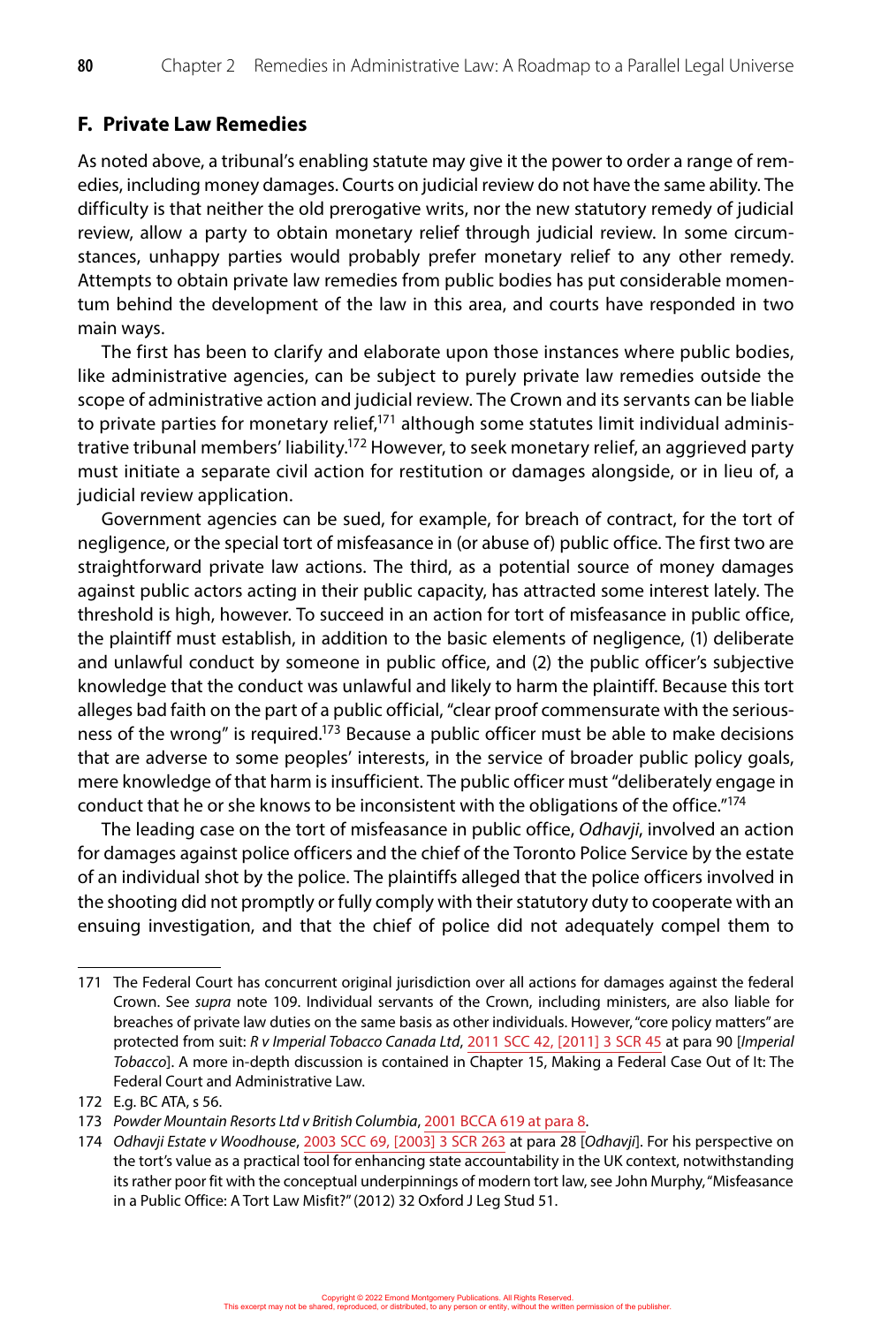## F. Private Law Remedies

As noted above, a tribunal's enabling statute may give it the power to order a range of remedies, including money damages. Courts on judicial review do not have the same ability. The difficulty is that neither the old prerogative writs, nor the new statutory remedy of judicial review, allow a party to obtain monetary relief through judicial review. In some circumstances, unhappy parties would probably prefer monetary relief to any other remedy. Attempts to obtain private law remedies from public bodies has put considerable momentum behind the development of the law in this area, and courts have responded in two main ways.

The first has been to clarify and elaborate upon those instances where public bodies, like administrative agencies, can be subject to purely private law remedies outside the scope of administrative action and judicial review. The Crown and its servants can be liable to private parties for monetary relief,[171] although some statutes limit individual administrative tribunal members' liability.[172] However, to seek monetary relief, an aggrieved party must initiate a separate civil action for restitution or damages alongside, or in lieu of, a judicial review application.

Government agencies can be sued, for example, for breach of contract, for the tort of negligence, or the special tort of misfeasance in (or abuse of) public office. The first two are straightforward private law actions. The third, as a potential source of money damages against public actors acting in their public capacity, has attracted some interest lately. The threshold is high, however. To succeed in an action for tort of misfeasance in public office, the plaintiff must establish, in addition to the basic elements of negligence, (1) deliberate and unlawful conduct by someone in public office, and (2) the public officer's subjective knowledge that the conduct was unlawful and likely to harm the plaintiff. Because this tort alleges bad faith on the part of a public official, "clear proof commensurate with the seriousness of the wrong" is required.[173] Because a public officer must be able to make decisions that are adverse to some peoples' interests, in the service of broader public policy goals, mere knowledge of that harm is insufficient. The public officer must "deliberately engage in conduct that he or she knows to be inconsistent with the obligations of the office."[174]

The leading case on the tort of misfeasance in public office, *Odhavji*, involved an action for damages against police officers and the chief of the Toronto Police Service by the estate of an individual shot by the police. The plaintiffs alleged that the police officers involved in the shooting did not promptly or fully comply with their statutory duty to cooperate with an ensuing investigation, and that the chief of police did not adequately compel them to

---

171 The Federal Court has concurrent original jurisdiction over all actions for damages against the federal Crown. See *supra* note 109. Individual servants of the Crown, including ministers, are also liable for breaches of private law duties on the same basis as other individuals. However, "core policy matters" are protected from suit: *R v Imperial Tobacco Canada Ltd*, 2011 SCC 42, [2011] 3 SCR 45 at para 90 [*Imperial Tobacco*]. A more in-depth discussion is contained in Chapter 15, Making a Federal Case Out of It: The Federal Court and Administrative Law.

172 E.g. BC ATA, s 56.

173 *Powder Mountain Resorts Ltd v British Columbia*, 2001 BCCA 619 at para 8.

174 *Odhavji Estate v Woodhouse*, 2003 SCC 69, [2003] 3 SCR 263 at para 28 [*Odhavji*]. For his perspective on the tort's value as a practical tool for enhancing state accountability in the UK context, notwithstanding its rather poor fit with the conceptual underpinnings of modern tort law, see John Murphy, "Misfeasance in a Public Office: A Tort Law Misfit?" (2012) 32 Oxford J Leg Stud 51.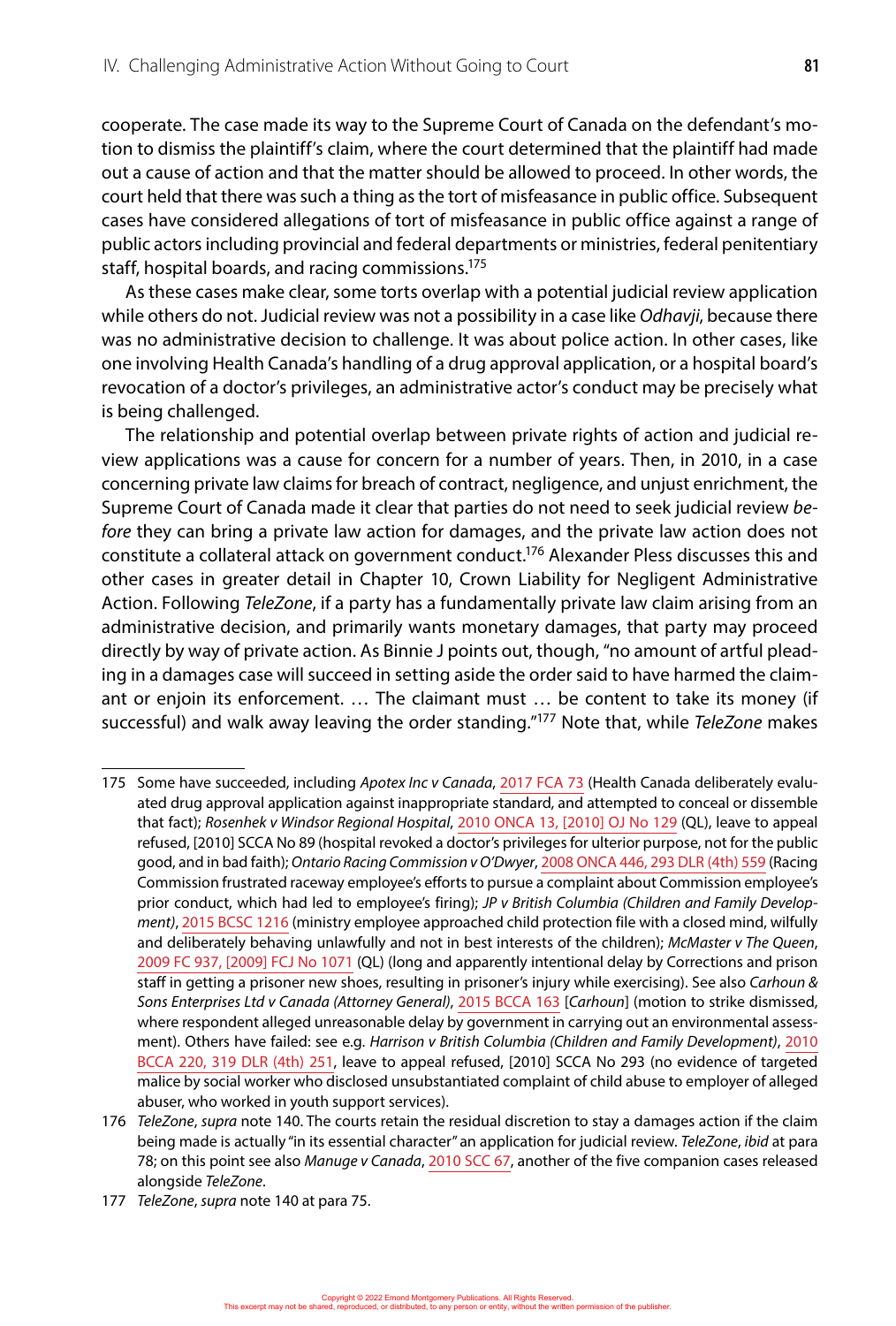cooperate. The case made its way to the Supreme Court of Canada on the defendant's motion to dismiss the plaintiff's claim, where the court determined that the plaintiff had made out a cause of action and that the matter should be allowed to proceed. In other words, the court held that there was such a thing as the tort of misfeasance in public office. Subsequent cases have considered allegations of tort of misfeasance in public office against a range of public actors including provincial and federal departments or ministries, federal penitentiary staff, hospital boards, and racing commissions.[175]

As these cases make clear, some torts overlap with a potential judicial review application while others do not. Judicial review was not a possibility in a case like *Odhavji*, because there was no administrative decision to challenge. It was about police action. In other cases, like one involving Health Canada's handling of a drug approval application, or a hospital board's revocation of a doctor's privileges, an administrative actor's conduct may be precisely what is being challenged.

The relationship and potential overlap between private rights of action and judicial review applications was a cause for concern for a number of years. Then, in 2010, in a case concerning private law claims for breach of contract, negligence, and unjust enrichment, the Supreme Court of Canada made it clear that parties do not need to seek judicial review *before* they can bring a private law action for damages, and the private law action does not constitute a collateral attack on government conduct.[176] Alexander Pless discusses this and other cases in greater detail in Chapter 10, Crown Liability for Negligent Administrative Action. Following *TeleZone*, if a party has a fundamentally private law claim arising from an administrative decision, and primarily wants monetary damages, that party may proceed directly by way of private action. As Binnie J points out, though, "no amount of artful pleading in a damages case will succeed in setting aside the order said to have harmed the claimant or enjoin its enforcement. … The claimant must … be content to take its money (if successful) and walk away leaving the order standing."[177] Note that, while *TeleZone* makes

---

175 Some have succeeded, including *Apotex Inc v Canada*, 2017 FCA 73 (Health Canada deliberately evaluated drug approval application against inappropriate standard, and attempted to conceal or dissemble that fact); *Rosenhek v Windsor Regional Hospital*, 2010 ONCA 13, [2010] OJ No 129 (QL), leave to appeal refused, [2010] SCCA No 89 (hospital revoked a doctor's privileges for ulterior purpose, not for the public good, and in bad faith); *Ontario Racing Commission v O'Dwyer*, 2008 ONCA 446, 293 DLR (4th) 559 (Racing Commission frustrated raceway employee's efforts to pursue a complaint about Commission employee's prior conduct, which had led to employee's firing); *JP v British Columbia (Children and Family Development)*, 2015 BCSC 1216 (ministry employee approached child protection file with a closed mind, wilfully and deliberately behaving unlawfully and not in best interests of the children); *McMaster v The Queen*, 2009 FC 937, [2009] FCJ No 1071 (QL) (long and apparently intentional delay by Corrections and prison staff in getting a prisoner new shoes, resulting in prisoner's injury while exercising). See also *Carhoun & Sons Enterprises Ltd v Canada (Attorney General)*, 2015 BCCA 163 [*Carhoun*] (motion to strike dismissed, where respondent alleged unreasonable delay by government in carrying out an environmental assessment). Others have failed: see e.g. *Harrison v British Columbia (Children and Family Development)*, 2010 BCCA 220, 319 DLR (4th) 251, leave to appeal refused, [2010] SCCA No 293 (no evidence of targeted malice by social worker who disclosed unsubstantiated complaint of child abuse to employer of alleged abuser, who worked in youth support services).

176 *TeleZone*, *supra* note 140. The courts retain the residual discretion to stay a damages action if the claim being made is actually "in its essential character" an application for judicial review. *TeleZone*, *ibid* at para 78; on this point see also *Manuge v Canada*, 2010 SCC 67, another of the five companion cases released alongside *TeleZone*.

177 *TeleZone*, *supra* note 140 at para 75.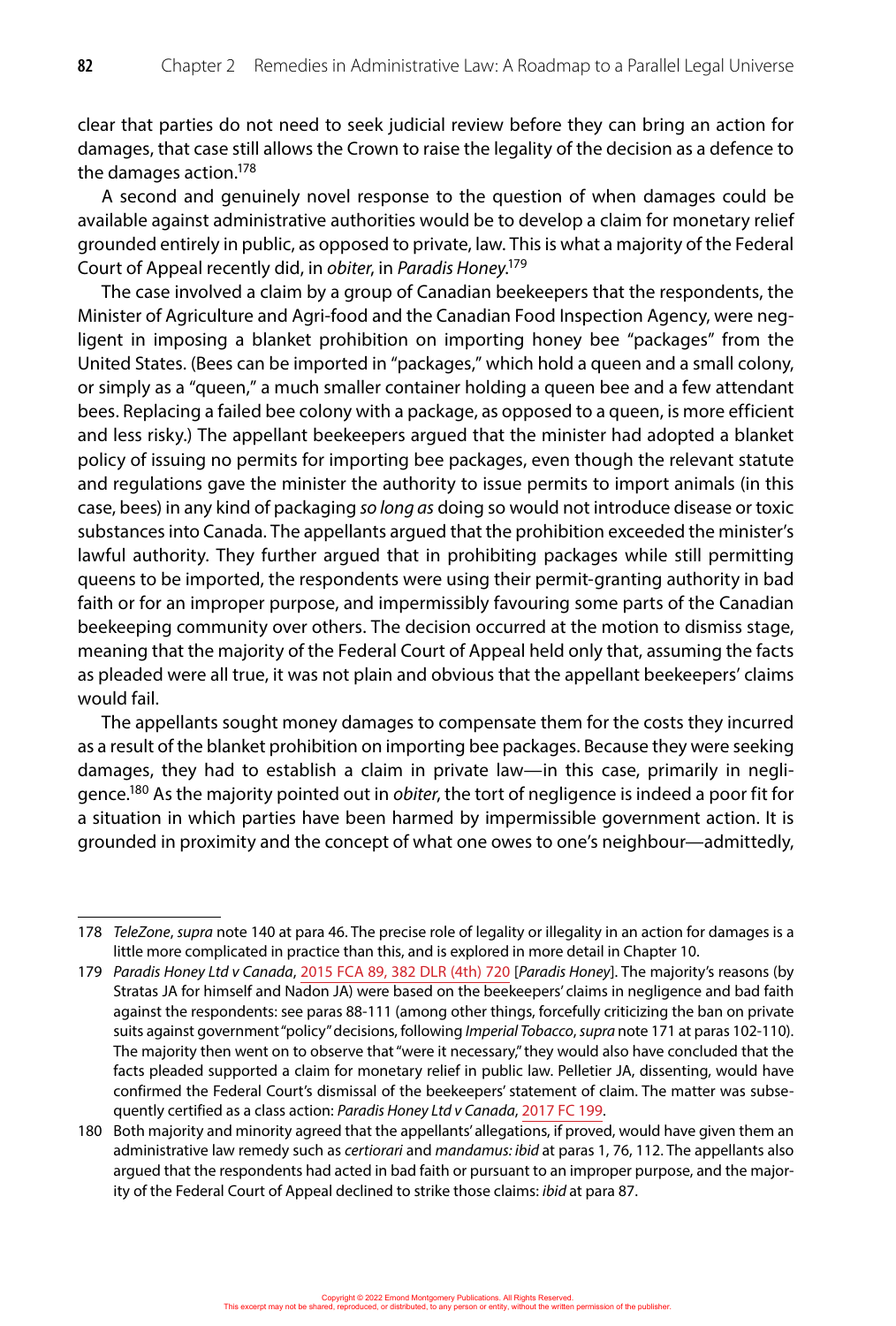clear that parties do not need to seek judicial review before they can bring an action for damages, that case still allows the Crown to raise the legality of the decision as a defence to the damages action.[178]

A second and genuinely novel response to the question of when damages could be available against administrative authorities would be to develop a claim for monetary relief grounded entirely in public, as opposed to private, law. This is what a majority of the Federal Court of Appeal recently did, in *obiter*, in *Paradis Honey*.[179]

The case involved a claim by a group of Canadian beekeepers that the respondents, the Minister of Agriculture and Agri-food and the Canadian Food Inspection Agency, were negligent in imposing a blanket prohibition on importing honey bee "packages" from the United States. (Bees can be imported in "packages," which hold a queen and a small colony, or simply as a "queen," a much smaller container holding a queen bee and a few attendant bees. Replacing a failed bee colony with a package, as opposed to a queen, is more efficient and less risky.) The appellant beekeepers argued that the minister had adopted a blanket policy of issuing no permits for importing bee packages, even though the relevant statute and regulations gave the minister the authority to issue permits to import animals (in this case, bees) in any kind of packaging *so long as* doing so would not introduce disease or toxic substances into Canada. The appellants argued that the prohibition exceeded the minister's lawful authority. They further argued that in prohibiting packages while still permitting queens to be imported, the respondents were using their permit-granting authority in bad faith or for an improper purpose, and impermissibly favouring some parts of the Canadian beekeeping community over others. The decision occurred at the motion to dismiss stage, meaning that the majority of the Federal Court of Appeal held only that, assuming the facts as pleaded were all true, it was not plain and obvious that the appellant beekeepers' claims would fail.

The appellants sought money damages to compensate them for the costs they incurred as a result of the blanket prohibition on importing bee packages. Because they were seeking damages, they had to establish a claim in private law—in this case, primarily in negligence.[180] As the majority pointed out in *obiter*, the tort of negligence is indeed a poor fit for a situation in which parties have been harmed by impermissible government action. It is grounded in proximity and the concept of what one owes to one's neighbour—admittedly,

---

178 *TeleZone*, *supra* note 140 at para 46. The precise role of legality or illegality in an action for damages is a little more complicated in practice than this, and is explored in more detail in Chapter 10.

179 *Paradis Honey Ltd v Canada*, 2015 FCA 89, 382 DLR (4th) 720 [*Paradis Honey*]. The majority's reasons (by Stratas JA for himself and Nadon JA) were based on the beekeepers' claims in negligence and bad faith against the respondents: see paras 88-111 (among other things, forcefully criticizing the ban on private suits against government "policy" decisions, following *Imperial Tobacco*, *supra* note 171 at paras 102-110). The majority then went on to observe that "were it necessary," they would also have concluded that the facts pleaded supported a claim for monetary relief in public law. Pelletier JA, dissenting, would have confirmed the Federal Court's dismissal of the beekeepers' statement of claim. The matter was subsequently certified as a class action: *Paradis Honey Ltd v Canada*, 2017 FC 199.

180 Both majority and minority agreed that the appellants' allegations, if proved, would have given them an administrative law remedy such as *certiorari* and *mandamus*: *ibid* at paras 1, 76, 112. The appellants also argued that the respondents had acted in bad faith or pursuant to an improper purpose, and the majority of the Federal Court of Appeal declined to strike those claims: *ibid* at para 87.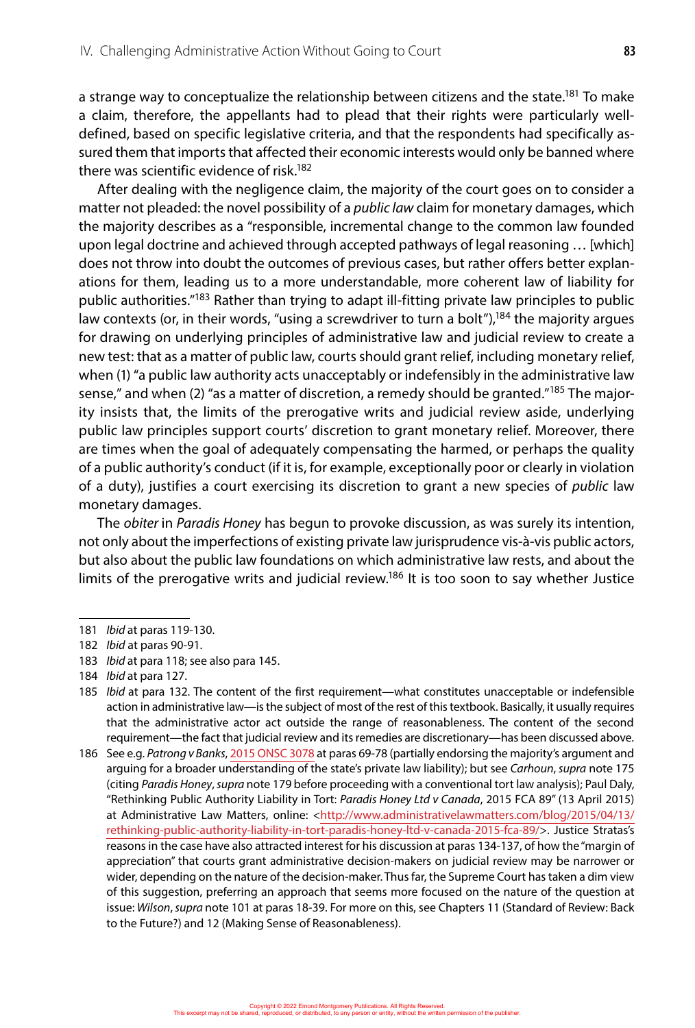a strange way to conceptualize the relationship between citizens and the state.[181] To make a claim, therefore, the appellants had to plead that their rights were particularly well-defined, based on specific legislative criteria, and that the respondents had specifically assured them that imports that affected their economic interests would only be banned where there was scientific evidence of risk.[182]

After dealing with the negligence claim, the majority of the court goes on to consider a matter not pleaded: the novel possibility of a *public law* claim for monetary damages, which the majority describes as a "responsible, incremental change to the common law founded upon legal doctrine and achieved through accepted pathways of legal reasoning … [which] does not throw into doubt the outcomes of previous cases, but rather offers better explanations for them, leading us to a more understandable, more coherent law of liability for public authorities."[183] Rather than trying to adapt ill-fitting private law principles to public law contexts (or, in their words, "using a screwdriver to turn a bolt"),[184] the majority argues for drawing on underlying principles of administrative law and judicial review to create a new test: that as a matter of public law, courts should grant relief, including monetary relief, when (1) "a public law authority acts unacceptably or indefensibly in the administrative law sense," and when (2) "as a matter of discretion, a remedy should be granted."[185] The majority insists that, the limits of the prerogative writs and judicial review aside, underlying public law principles support courts' discretion to grant monetary relief. Moreover, there are times when the goal of adequately compensating the harmed, or perhaps the quality of a public authority's conduct (if it is, for example, exceptionally poor or clearly in violation of a duty), justifies a court exercising its discretion to grant a new species of *public* law monetary damages.

The *obiter* in *Paradis Honey* has begun to provoke discussion, as was surely its intention, not only about the imperfections of existing private law jurisprudence vis-à-vis public actors, but also about the public law foundations on which administrative law rests, and about the limits of the prerogative writs and judicial review.[186] It is too soon to say whether Justice

---

181 *Ibid* at paras 119-130.

182 *Ibid* at paras 90-91.

183 *Ibid* at para 118; see also para 145.

184 *Ibid* at para 127.

185 *Ibid* at para 132. The content of the first requirement—what constitutes unacceptable or indefensible action in administrative law—is the subject of most of the rest of this textbook. Basically, it usually requires that the administrative actor act outside the range of reasonableness. The content of the second requirement—the fact that judicial review and its remedies are discretionary—has been discussed above.

186 See e.g. *Patrong v Banks*, 2015 ONSC 3078 at paras 69-78 (partially endorsing the majority's argument and arguing for a broader understanding of the state's private law liability); but see *Carhoun*, *supra* note 175 (citing *Paradis Honey*, *supra* note 179 before proceeding with a conventional tort law analysis); Paul Daly, "Rethinking Public Authority Liability in Tort: *Paradis Honey Ltd v Canada*, 2015 FCA 89" (13 April 2015) at Administrative Law Matters, online: <http://www.administrativelawmatters.com/blog/2015/04/13/rethinking-public-authority-liability-in-tort-paradis-honey-ltd-v-canada-2015-fca-89/>. Justice Stratas's reasons in the case have also attracted interest for his discussion at paras 134-137, of how the "margin of appreciation" that courts grant administrative decision-makers on judicial review may be narrower or wider, depending on the nature of the decision-maker. Thus far, the Supreme Court has taken a dim view of this suggestion, preferring an approach that seems more focused on the nature of the question at issue: *Wilson*, *supra* note 101 at paras 18-39. For more on this, see Chapters 11 (Standard of Review: Back to the Future?) and 12 (Making Sense of Reasonableness).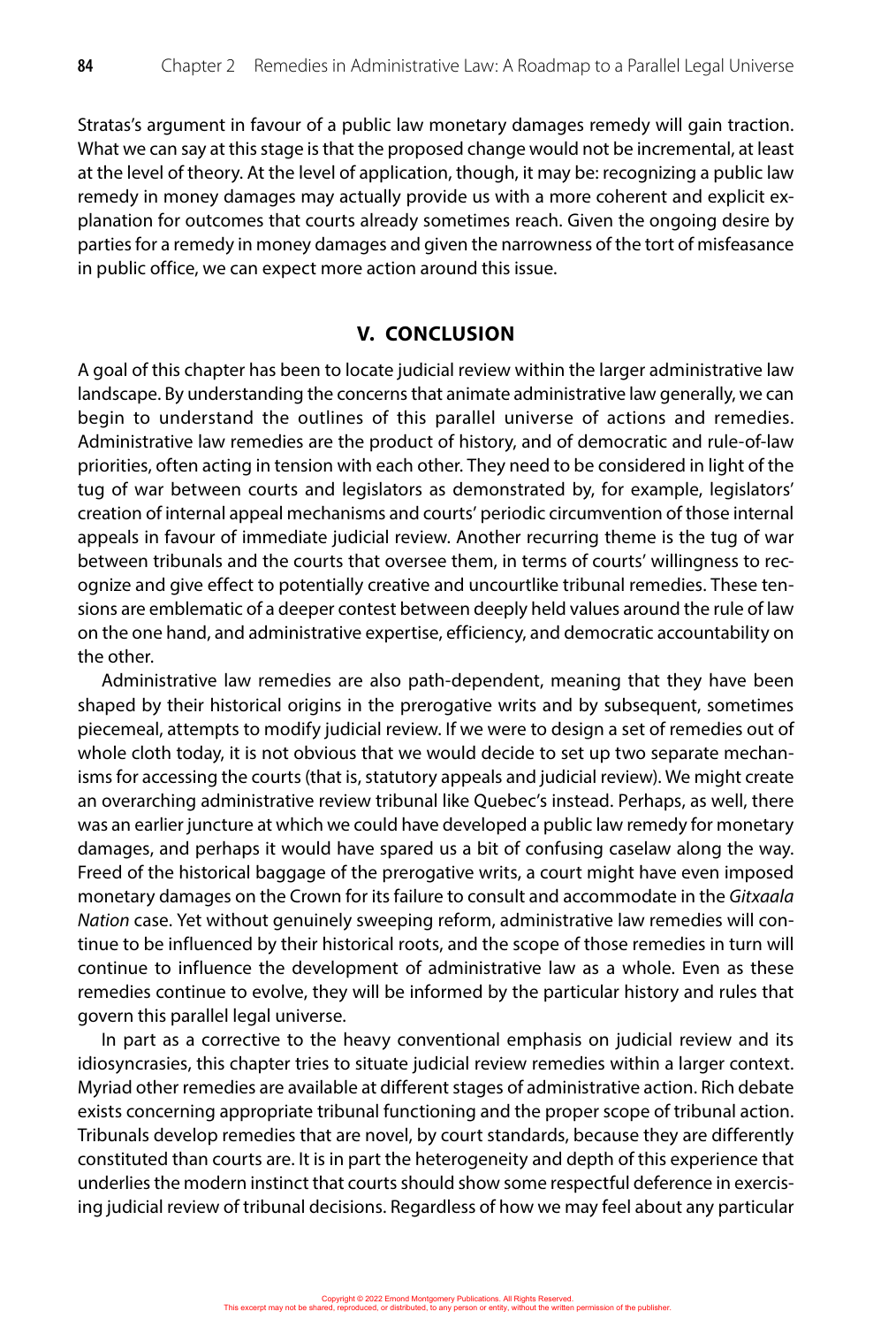Stratas's argument in favour of a public law monetary damages remedy will gain traction. What we can say at this stage is that the proposed change would not be incremental, at least at the level of theory. At the level of application, though, it may be: recognizing a public law remedy in money damages may actually provide us with a more coherent and explicit explanation for outcomes that courts already sometimes reach. Given the ongoing desire by parties for a remedy in money damages and given the narrowness of the tort of misfeasance in public office, we can expect more action around this issue.

## V. CONCLUSION

A goal of this chapter has been to locate judicial review within the larger administrative law landscape. By understanding the concerns that animate administrative law generally, we can begin to understand the outlines of this parallel universe of actions and remedies. Administrative law remedies are the product of history, and of democratic and rule-of-law priorities, often acting in tension with each other. They need to be considered in light of the tug of war between courts and legislators as demonstrated by, for example, legislators' creation of internal appeal mechanisms and courts' periodic circumvention of those internal appeals in favour of immediate judicial review. Another recurring theme is the tug of war between tribunals and the courts that oversee them, in terms of courts' willingness to recognize and give effect to potentially creative and uncourtlike tribunal remedies. These tensions are emblematic of a deeper contest between deeply held values around the rule of law on the one hand, and administrative expertise, efficiency, and democratic accountability on the other.

Administrative law remedies are also path-dependent, meaning that they have been shaped by their historical origins in the prerogative writs and by subsequent, sometimes piecemeal, attempts to modify judicial review. If we were to design a set of remedies out of whole cloth today, it is not obvious that we would decide to set up two separate mechanisms for accessing the courts (that is, statutory appeals and judicial review). We might create an overarching administrative review tribunal like Quebec's instead. Perhaps, as well, there was an earlier juncture at which we could have developed a public law remedy for monetary damages, and perhaps it would have spared us a bit of confusing caselaw along the way. Freed of the historical baggage of the prerogative writs, a court might have even imposed monetary damages on the Crown for its failure to consult and accommodate in the *Gitxaala Nation* case. Yet without genuinely sweeping reform, administrative law remedies will continue to be influenced by their historical roots, and the scope of those remedies in turn will continue to influence the development of administrative law as a whole. Even as these remedies continue to evolve, they will be informed by the particular history and rules that govern this parallel legal universe.

In part as a corrective to the heavy conventional emphasis on judicial review and its idiosyncrasies, this chapter tries to situate judicial review remedies within a larger context. Myriad other remedies are available at different stages of administrative action. Rich debate exists concerning appropriate tribunal functioning and the proper scope of tribunal action. Tribunals develop remedies that are novel, by court standards, because they are differently constituted than courts are. It is in part the heterogeneity and depth of this experience that underlies the modern instinct that courts should show some respectful deference in exercising judicial review of tribunal decisions. Regardless of how we may feel about any particular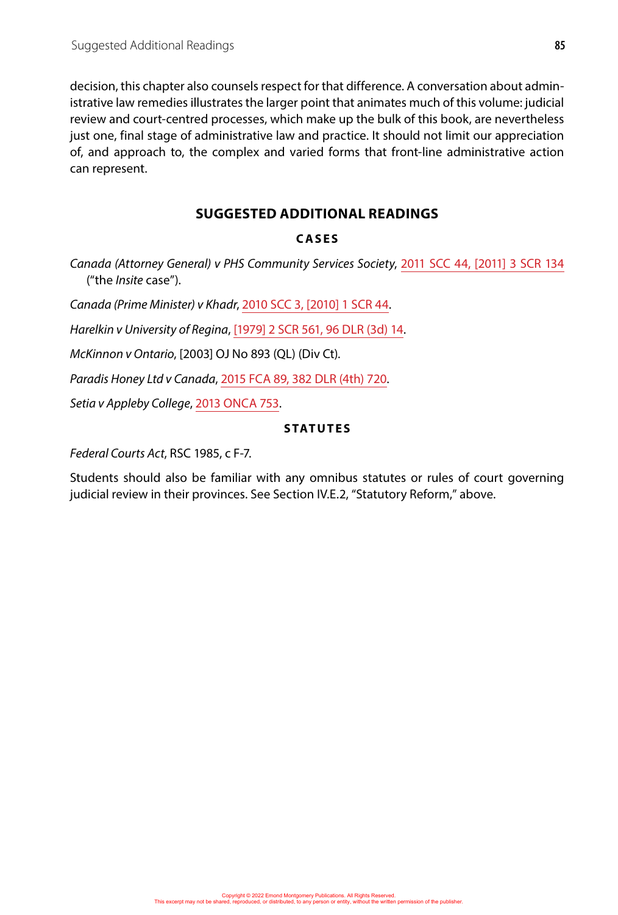decision, this chapter also counsels respect for that difference. A conversation about administrative law remedies illustrates the larger point that animates much of this volume: judicial review and court-centred processes, which make up the bulk of this book, are nevertheless just one, final stage of administrative law and practice. It should not limit our appreciation of, and approach to, the complex and varied forms that front-line administrative action can represent.

## SUGGESTED ADDITIONAL READINGS

### CASES

*Canada (Attorney General) v PHS Community Services Society*, 2011 SCC 44, [2011] 3 SCR 134 ("the *Insite* case").

*Canada (Prime Minister) v Khadr*, 2010 SCC 3, [2010] 1 SCR 44.

*Harelkin v University of Regina*, [1979] 2 SCR 561, 96 DLR (3d) 14.

*McKinnon v Ontario*, [2003] OJ No 893 (QL) (Div Ct).

*Paradis Honey Ltd v Canada*, 2015 FCA 89, 382 DLR (4th) 720.

*Setia v Appleby College*, 2013 ONCA 753.

### STATUTES

*Federal Courts Act*, RSC 1985, c F-7.

Students should also be familiar with any omnibus statutes or rules of court governing judicial review in their provinces. See Section IV.E.2, "Statutory Reform," above.